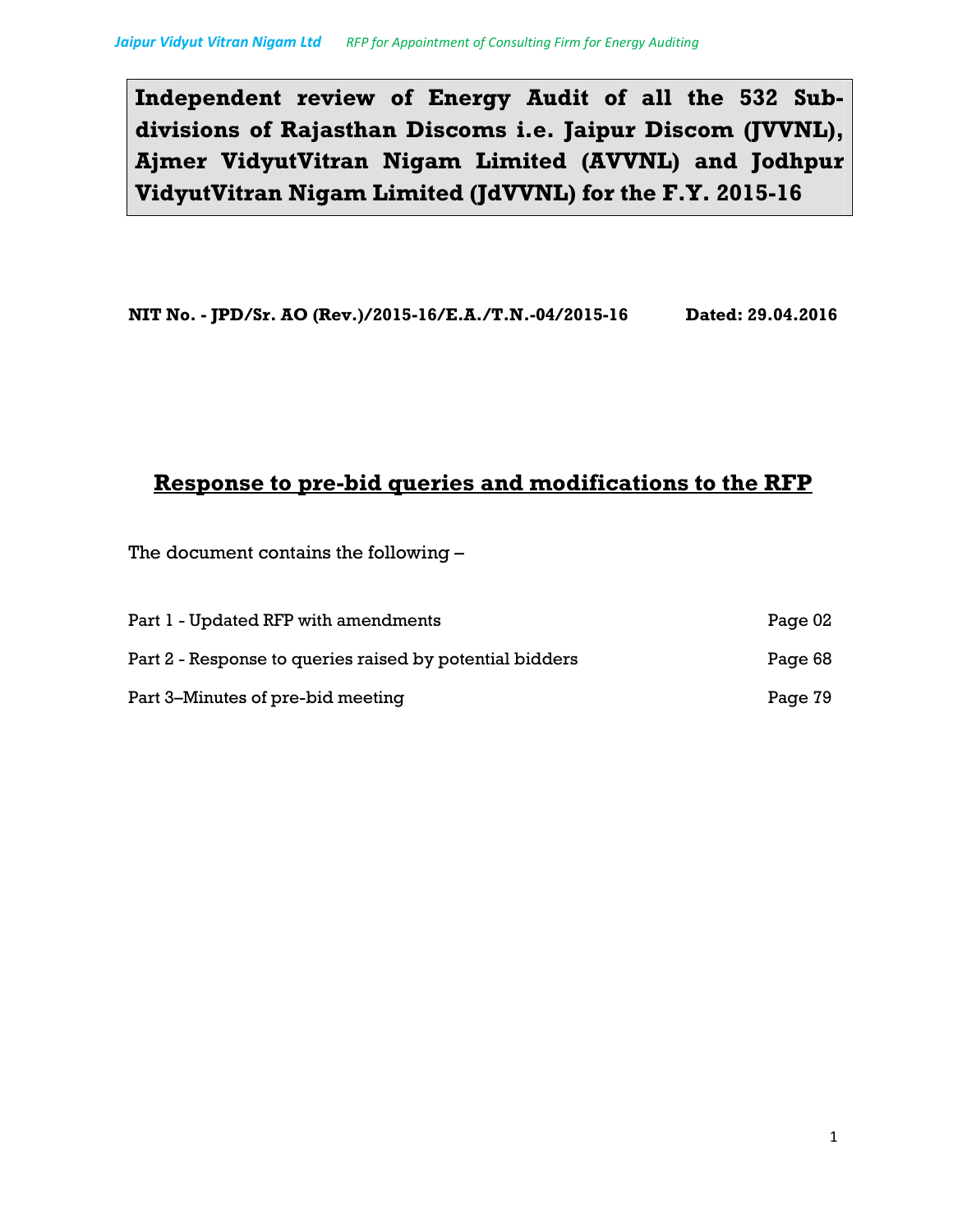# Independent review of Energy Audit of all the 532 Sub-divisions of Rajasthan Discoms i.e. Jaipur Discom (JVVNL), Ajmer VidyutVitran Nigam Limited (AVVNL) and Jodhpur VidyutVitran Nigam Limited (JdVVNL) for the F.Y. 2015-16

**NIT No. - JPD/Sr. AO (Rev.)/2015-16/E.A./T.N.-04/2015-16 Dated: 29.04.2016**

## Response to pre-bid queries and modifications to the RFP

The document contains the following –

| | |
|---|---|
| Part 1 - Updated RFP with amendments | Page 02 |
| Part 2 - Response to queries raised by potential bidders | Page 68 |
| Part 3–Minutes of pre-bid meeting | Page 79 |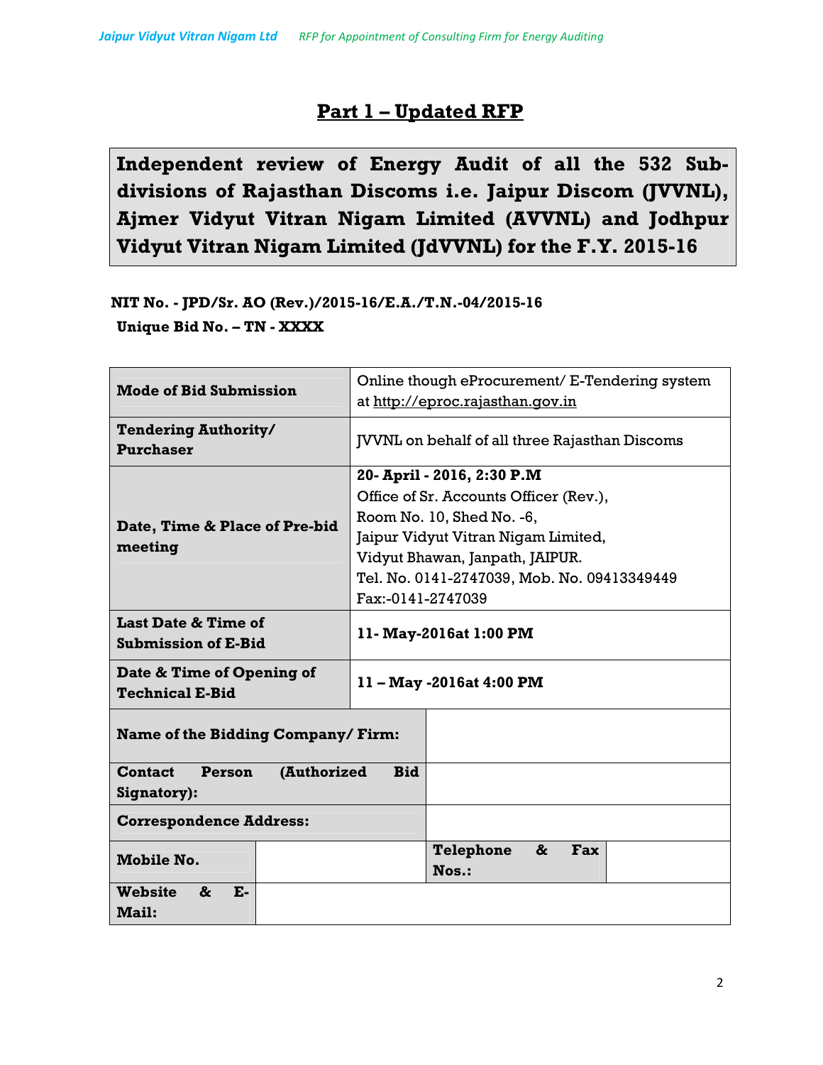# Part 1 – Updated RFP

**Independent review of Energy Audit of all the 532 Sub-divisions of Rajasthan Discoms i.e. Jaipur Discom (JVVNL), Ajmer Vidyut Vitran Nigam Limited (AVVNL) and Jodhpur Vidyut Vitran Nigam Limited (JdVVNL) for the F.Y. 2015-16**

**NIT No. - JPD/Sr. AO (Rev.)/2015-16/E.A./T.N.-04/2015-16**

**Unique Bid No. – TN - XXXX**

| | |
|---|---|
| **Mode of Bid Submission** | Online though eProcurement/ E-Tendering system at http://eproc.rajasthan.gov.in |
| **Tendering Authority/ Purchaser** | JVVNL on behalf of all three Rajasthan Discoms |
| **Date, Time & Place of Pre-bid meeting** | **20- April - 2016, 2:30 P.M**<br>Office of Sr. Accounts Officer (Rev.),<br>Room No. 10, Shed No. -6,<br>Jaipur Vidyut Vitran Nigam Limited,<br>Vidyut Bhawan, Janpath, JAIPUR.<br>Tel. No. 0141-2747039, Mob. No. 09413349449<br>Fax:-0141-2747039 |
| **Last Date & Time of Submission of E-Bid** | **11- May-2016at 1:00 PM** |
| **Date & Time of Opening of Technical E-Bid** | **11 – May -2016at 4:00 PM** |

| | | | |
|---|---|---|---|
| **Name of the Bidding Company/ Firm:** | | | |
| **Contact Person (Authorized Bid Signatory):** | | | |
| **Correspondence Address:** | | | |
| **Mobile No.** | | **Telephone & Fax Nos.:** | |
| **Website & E-Mail:** | | | |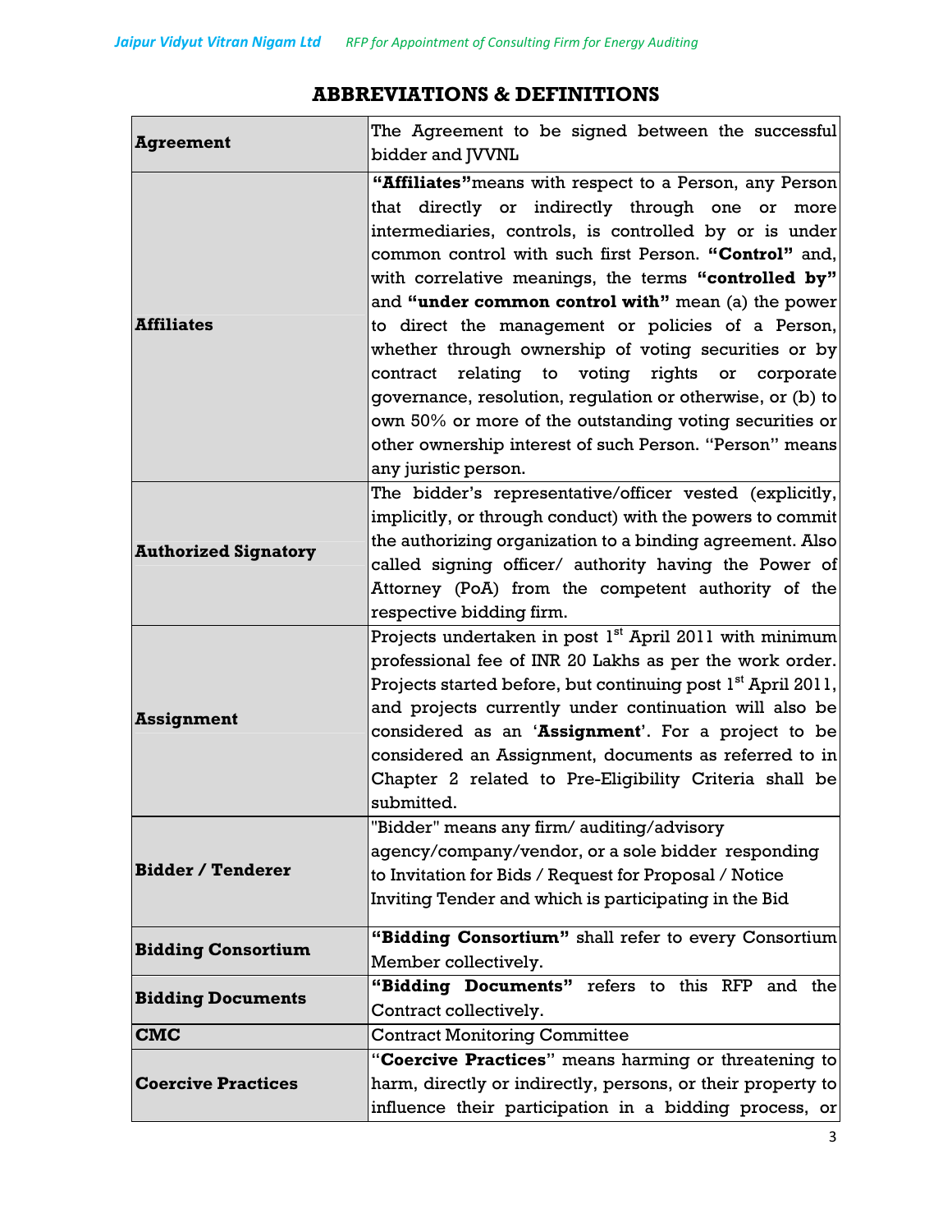## ABBREVIATIONS & DEFINITIONS

| | |
|---|---|
| **Agreement** | The Agreement to be signed between the successful bidder and JVVNL |
| **Affiliates** | **"Affiliates"** means with respect to a Person, any Person that directly or indirectly through one or more intermediaries, controls, is controlled by or is under common control with such first Person. **"Control"** and, with correlative meanings, the terms **"controlled by"** and **"under common control with"** mean (a) the power to direct the management or policies of a Person, whether through ownership of voting securities or by contract relating to voting rights or corporate governance, resolution, regulation or otherwise, or (b) to own 50% or more of the outstanding voting securities or other ownership interest of such Person. "Person" means any juristic person. |
| **Authorized Signatory** | The bidder's representative/officer vested (explicitly, implicitly, or through conduct) with the powers to commit the authorizing organization to a binding agreement. Also called signing officer/ authority having the Power of Attorney (PoA) from the competent authority of the respective bidding firm. |
| **Assignment** | Projects undertaken in post 1st April 2011 with minimum professional fee of INR 20 Lakhs as per the work order. Projects started before, but continuing post 1st April 2011, and projects currently under continuation will also be considered as an '**Assignment**'. For a project to be considered an Assignment, documents as referred to in Chapter 2 related to Pre-Eligibility Criteria shall be submitted. |
| **Bidder / Tenderer** | "Bidder" means any firm/ auditing/advisory agency/company/vendor, or a sole bidder responding to Invitation for Bids / Request for Proposal / Notice Inviting Tender and which is participating in the Bid |
| **Bidding Consortium** | **"Bidding Consortium"** shall refer to every Consortium Member collectively. |
| **Bidding Documents** | **"Bidding Documents"** refers to this RFP and the Contract collectively. |
| **CMC** | Contract Monitoring Committee |
| **Coercive Practices** | "**Coercive Practices**" means harming or threatening to harm, directly or indirectly, persons, or their property to influence their participation in a bidding process, or |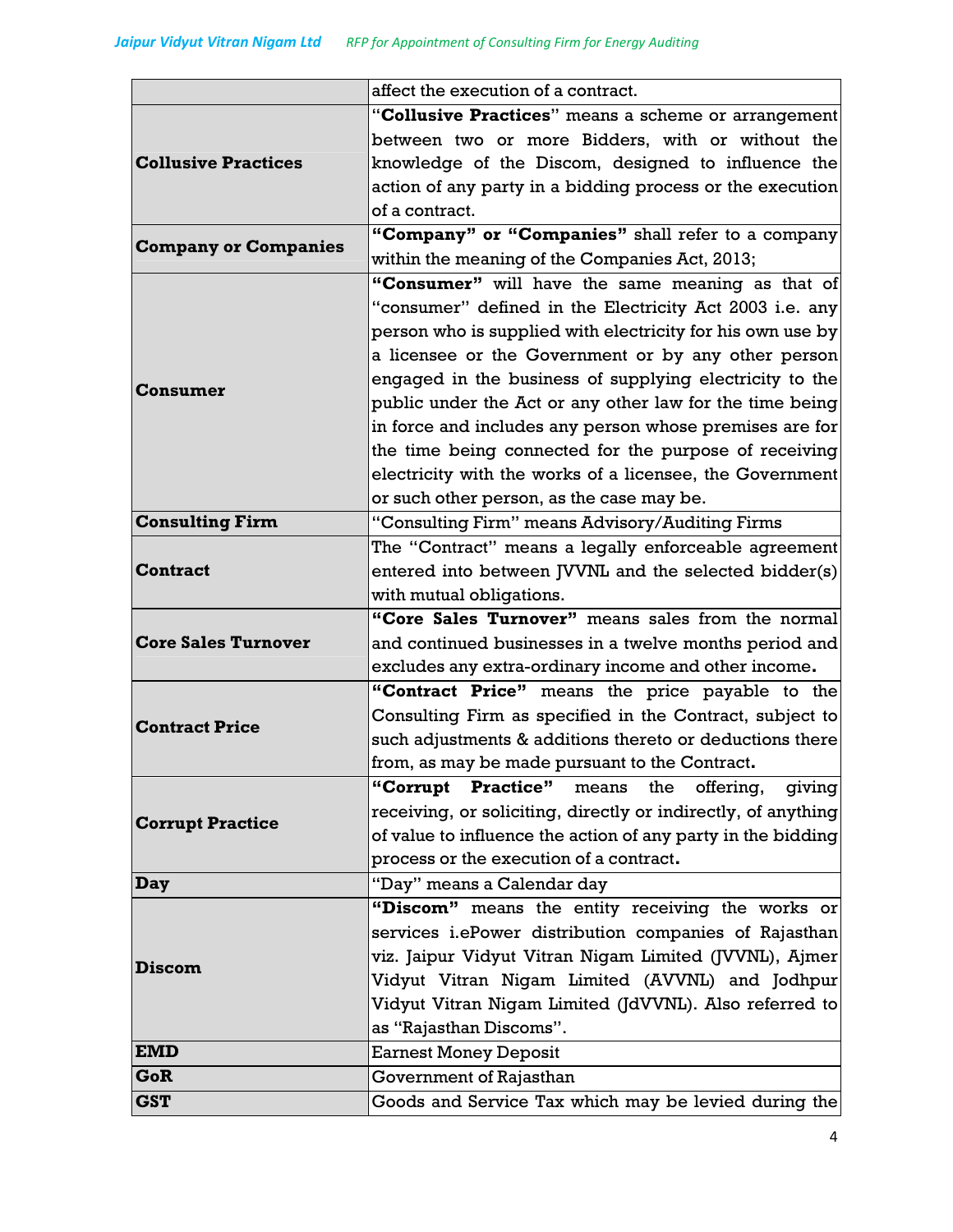| | |
|---|---|
| | affect the execution of a contract. |
| **Collusive Practices** | "**Collusive Practices**" means a scheme or arrangement between two or more Bidders, with or without the knowledge of the Discom, designed to influence the action of any party in a bidding process or the execution of a contract. |
| **Company or Companies** | **"Company" or "Companies"** shall refer to a company within the meaning of the Companies Act, 2013; |
| **Consumer** | **"Consumer"** will have the same meaning as that of "consumer" defined in the Electricity Act 2003 i.e. any person who is supplied with electricity for his own use by a licensee or the Government or by any other person engaged in the business of supplying electricity to the public under the Act or any other law for the time being in force and includes any person whose premises are for the time being connected for the purpose of receiving electricity with the works of a licensee, the Government or such other person, as the case may be. |
| **Consulting Firm** | "Consulting Firm" means Advisory/Auditing Firms |
| **Contract** | The "Contract" means a legally enforceable agreement entered into between JVVNL and the selected bidder(s) with mutual obligations. |
| **Core Sales Turnover** | **"Core Sales Turnover"** means sales from the normal and continued businesses in a twelve months period and excludes any extra-ordinary income and other income**.** |
| **Contract Price** | **"Contract Price"** means the price payable to the Consulting Firm as specified in the Contract, subject to such adjustments & additions thereto or deductions there from, as may be made pursuant to the Contract**.** |
| **Corrupt Practice** | **"Corrupt Practice"** means the offering, giving receiving, or soliciting, directly or indirectly, of anything of value to influence the action of any party in the bidding process or the execution of a contract**.** |
| **Day** | "Day" means a Calendar day |
| **Discom** | **"Discom"** means the entity receiving the works or services i.ePower distribution companies of Rajasthan viz. Jaipur Vidyut Vitran Nigam Limited (JVVNL), Ajmer Vidyut Vitran Nigam Limited (AVVNL) and Jodhpur Vidyut Vitran Nigam Limited (JdVVNL). Also referred to as "Rajasthan Discoms". |
| **EMD** | Earnest Money Deposit |
| **GoR** | Government of Rajasthan |
| **GST** | Goods and Service Tax which may be levied during the |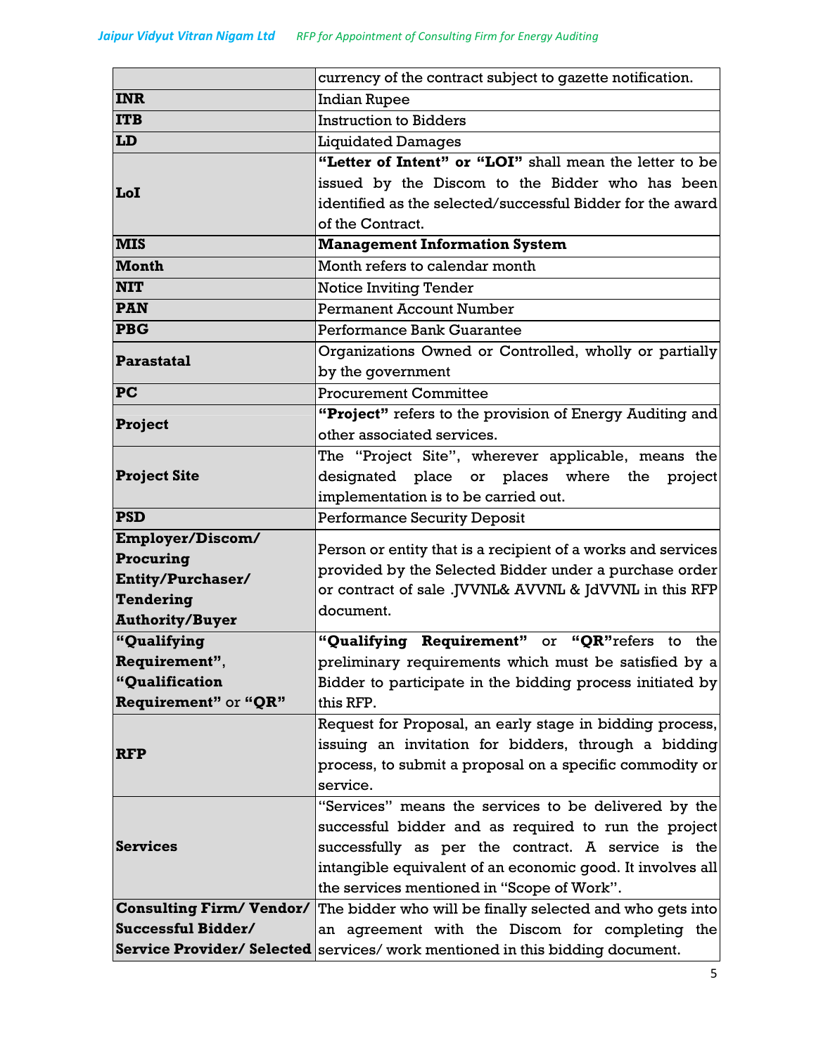| | |
|---|---|
| | currency of the contract subject to gazette notification. |
| **INR** | Indian Rupee |
| **ITB** | Instruction to Bidders |
| **LD** | Liquidated Damages |
| **LoI** | **"Letter of Intent" or "LOI"** shall mean the letter to be issued by the Discom to the Bidder who has been identified as the selected/successful Bidder for the award of the Contract. |
| **MIS** | **Management Information System** |
| **Month** | Month refers to calendar month |
| **NIT** | Notice Inviting Tender |
| **PAN** | Permanent Account Number |
| **PBG** | Performance Bank Guarantee |
| **Parastatal** | Organizations Owned or Controlled, wholly or partially by the government |
| **PC** | Procurement Committee |
| **Project** | **"Project"** refers to the provision of Energy Auditing and other associated services. |
| **Project Site** | The "Project Site", wherever applicable, means the designated place or places where the project implementation is to be carried out. |
| **PSD** | Performance Security Deposit |
| **Employer/Discom/ Procuring Entity/Purchaser/ Tendering Authority/Buyer** | Person or entity that is a recipient of a works and services provided by the Selected Bidder under a purchase order or contract of sale .JVVNL& AVVNL & JdVVNL in this RFP document. |
| **"Qualifying Requirement", "Qualification Requirement"** or **"QR"** | **"Qualifying Requirement"** or **"QR"**refers to the preliminary requirements which must be satisfied by a Bidder to participate in the bidding process initiated by this RFP. |
| **RFP** | Request for Proposal, an early stage in bidding process, issuing an invitation for bidders, through a bidding process, to submit a proposal on a specific commodity or service. |
| **Services** | "Services" means the services to be delivered by the successful bidder and as required to run the project successfully as per the contract. A service is the intangible equivalent of an economic good. It involves all the services mentioned in "Scope of Work". |
| **Consulting Firm/ Vendor/ Successful Bidder/ Service Provider/ Selected** | The bidder who will be finally selected and who gets into an agreement with the Discom for completing the services/ work mentioned in this bidding document. |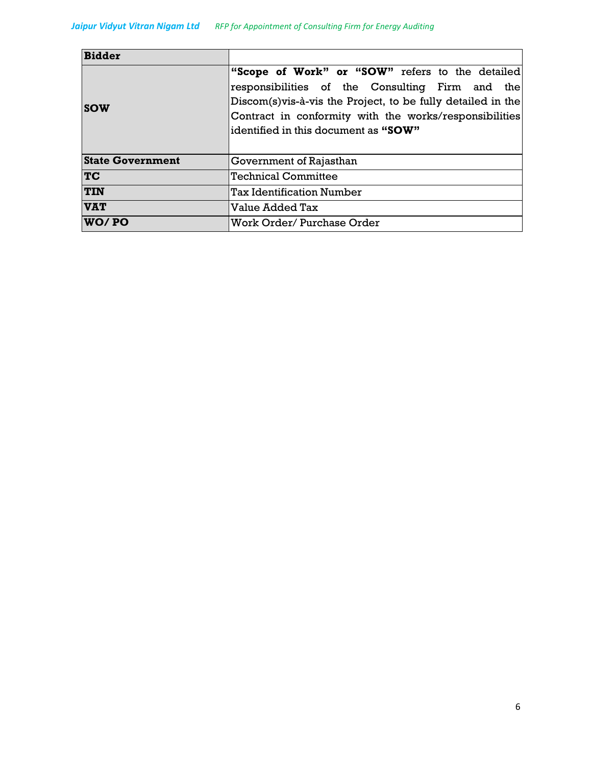| Bidder | |
|---|---|
| SOW | **"Scope of Work" or "SOW"** refers to the detailed responsibilities of the Consulting Firm and the Discom(s)vis-à-vis the Project, to be fully detailed in the Contract in conformity with the works/responsibilities identified in this document as **"SOW"** |
| State Government | Government of Rajasthan |
| TC | Technical Committee |
| TIN | Tax Identification Number |
| VAT | Value Added Tax |
| WO/ PO | Work Order/ Purchase Order |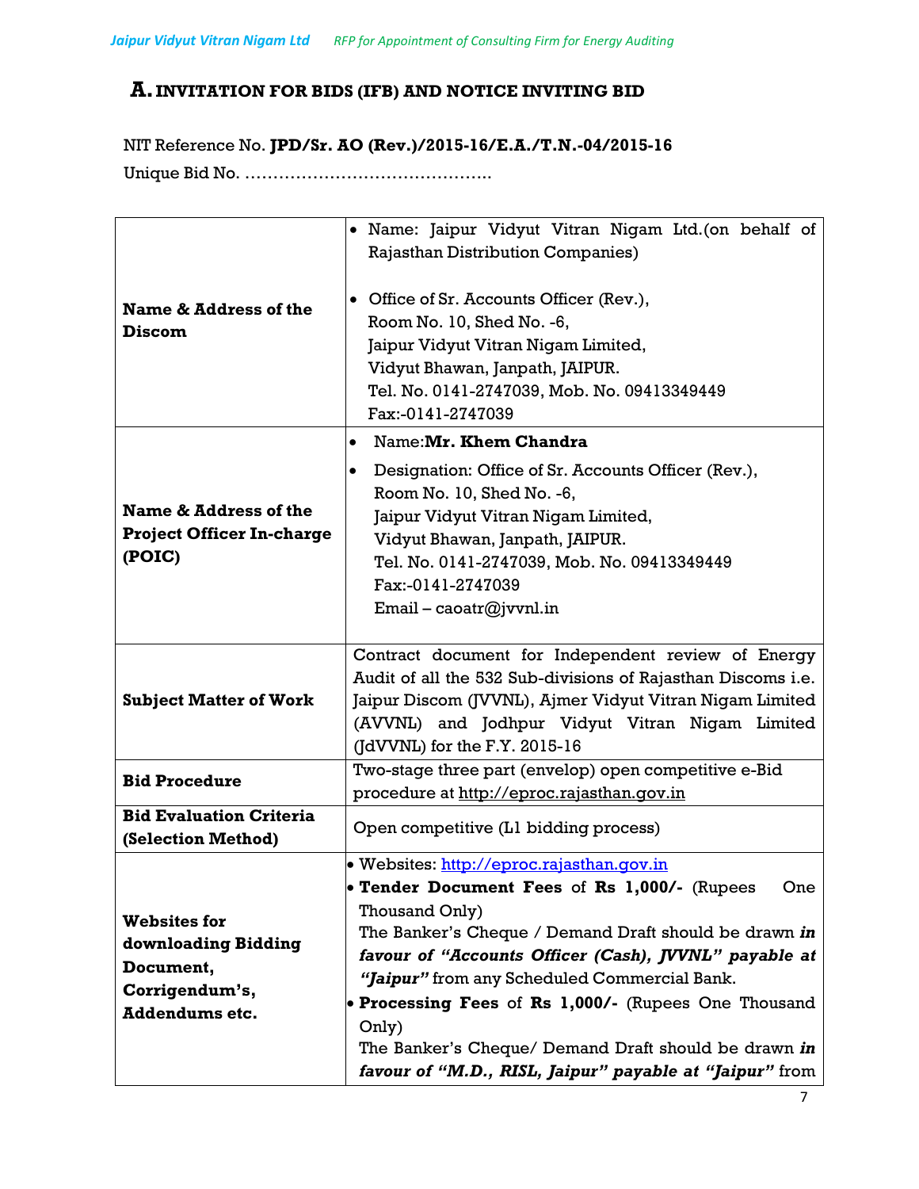## A. INVITATION FOR BIDS (IFB) AND NOTICE INVITING BID

NIT Reference No. **JPD/Sr. AO (Rev.)/2015-16/E.A./T.N.-04/2015-16**

Unique Bid No. ……………………………………..

| | |
|---|---|
| **Name & Address of the Discom** | • Name: Jaipur Vidyut Vitran Nigam Ltd.(on behalf of Rajasthan Distribution Companies)<br><br>• Office of Sr. Accounts Officer (Rev.), Room No. 10, Shed No. -6, Jaipur Vidyut Vitran Nigam Limited, Vidyut Bhawan, Janpath, JAIPUR. Tel. No. 0141-2747039, Mob. No. 09413349449 Fax:-0141-2747039 |
| **Name & Address of the Project Officer In-charge (POIC)** | • Name:**Mr. Khem Chandra**<br>• Designation: Office of Sr. Accounts Officer (Rev.), Room No. 10, Shed No. -6, Jaipur Vidyut Vitran Nigam Limited, Vidyut Bhawan, Janpath, JAIPUR. Tel. No. 0141-2747039, Mob. No. 09413349449 Fax:-0141-2747039 Email – caoatr@jvvnl.in |
| **Subject Matter of Work** | Contract document for Independent review of Energy Audit of all the 532 Sub-divisions of Rajasthan Discoms i.e. Jaipur Discom (JVVNL), Ajmer Vidyut Vitran Nigam Limited (AVVNL) and Jodhpur Vidyut Vitran Nigam Limited (JdVVNL) for the F.Y. 2015-16 |
| **Bid Procedure** | Two-stage three part (envelop) open competitive e-Bid procedure at http://eproc.rajasthan.gov.in |
| **Bid Evaluation Criteria (Selection Method)** | Open competitive (L1 bidding process) |
| **Websites for downloading Bidding Document, Corrigendum's, Addendums etc.** | • Websites: http://eproc.rajasthan.gov.in<br>• **Tender Document Fees** of **Rs 1,000/-** (Rupees One Thousand Only)<br>The Banker's Cheque / Demand Draft should be drawn ***in favour of "Accounts Officer (Cash), JVVNL" payable at "Jaipur"*** from any Scheduled Commercial Bank.<br>• **Processing Fees** of **Rs 1,000/-** (Rupees One Thousand Only)<br>The Banker's Cheque/ Demand Draft should be drawn ***in favour of "M.D., RISL, Jaipur" payable at "Jaipur"*** from |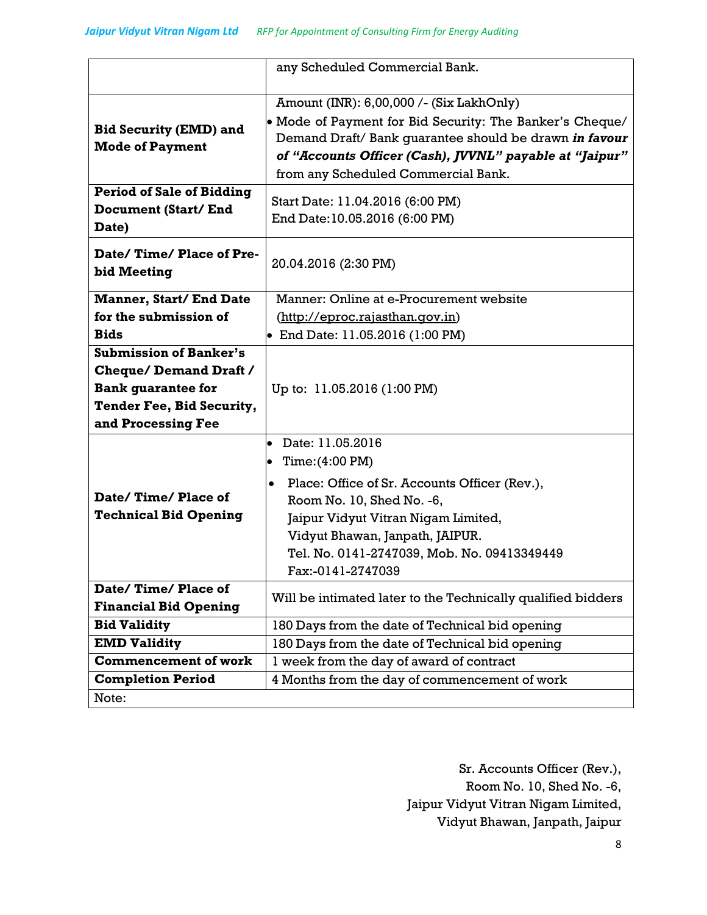| | |
|---|---|
| | any Scheduled Commercial Bank. |
| **Bid Security (EMD) and Mode of Payment** | Amount (INR): 6,00,000 /- (Six LakhOnly)<br>• Mode of Payment for Bid Security: The Banker's Cheque/ Demand Draft/ Bank guarantee should be drawn ***in favour of "Accounts Officer (Cash), JVVNL" payable at "Jaipur"*** from any Scheduled Commercial Bank. |
| **Period of Sale of Bidding Document (Start/ End Date)** | Start Date: 11.04.2016 (6:00 PM)<br>End Date:10.05.2016 (6:00 PM) |
| **Date/ Time/ Place of Pre-bid Meeting** | 20.04.2016 (2:30 PM) |
| **Manner, Start/ End Date for the submission of Bids** | Manner: Online at e-Procurement website (http://eproc.rajasthan.gov.in)<br>• End Date: 11.05.2016 (1:00 PM) |
| **Submission of Banker's Cheque/ Demand Draft / Bank guarantee for Tender Fee, Bid Security, and Processing Fee** | Up to: 11.05.2016 (1:00 PM) |
| **Date/ Time/ Place of Technical Bid Opening** | • Date: 11.05.2016<br>• Time:(4:00 PM)<br>• Place: Office of Sr. Accounts Officer (Rev.), Room No. 10, Shed No. -6, Jaipur Vidyut Vitran Nigam Limited, Vidyut Bhawan, Janpath, JAIPUR. Tel. No. 0141-2747039, Mob. No. 09413349449 Fax:-0141-2747039 |
| **Date/ Time/ Place of Financial Bid Opening** | Will be intimated later to the Technically qualified bidders |
| **Bid Validity** | 180 Days from the date of Technical bid opening |
| **EMD Validity** | 180 Days from the date of Technical bid opening |
| **Commencement of work** | 1 week from the day of award of contract |
| **Completion Period** | 4 Months from the day of commencement of work |
| Note: | |

Sr. Accounts Officer (Rev.),
Room No. 10, Shed No. -6,
Jaipur Vidyut Vitran Nigam Limited,
Vidyut Bhawan, Janpath, Jaipur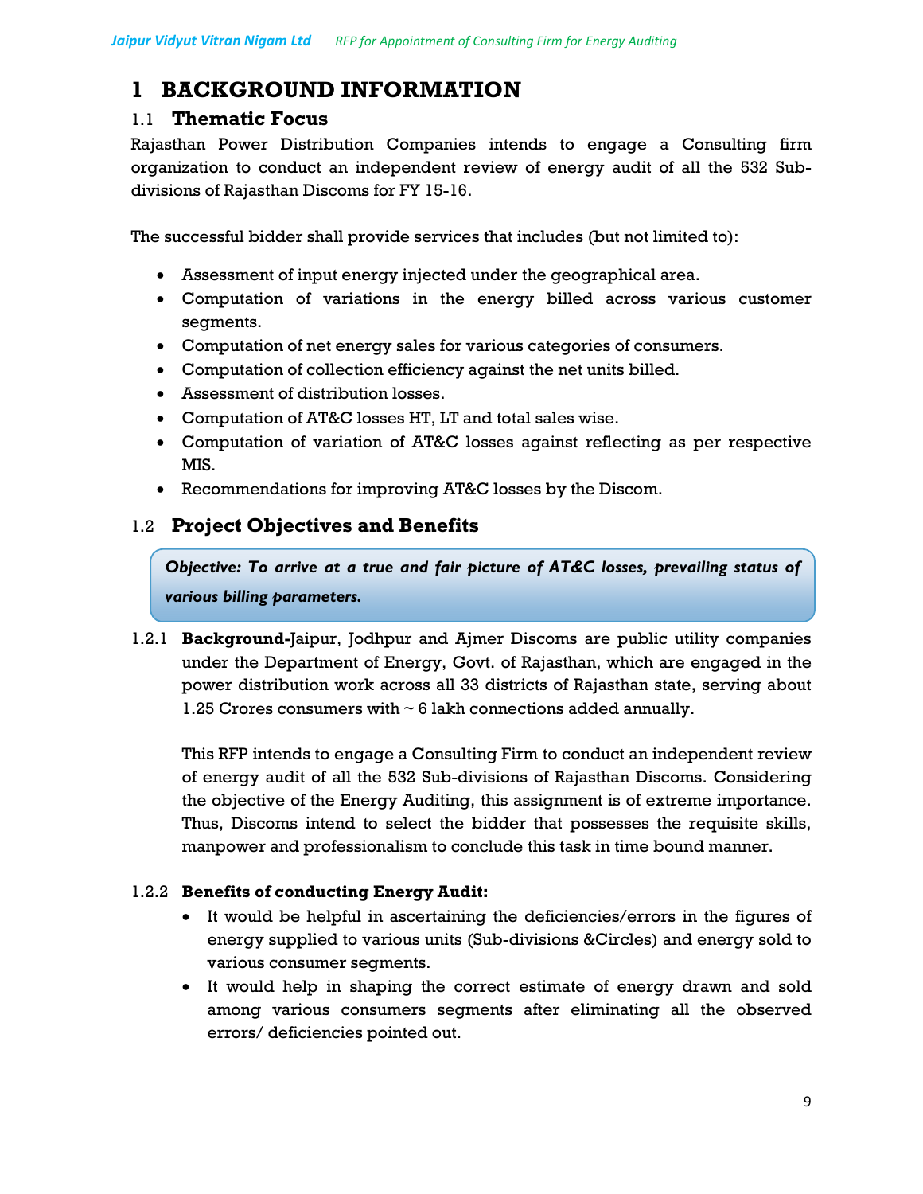# 1 BACKGROUND INFORMATION

## 1.1 Thematic Focus

Rajasthan Power Distribution Companies intends to engage a Consulting firm organization to conduct an independent review of energy audit of all the 532 Sub-divisions of Rajasthan Discoms for FY 15-16.

The successful bidder shall provide services that includes (but not limited to):

- Assessment of input energy injected under the geographical area.
- Computation of variations in the energy billed across various customer segments.
- Computation of net energy sales for various categories of consumers.
- Computation of collection efficiency against the net units billed.
- Assessment of distribution losses.
- Computation of AT&C losses HT, LT and total sales wise.
- Computation of variation of AT&C losses against reflecting as per respective MIS.
- Recommendations for improving AT&C losses by the Discom.

## 1.2 Project Objectives and Benefits

***Objective: To arrive at a true and fair picture of AT&C losses, prevailing status of various billing parameters.***

1.2.1 **Background-**Jaipur, Jodhpur and Ajmer Discoms are public utility companies under the Department of Energy, Govt. of Rajasthan, which are engaged in the power distribution work across all 33 districts of Rajasthan state, serving about 1.25 Crores consumers with ~ 6 lakh connections added annually.

This RFP intends to engage a Consulting Firm to conduct an independent review of energy audit of all the 532 Sub-divisions of Rajasthan Discoms. Considering the objective of the Energy Auditing, this assignment is of extreme importance. Thus, Discoms intend to select the bidder that possesses the requisite skills, manpower and professionalism to conclude this task in time bound manner.

1.2.2 **Benefits of conducting Energy Audit:**

- It would be helpful in ascertaining the deficiencies/errors in the figures of energy supplied to various units (Sub-divisions &Circles) and energy sold to various consumer segments.
- It would help in shaping the correct estimate of energy drawn and sold among various consumers segments after eliminating all the observed errors/ deficiencies pointed out.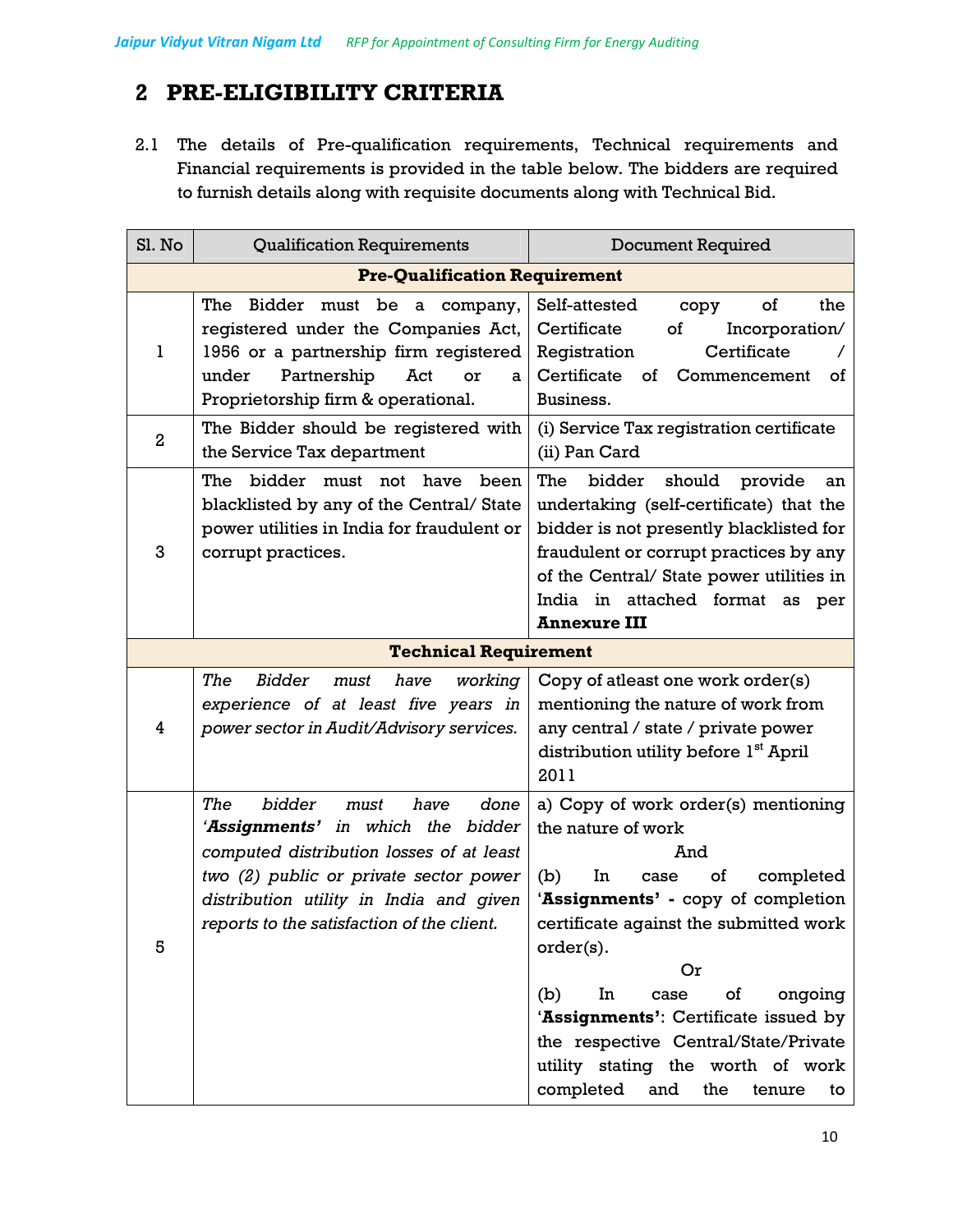# 2 PRE-ELIGIBILITY CRITERIA

2.1 The details of Pre-qualification requirements, Technical requirements and Financial requirements is provided in the table below. The bidders are required to furnish details along with requisite documents along with Technical Bid.

| Sl. No | Qualification Requirements | Document Required |
|---|---|---|
| **Pre-Qualification Requirement** | | |
| 1 | The Bidder must be a company, registered under the Companies Act, 1956 or a partnership firm registered under Partnership Act or a Proprietorship firm & operational. | Self-attested copy of the Certificate of Incorporation/ Registration Certificate / Certificate of Commencement of Business. |
| 2 | The Bidder should be registered with the Service Tax department | (i) Service Tax registration certificate<br>(ii) Pan Card |
| 3 | The bidder must not have been blacklisted by any of the Central/ State power utilities in India for fraudulent or corrupt practices. | The bidder should provide an undertaking (self-certificate) that the bidder is not presently blacklisted for fraudulent or corrupt practices by any of the Central/ State power utilities in India in attached format as per **Annexure III** |
| **Technical Requirement** | | |
| 4 | *The Bidder must have working experience of at least five years in power sector in Audit/Advisory services.* | Copy of atleast one work order(s) mentioning the nature of work from any central / state / private power distribution utility before 1st April 2011 |
| 5 | *The bidder must have done '**Assignments**' in which the bidder computed distribution losses of at least two (2) public or private sector power distribution utility in India and given reports to the satisfaction of the client.* | a) Copy of work order(s) mentioning the nature of work<br>And<br>(b) In case of completed '**Assignments'** - copy of completion certificate against the submitted work order(s).<br>Or<br>(b) In case of ongoing '**Assignments'**: Certificate issued by the respective Central/State/Private utility stating the worth of work completed and the tenure to |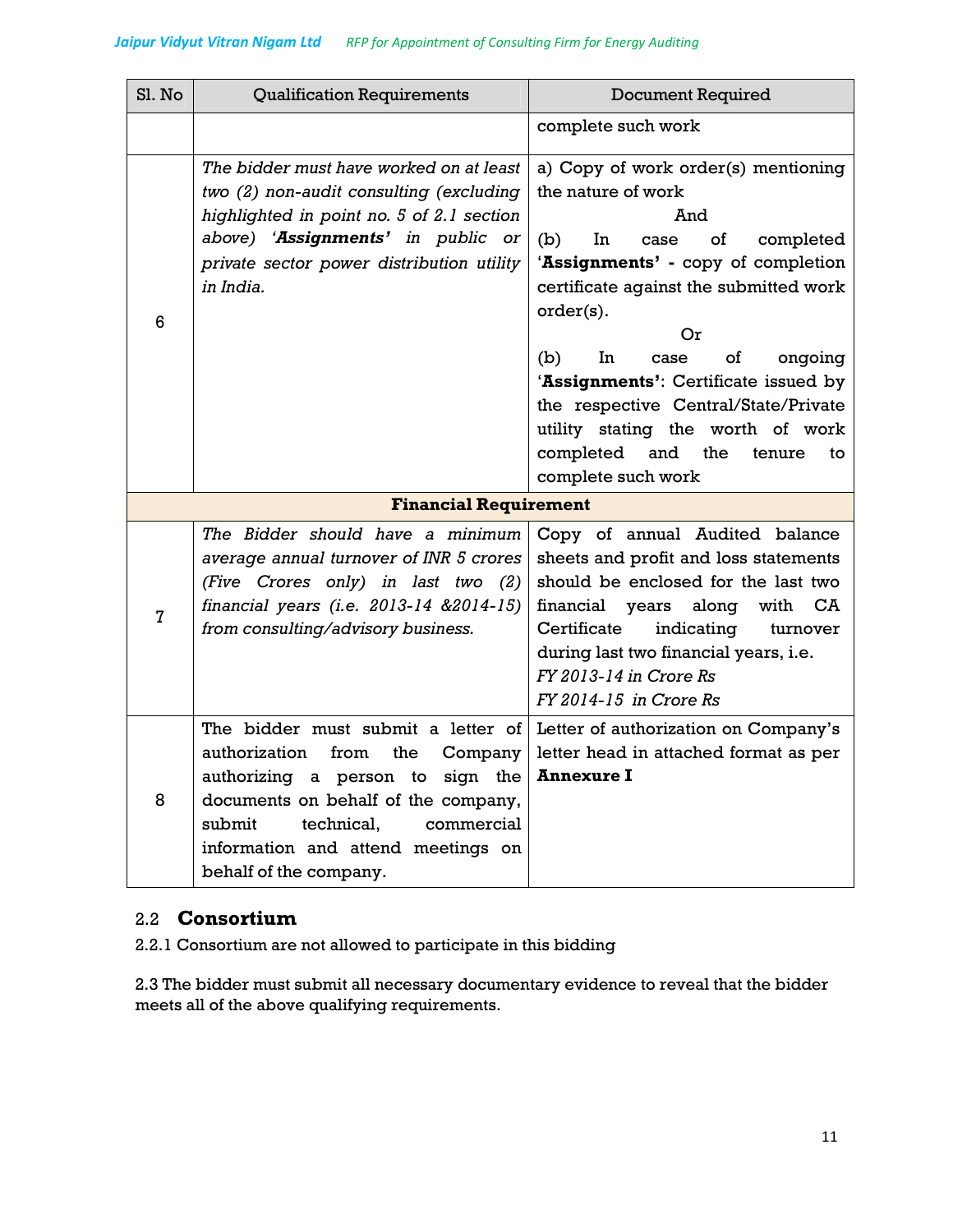| Sl. No | Qualification Requirements | Document Required |
|---|---|---|
| | | complete such work |
| 6 | *The bidder must have worked on at least two (2) non-audit consulting (excluding highlighted in point no. 5 of 2.1 section above) '**Assignments'** in public or private sector power distribution utility in India.* | a) Copy of work order(s) mentioning the nature of work<br>And<br>(b) In case of completed '**Assignments' -** copy of completion certificate against the submitted work order(s).<br>Or<br>(b) In case of ongoing '**Assignments'**: Certificate issued by the respective Central/State/Private utility stating the worth of work completed and the tenure to complete such work |
| **Financial Requirement** | | |
| 7 | *The Bidder should have a minimum average annual turnover of INR 5 crores (Five Crores only) in last two (2) financial years (i.e. 2013-14 &2014-15) from consulting/advisory business.* | Copy of annual Audited balance sheets and profit and loss statements should be enclosed for the last two financial years along with CA Certificate indicating turnover during last two financial years, i.e.<br>*FY 2013-14 in Crore Rs*<br>*FY 2014-15 in Crore Rs* |
| 8 | The bidder must submit a letter of authorization from the Company authorizing a person to sign the documents on behalf of the company, submit technical, commercial information and attend meetings on behalf of the company. | Letter of authorization on Company's letter head in attached format as per **Annexure I** |

## 2.2 Consortium

2.2.1 Consortium are not allowed to participate in this bidding

2.3 The bidder must submit all necessary documentary evidence to reveal that the bidder meets all of the above qualifying requirements.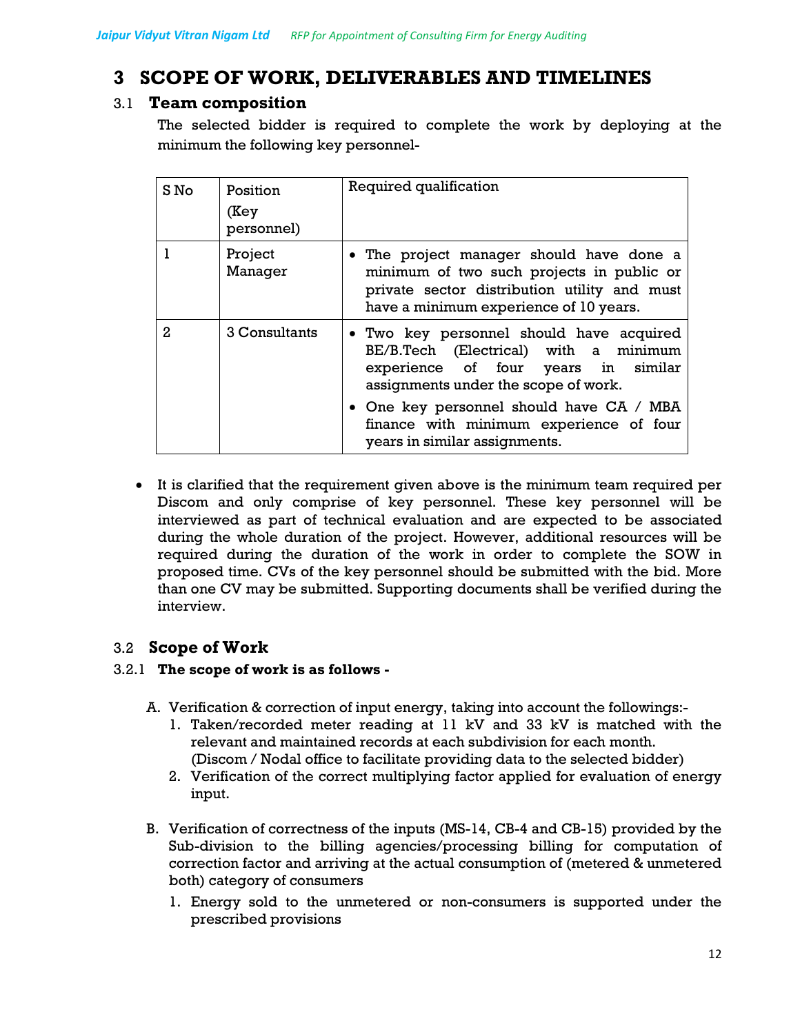# 3 SCOPE OF WORK, DELIVERABLES AND TIMELINES

## 3.1 Team composition

The selected bidder is required to complete the work by deploying at the minimum the following key personnel-

| S No | Position (Key personnel) | Required qualification |
|---|---|---|
| 1 | Project Manager | • The project manager should have done a minimum of two such projects in public or private sector distribution utility and must have a minimum experience of 10 years. |
| 2 | 3 Consultants | • Two key personnel should have acquired BE/B.Tech (Electrical) with a minimum experience of four years in similar assignments under the scope of work.<br>• One key personnel should have CA / MBA finance with minimum experience of four years in similar assignments. |

- It is clarified that the requirement given above is the minimum team required per Discom and only comprise of key personnel. These key personnel will be interviewed as part of technical evaluation and are expected to be associated during the whole duration of the project. However, additional resources will be required during the duration of the work in order to complete the SOW in proposed time. CVs of the key personnel should be submitted with the bid. More than one CV may be submitted. Supporting documents shall be verified during the interview.

## 3.2 Scope of Work

### 3.2.1 The scope of work is as follows -

A. Verification & correction of input energy, taking into account the followings:-
   1. Taken/recorded meter reading at 11 kV and 33 kV is matched with the relevant and maintained records at each subdivision for each month. (Discom / Nodal office to facilitate providing data to the selected bidder)
   2. Verification of the correct multiplying factor applied for evaluation of energy input.

B. Verification of correctness of the inputs (MS-14, CB-4 and CB-15) provided by the Sub-division to the billing agencies/processing billing for computation of correction factor and arriving at the actual consumption of (metered & unmetered both) category of consumers
   1. Energy sold to the unmetered or non-consumers is supported under the prescribed provisions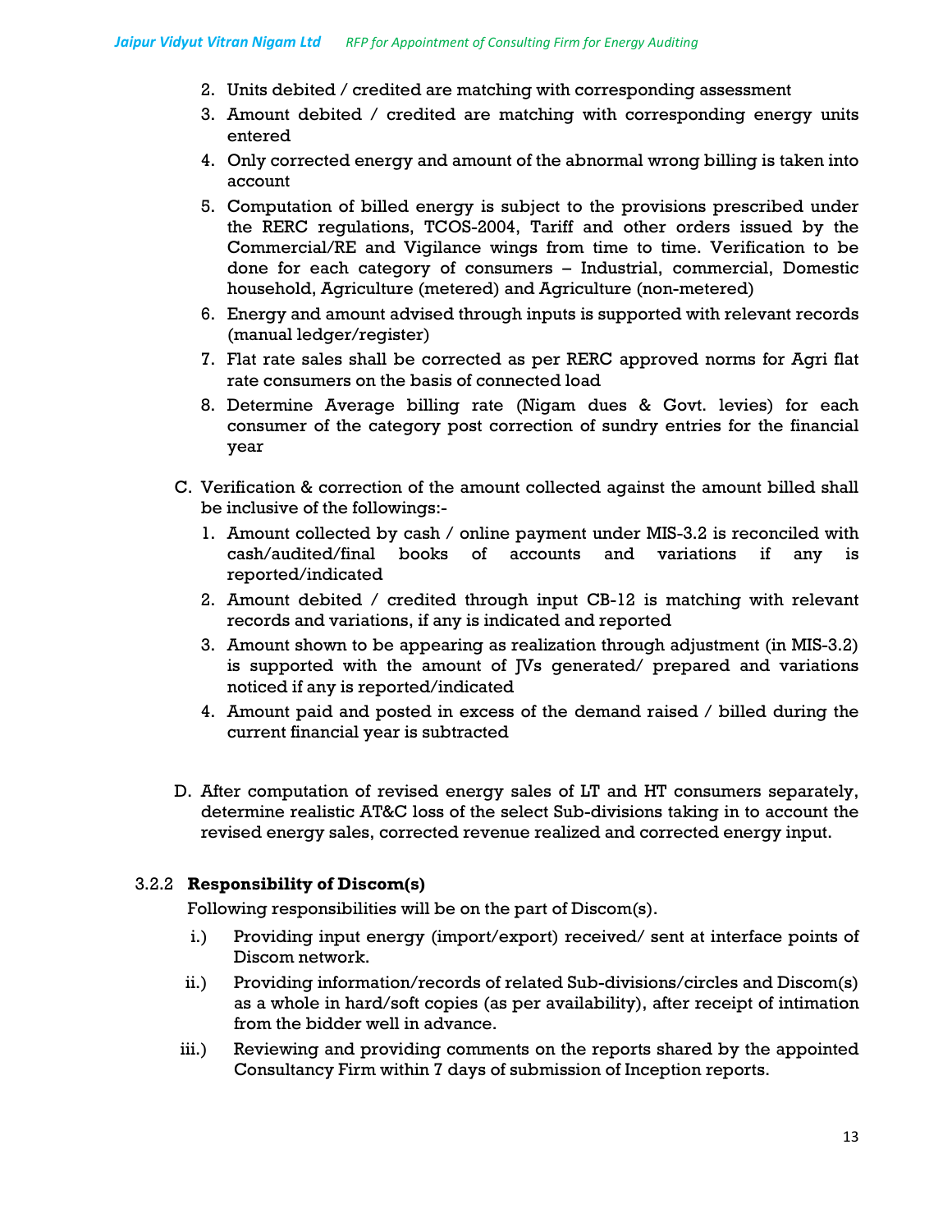2. Units debited / credited are matching with corresponding assessment
3. Amount debited / credited are matching with corresponding energy units entered
4. Only corrected energy and amount of the abnormal wrong billing is taken into account
5. Computation of billed energy is subject to the provisions prescribed under the RERC regulations, TCOS-2004, Tariff and other orders issued by the Commercial/RE and Vigilance wings from time to time. Verification to be done for each category of consumers – Industrial, commercial, Domestic household, Agriculture (metered) and Agriculture (non-metered)
6. Energy and amount advised through inputs is supported with relevant records (manual ledger/register)
7. Flat rate sales shall be corrected as per RERC approved norms for Agri flat rate consumers on the basis of connected load
8. Determine Average billing rate (Nigam dues & Govt. levies) for each consumer of the category post correction of sundry entries for the financial year

C. Verification & correction of the amount collected against the amount billed shall be inclusive of the followings:-

1. Amount collected by cash / online payment under MIS-3.2 is reconciled with cash/audited/final books of accounts and variations if any is reported/indicated
2. Amount debited / credited through input CB-12 is matching with relevant records and variations, if any is indicated and reported
3. Amount shown to be appearing as realization through adjustment (in MIS-3.2) is supported with the amount of JVs generated/ prepared and variations noticed if any is reported/indicated
4. Amount paid and posted in excess of the demand raised / billed during the current financial year is subtracted

D. After computation of revised energy sales of LT and HT consumers separately, determine realistic AT&C loss of the select Sub-divisions taking in to account the revised energy sales, corrected revenue realized and corrected energy input.

### 3.2.2 Responsibility of Discom(s)

Following responsibilities will be on the part of Discom(s).

i.) Providing input energy (import/export) received/ sent at interface points of Discom network.

ii.) Providing information/records of related Sub-divisions/circles and Discom(s) as a whole in hard/soft copies (as per availability), after receipt of intimation from the bidder well in advance.

iii.) Reviewing and providing comments on the reports shared by the appointed Consultancy Firm within 7 days of submission of Inception reports.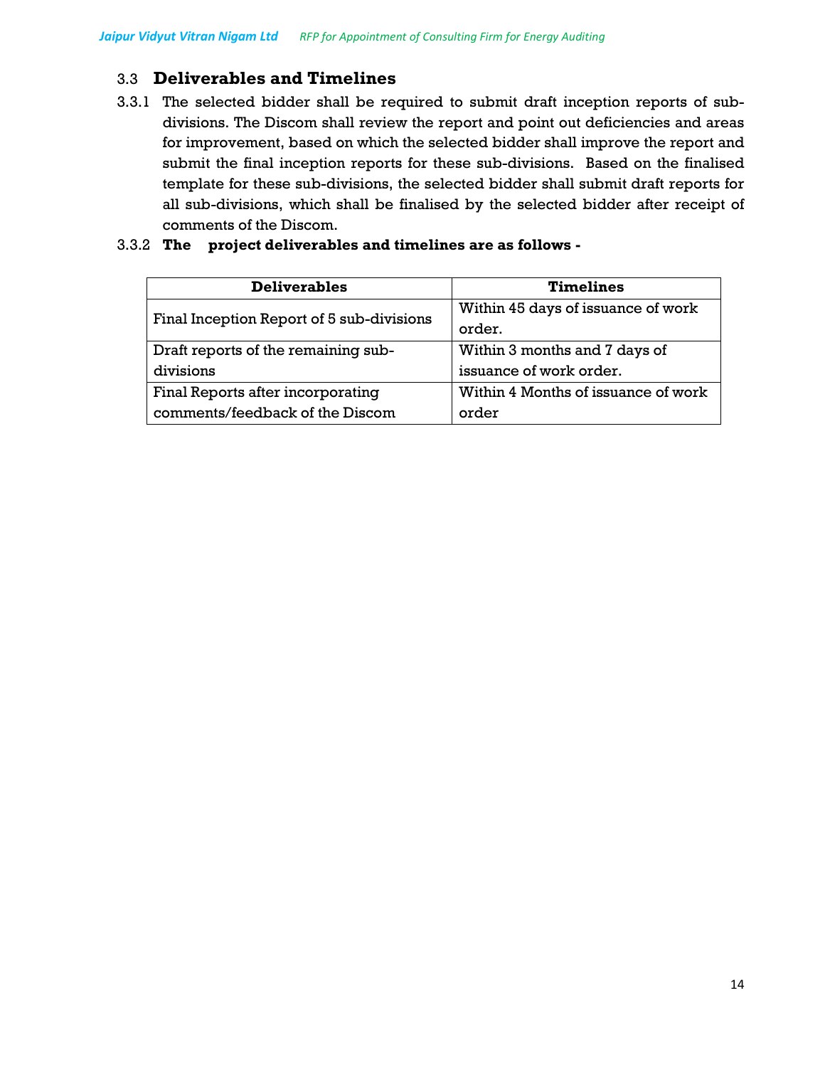## 3.3 Deliverables and Timelines

3.3.1 The selected bidder shall be required to submit draft inception reports of sub-divisions. The Discom shall review the report and point out deficiencies and areas for improvement, based on which the selected bidder shall improve the report and submit the final inception reports for these sub-divisions. Based on the finalised template for these sub-divisions, the selected bidder shall submit draft reports for all sub-divisions, which shall be finalised by the selected bidder after receipt of comments of the Discom.

3.3.2 **The project deliverables and timelines are as follows -**

| Deliverables | Timelines |
|---|---|
| Final Inception Report of 5 sub-divisions | Within 45 days of issuance of work order. |
| Draft reports of the remaining sub-divisions | Within 3 months and 7 days of issuance of work order. |
| Final Reports after incorporating comments/feedback of the Discom | Within 4 Months of issuance of work order |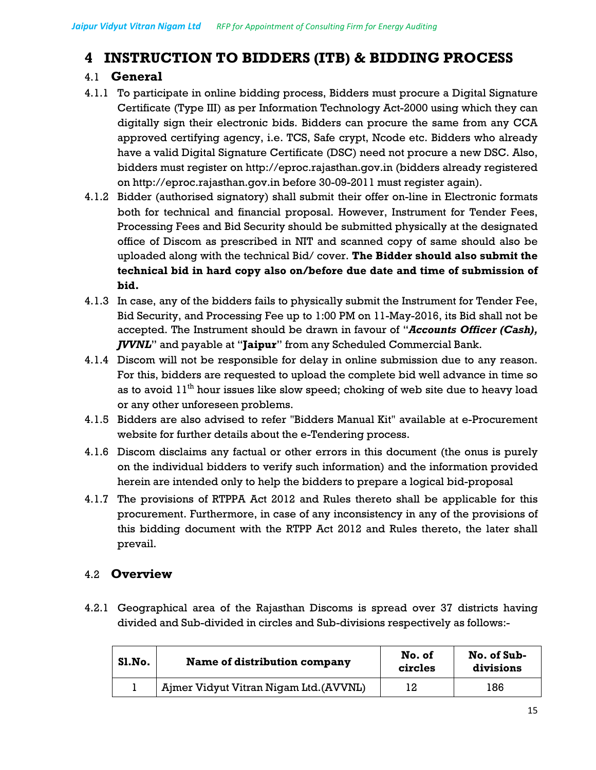# 4 INSTRUCTION TO BIDDERS (ITB) & BIDDING PROCESS

## 4.1 General

4.1.1 To participate in online bidding process, Bidders must procure a Digital Signature Certificate (Type III) as per Information Technology Act-2000 using which they can digitally sign their electronic bids. Bidders can procure the same from any CCA approved certifying agency, i.e. TCS, Safe crypt, Ncode etc. Bidders who already have a valid Digital Signature Certificate (DSC) need not procure a new DSC. Also, bidders must register on http://eproc.rajasthan.gov.in (bidders already registered on http://eproc.rajasthan.gov.in before 30-09-2011 must register again).

4.1.2 Bidder (authorised signatory) shall submit their offer on-line in Electronic formats both for technical and financial proposal. However, Instrument for Tender Fees, Processing Fees and Bid Security should be submitted physically at the designated office of Discom as prescribed in NIT and scanned copy of same should also be uploaded along with the technical Bid/ cover. **The Bidder should also submit the technical bid in hard copy also on/before due date and time of submission of bid.**

4.1.3 In case, any of the bidders fails to physically submit the Instrument for Tender Fee, Bid Security, and Processing Fee up to 1:00 PM on 11-May-2016, its Bid shall not be accepted. The Instrument should be drawn in favour of "***Accounts Officer (Cash), JVVNL***" and payable at "**Jaipur**" from any Scheduled Commercial Bank.

4.1.4 Discom will not be responsible for delay in online submission due to any reason. For this, bidders are requested to upload the complete bid well advance in time so as to avoid 11th hour issues like slow speed; choking of web site due to heavy load or any other unforeseen problems.

4.1.5 Bidders are also advised to refer "Bidders Manual Kit" available at e-Procurement website for further details about the e-Tendering process.

4.1.6 Discom disclaims any factual or other errors in this document (the onus is purely on the individual bidders to verify such information) and the information provided herein are intended only to help the bidders to prepare a logical bid-proposal

4.1.7 The provisions of RTPPA Act 2012 and Rules thereto shall be applicable for this procurement. Furthermore, in case of any inconsistency in any of the provisions of this bidding document with the RTPP Act 2012 and Rules thereto, the later shall prevail.

## 4.2 Overview

4.2.1 Geographical area of the Rajasthan Discoms is spread over 37 districts having divided and Sub-divided in circles and Sub-divisions respectively as follows:-

| Sl.No. | Name of distribution company | No. of circles | No. of Sub-divisions |
|---|---|---|---|
| 1 | Ajmer Vidyut Vitran Nigam Ltd.(AVVNL) | 12 | 186 |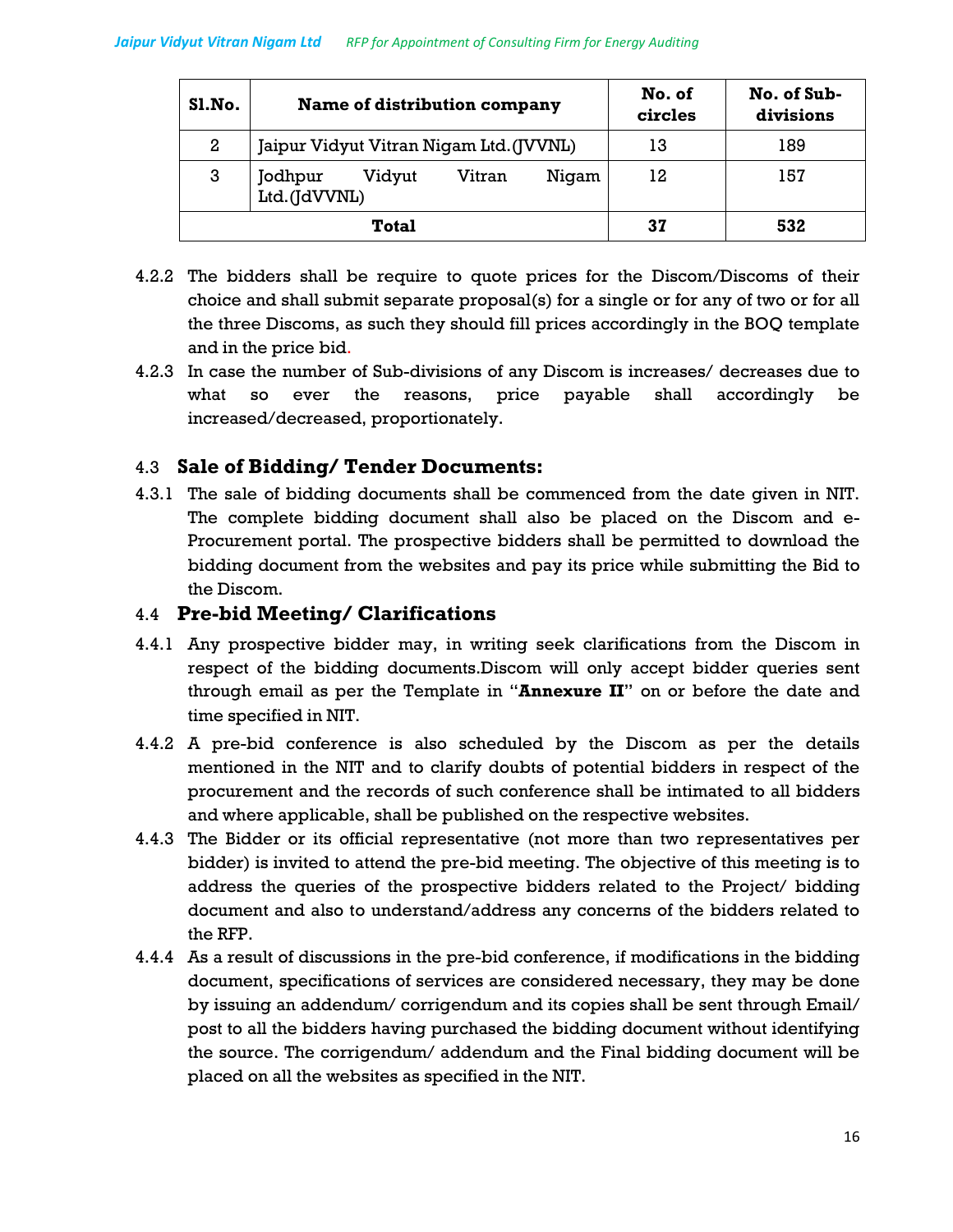| Sl.No. | Name of distribution company | No. of circles | No. of Sub-divisions |
|---|---|---|---|
| 2 | Jaipur Vidyut Vitran Nigam Ltd.(JVVNL) | 13 | 189 |
| 3 | Jodhpur Vidyut Vitran Nigam Ltd.(JdVVNL) | 12 | 157 |
| **Total** | | **37** | **532** |

4.2.2 The bidders shall be require to quote prices for the Discom/Discoms of their choice and shall submit separate proposal(s) for a single or for any of two or for all the three Discoms, as such they should fill prices accordingly in the BOQ template and in the price bid.

4.2.3 In case the number of Sub-divisions of any Discom is increases/ decreases due to what so ever the reasons, price payable shall accordingly be increased/decreased, proportionately.

## 4.3 Sale of Bidding/ Tender Documents:

4.3.1 The sale of bidding documents shall be commenced from the date given in NIT. The complete bidding document shall also be placed on the Discom and e-Procurement portal. The prospective bidders shall be permitted to download the bidding document from the websites and pay its price while submitting the Bid to the Discom.

## 4.4 Pre-bid Meeting/ Clarifications

4.4.1 Any prospective bidder may, in writing seek clarifications from the Discom in respect of the bidding documents.Discom will only accept bidder queries sent through email as per the Template in "**Annexure II**" on or before the date and time specified in NIT.

4.4.2 A pre-bid conference is also scheduled by the Discom as per the details mentioned in the NIT and to clarify doubts of potential bidders in respect of the procurement and the records of such conference shall be intimated to all bidders and where applicable, shall be published on the respective websites.

4.4.3 The Bidder or its official representative (not more than two representatives per bidder) is invited to attend the pre-bid meeting. The objective of this meeting is to address the queries of the prospective bidders related to the Project/ bidding document and also to understand/address any concerns of the bidders related to the RFP.

4.4.4 As a result of discussions in the pre-bid conference, if modifications in the bidding document, specifications of services are considered necessary, they may be done by issuing an addendum/ corrigendum and its copies shall be sent through Email/ post to all the bidders having purchased the bidding document without identifying the source. The corrigendum/ addendum and the Final bidding document will be placed on all the websites as specified in the NIT.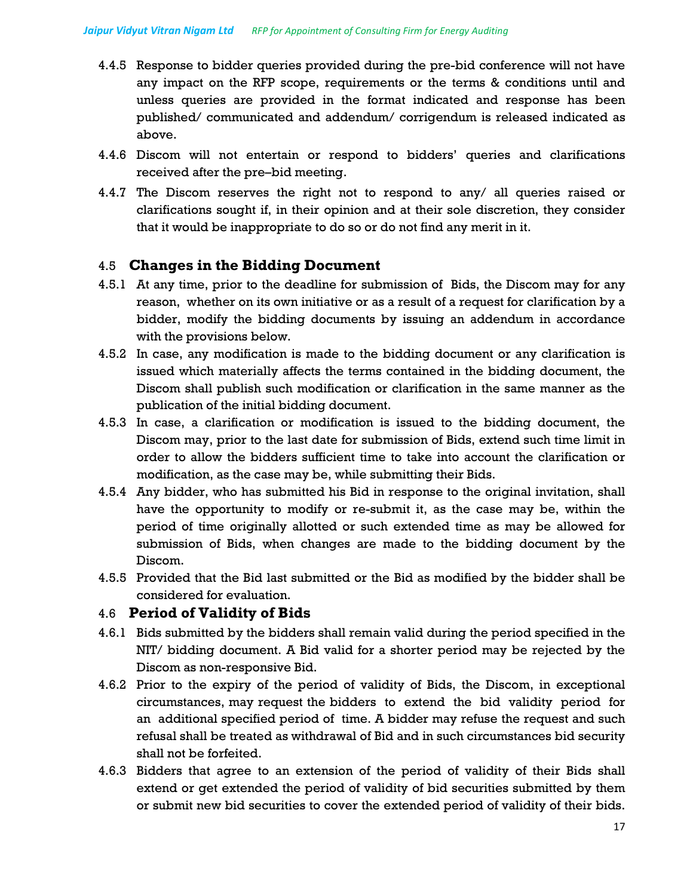4.4.5 Response to bidder queries provided during the pre-bid conference will not have any impact on the RFP scope, requirements or the terms & conditions until and unless queries are provided in the format indicated and response has been published/ communicated and addendum/ corrigendum is released indicated as above.

4.4.6 Discom will not entertain or respond to bidders' queries and clarifications received after the pre–bid meeting.

4.4.7 The Discom reserves the right not to respond to any/ all queries raised or clarifications sought if, in their opinion and at their sole discretion, they consider that it would be inappropriate to do so or do not find any merit in it.

## 4.5 Changes in the Bidding Document

4.5.1 At any time, prior to the deadline for submission of Bids, the Discom may for any reason, whether on its own initiative or as a result of a request for clarification by a bidder, modify the bidding documents by issuing an addendum in accordance with the provisions below.

4.5.2 In case, any modification is made to the bidding document or any clarification is issued which materially affects the terms contained in the bidding document, the Discom shall publish such modification or clarification in the same manner as the publication of the initial bidding document.

4.5.3 In case, a clarification or modification is issued to the bidding document, the Discom may, prior to the last date for submission of Bids, extend such time limit in order to allow the bidders sufficient time to take into account the clarification or modification, as the case may be, while submitting their Bids.

4.5.4 Any bidder, who has submitted his Bid in response to the original invitation, shall have the opportunity to modify or re-submit it, as the case may be, within the period of time originally allotted or such extended time as may be allowed for submission of Bids, when changes are made to the bidding document by the Discom.

4.5.5 Provided that the Bid last submitted or the Bid as modified by the bidder shall be considered for evaluation.

## 4.6 Period of Validity of Bids

4.6.1 Bids submitted by the bidders shall remain valid during the period specified in the NIT/ bidding document. A Bid valid for a shorter period may be rejected by the Discom as non-responsive Bid.

4.6.2 Prior to the expiry of the period of validity of Bids, the Discom, in exceptional circumstances, may request the bidders to extend the bid validity period for an additional specified period of time. A bidder may refuse the request and such refusal shall be treated as withdrawal of Bid and in such circumstances bid security shall not be forfeited.

4.6.3 Bidders that agree to an extension of the period of validity of their Bids shall extend or get extended the period of validity of bid securities submitted by them or submit new bid securities to cover the extended period of validity of their bids.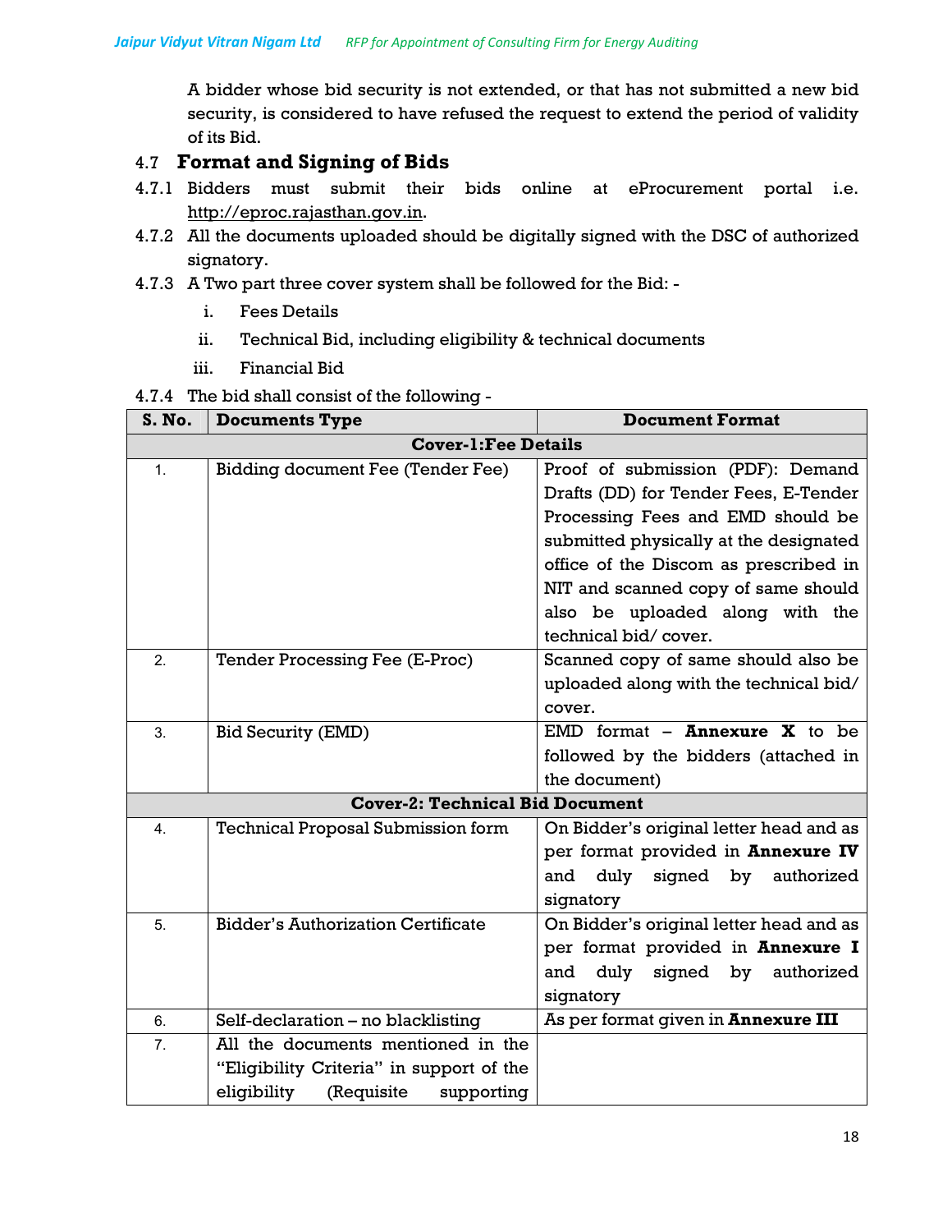A bidder whose bid security is not extended, or that has not submitted a new bid security, is considered to have refused the request to extend the period of validity of its Bid.

## 4.7 Format and Signing of Bids

4.7.1 Bidders must submit their bids online at eProcurement portal i.e. http://eproc.rajasthan.gov.in.

4.7.2 All the documents uploaded should be digitally signed with the DSC of authorized signatory.

4.7.3 A Two part three cover system shall be followed for the Bid: -

i. Fees Details

ii. Technical Bid, including eligibility & technical documents

iii. Financial Bid

4.7.4 The bid shall consist of the following -

| S. No. | Documents Type | Document Format |
|---|---|---|
| **Cover-1:Fee Details** | | |
| 1. | Bidding document Fee (Tender Fee) | Proof of submission (PDF): Demand Drafts (DD) for Tender Fees, E-Tender Processing Fees and EMD should be submitted physically at the designated office of the Discom as prescribed in NIT and scanned copy of same should also be uploaded along with the technical bid/ cover. |
| 2. | Tender Processing Fee (E-Proc) | Scanned copy of same should also be uploaded along with the technical bid/ cover. |
| 3. | Bid Security (EMD) | EMD format – **Annexure X** to be followed by the bidders (attached in the document) |
| **Cover-2: Technical Bid Document** | | |
| 4. | Technical Proposal Submission form | On Bidder's original letter head and as per format provided in **Annexure IV** and duly signed by authorized signatory |
| 5. | Bidder's Authorization Certificate | On Bidder's original letter head and as per format provided in **Annexure I** and duly signed by authorized signatory |
| 6. | Self-declaration – no blacklisting | As per format given in **Annexure III** |
| 7. | All the documents mentioned in the "Eligibility Criteria" in support of the eligibility (Requisite supporting | |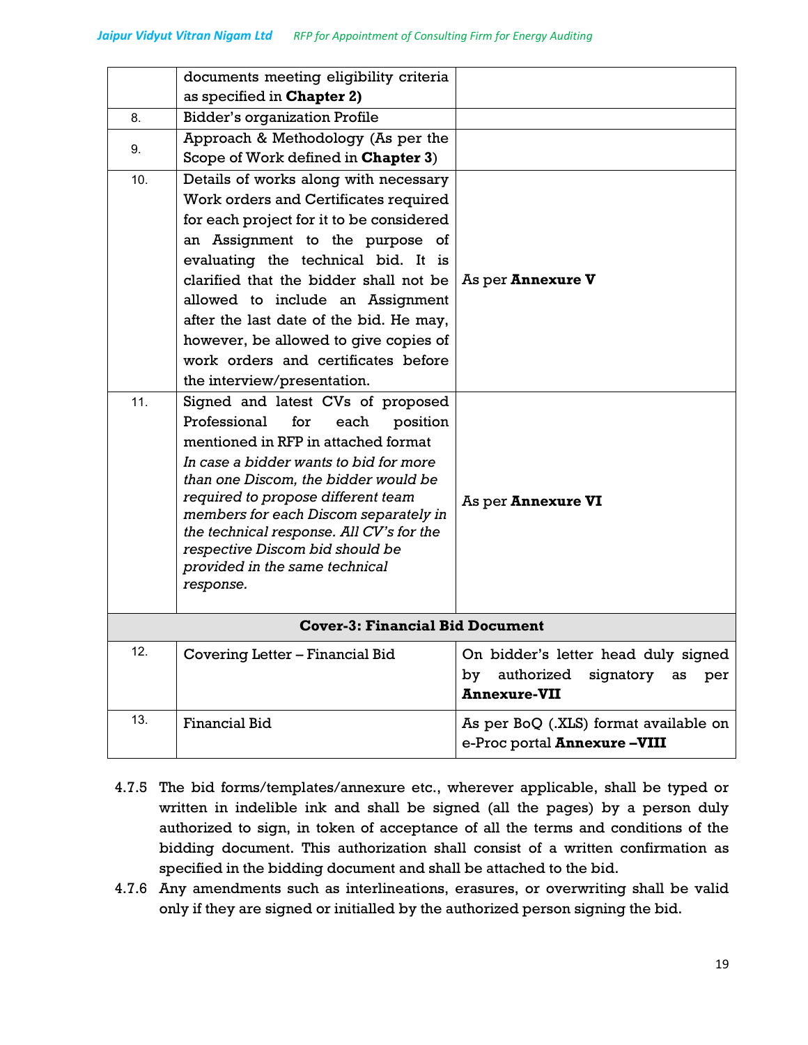| | | |
|---|---|---|
| | documents meeting eligibility criteria as specified in **Chapter 2)** | |
| 8. | Bidder's organization Profile | |
| 9. | Approach & Methodology (As per the Scope of Work defined in **Chapter 3**) | |
| 10. | Details of works along with necessary Work orders and Certificates required for each project for it to be considered an Assignment to the purpose of evaluating the technical bid. It is clarified that the bidder shall not be allowed to include an Assignment after the last date of the bid. He may, however, be allowed to give copies of work orders and certificates before the interview/presentation. | As per **Annexure V** |
| 11. | Signed and latest CVs of proposed Professional for each position mentioned in RFP in attached format *In case a bidder wants to bid for more than one Discom, the bidder would be required to propose different team members for each Discom separately in the technical response. All CV's for the respective Discom bid should be provided in the same technical response.* | As per **Annexure VI** |
| **Cover-3: Financial Bid Document** | | |
| 12. | Covering Letter – Financial Bid | On bidder's letter head duly signed by authorized signatory as per **Annexure-VII** |
| 13. | Financial Bid | As per BoQ (.XLS) format available on e-Proc portal **Annexure –VIII** |

4.7.5 The bid forms/templates/annexure etc., wherever applicable, shall be typed or written in indelible ink and shall be signed (all the pages) by a person duly authorized to sign, in token of acceptance of all the terms and conditions of the bidding document. This authorization shall consist of a written confirmation as specified in the bidding document and shall be attached to the bid.

4.7.6 Any amendments such as interlineations, erasures, or overwriting shall be valid only if they are signed or initialled by the authorized person signing the bid.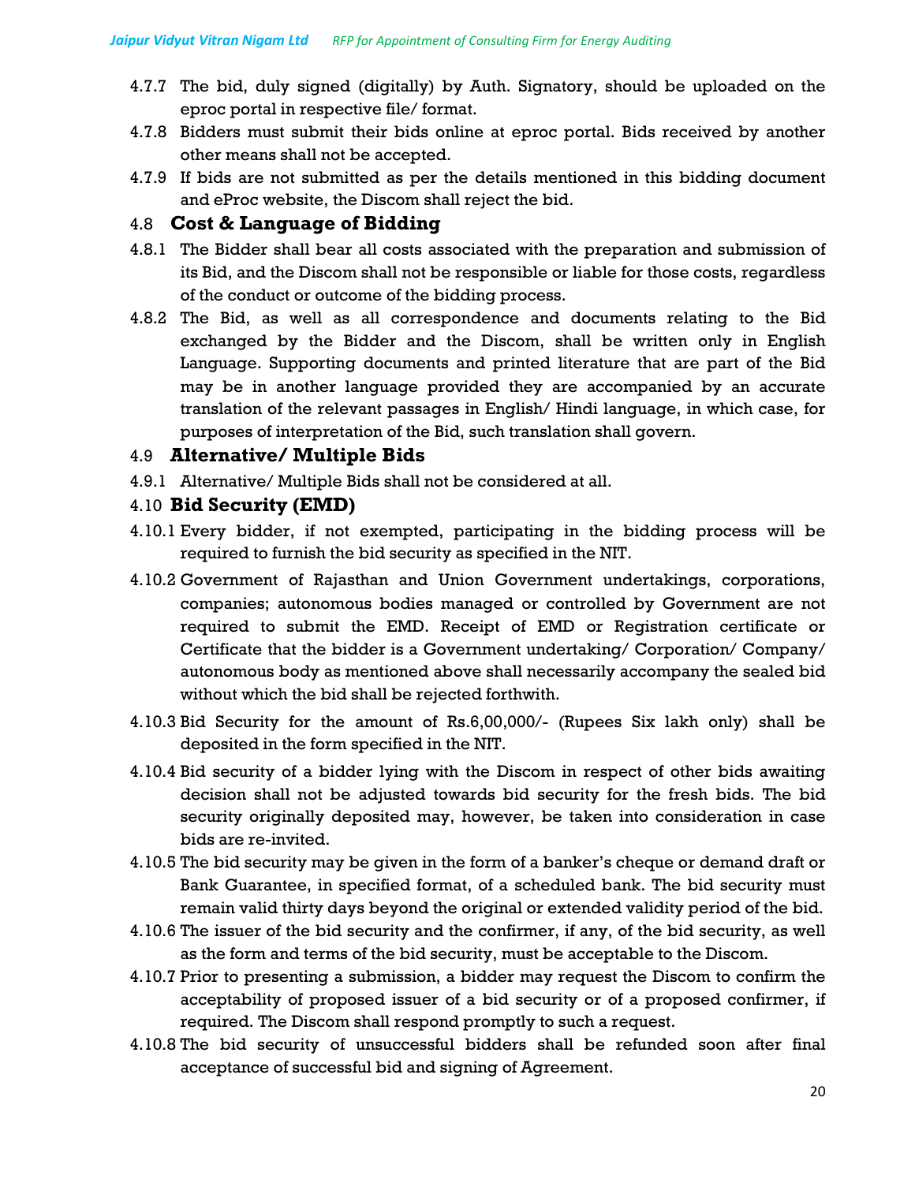4.7.7 The bid, duly signed (digitally) by Auth. Signatory, should be uploaded on the eproc portal in respective file/ format.

4.7.8 Bidders must submit their bids online at eproc portal. Bids received by another other means shall not be accepted.

4.7.9 If bids are not submitted as per the details mentioned in this bidding document and eProc website, the Discom shall reject the bid.

## 4.8 Cost & Language of Bidding

4.8.1 The Bidder shall bear all costs associated with the preparation and submission of its Bid, and the Discom shall not be responsible or liable for those costs, regardless of the conduct or outcome of the bidding process.

4.8.2 The Bid, as well as all correspondence and documents relating to the Bid exchanged by the Bidder and the Discom, shall be written only in English Language. Supporting documents and printed literature that are part of the Bid may be in another language provided they are accompanied by an accurate translation of the relevant passages in English/ Hindi language, in which case, for purposes of interpretation of the Bid, such translation shall govern.

## 4.9 Alternative/ Multiple Bids

4.9.1 Alternative/ Multiple Bids shall not be considered at all.

## 4.10 Bid Security (EMD)

4.10.1 Every bidder, if not exempted, participating in the bidding process will be required to furnish the bid security as specified in the NIT.

4.10.2 Government of Rajasthan and Union Government undertakings, corporations, companies; autonomous bodies managed or controlled by Government are not required to submit the EMD. Receipt of EMD or Registration certificate or Certificate that the bidder is a Government undertaking/ Corporation/ Company/ autonomous body as mentioned above shall necessarily accompany the sealed bid without which the bid shall be rejected forthwith.

4.10.3 Bid Security for the amount of Rs.6,00,000/- (Rupees Six lakh only) shall be deposited in the form specified in the NIT.

4.10.4 Bid security of a bidder lying with the Discom in respect of other bids awaiting decision shall not be adjusted towards bid security for the fresh bids. The bid security originally deposited may, however, be taken into consideration in case bids are re-invited.

4.10.5 The bid security may be given in the form of a banker's cheque or demand draft or Bank Guarantee, in specified format, of a scheduled bank. The bid security must remain valid thirty days beyond the original or extended validity period of the bid.

4.10.6 The issuer of the bid security and the confirmer, if any, of the bid security, as well as the form and terms of the bid security, must be acceptable to the Discom.

4.10.7 Prior to presenting a submission, a bidder may request the Discom to confirm the acceptability of proposed issuer of a bid security or of a proposed confirmer, if required. The Discom shall respond promptly to such a request.

4.10.8 The bid security of unsuccessful bidders shall be refunded soon after final acceptance of successful bid and signing of Agreement.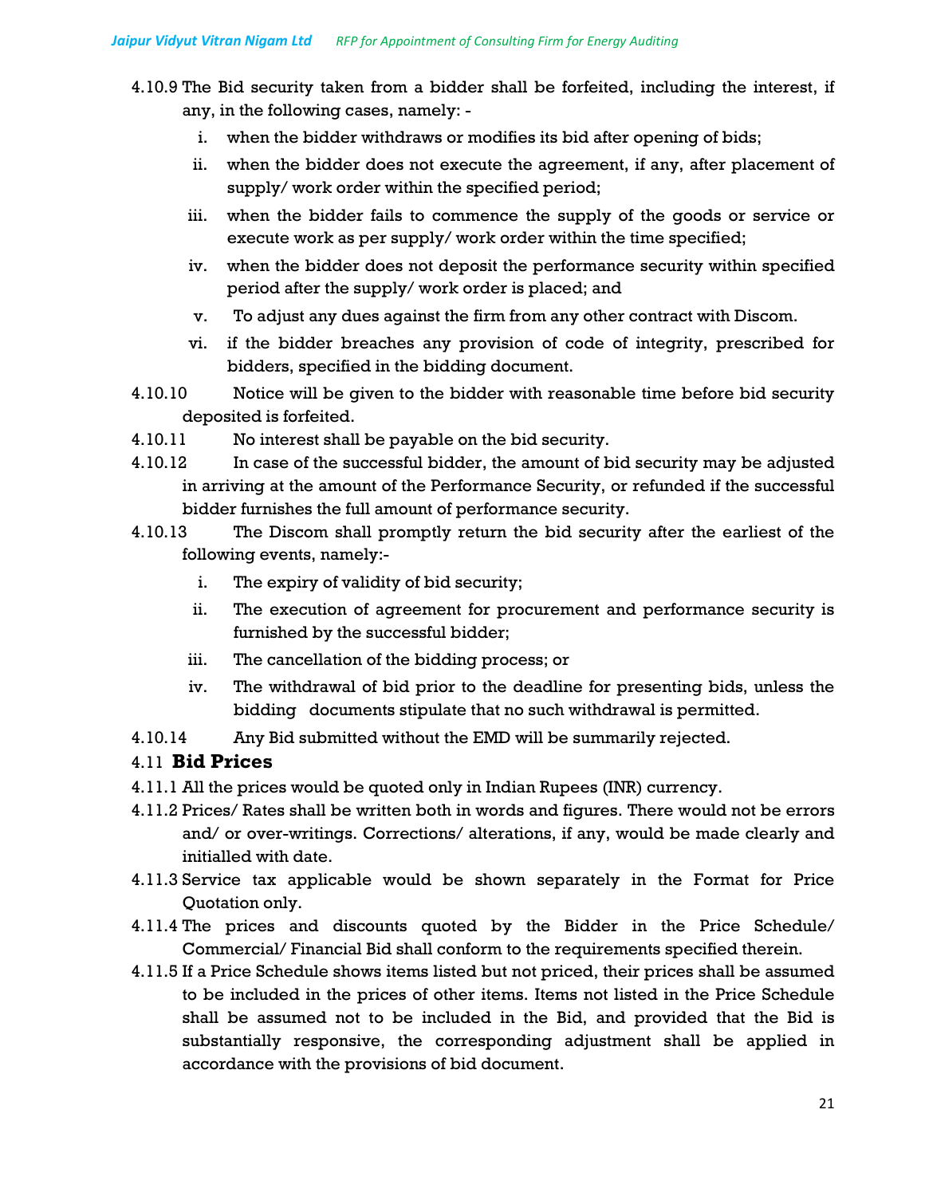4.10.9 The Bid security taken from a bidder shall be forfeited, including the interest, if any, in the following cases, namely: -

i. when the bidder withdraws or modifies its bid after opening of bids;

ii. when the bidder does not execute the agreement, if any, after placement of supply/ work order within the specified period;

iii. when the bidder fails to commence the supply of the goods or service or execute work as per supply/ work order within the time specified;

iv. when the bidder does not deposit the performance security within specified period after the supply/ work order is placed; and

v. To adjust any dues against the firm from any other contract with Discom.

vi. if the bidder breaches any provision of code of integrity, prescribed for bidders, specified in the bidding document.

4.10.10 Notice will be given to the bidder with reasonable time before bid security deposited is forfeited.

4.10.11 No interest shall be payable on the bid security.

4.10.12 In case of the successful bidder, the amount of bid security may be adjusted in arriving at the amount of the Performance Security, or refunded if the successful bidder furnishes the full amount of performance security.

4.10.13 The Discom shall promptly return the bid security after the earliest of the following events, namely:-

i. The expiry of validity of bid security;

ii. The execution of agreement for procurement and performance security is furnished by the successful bidder;

iii. The cancellation of the bidding process; or

iv. The withdrawal of bid prior to the deadline for presenting bids, unless the bidding documents stipulate that no such withdrawal is permitted.

4.10.14 Any Bid submitted without the EMD will be summarily rejected.

## 4.11 Bid Prices

4.11.1 All the prices would be quoted only in Indian Rupees (INR) currency.

4.11.2 Prices/ Rates shall be written both in words and figures. There would not be errors and/ or over-writings. Corrections/ alterations, if any, would be made clearly and initialled with date.

4.11.3 Service tax applicable would be shown separately in the Format for Price Quotation only.

4.11.4 The prices and discounts quoted by the Bidder in the Price Schedule/ Commercial/ Financial Bid shall conform to the requirements specified therein.

4.11.5 If a Price Schedule shows items listed but not priced, their prices shall be assumed to be included in the prices of other items. Items not listed in the Price Schedule shall be assumed not to be included in the Bid, and provided that the Bid is substantially responsive, the corresponding adjustment shall be applied in accordance with the provisions of bid document.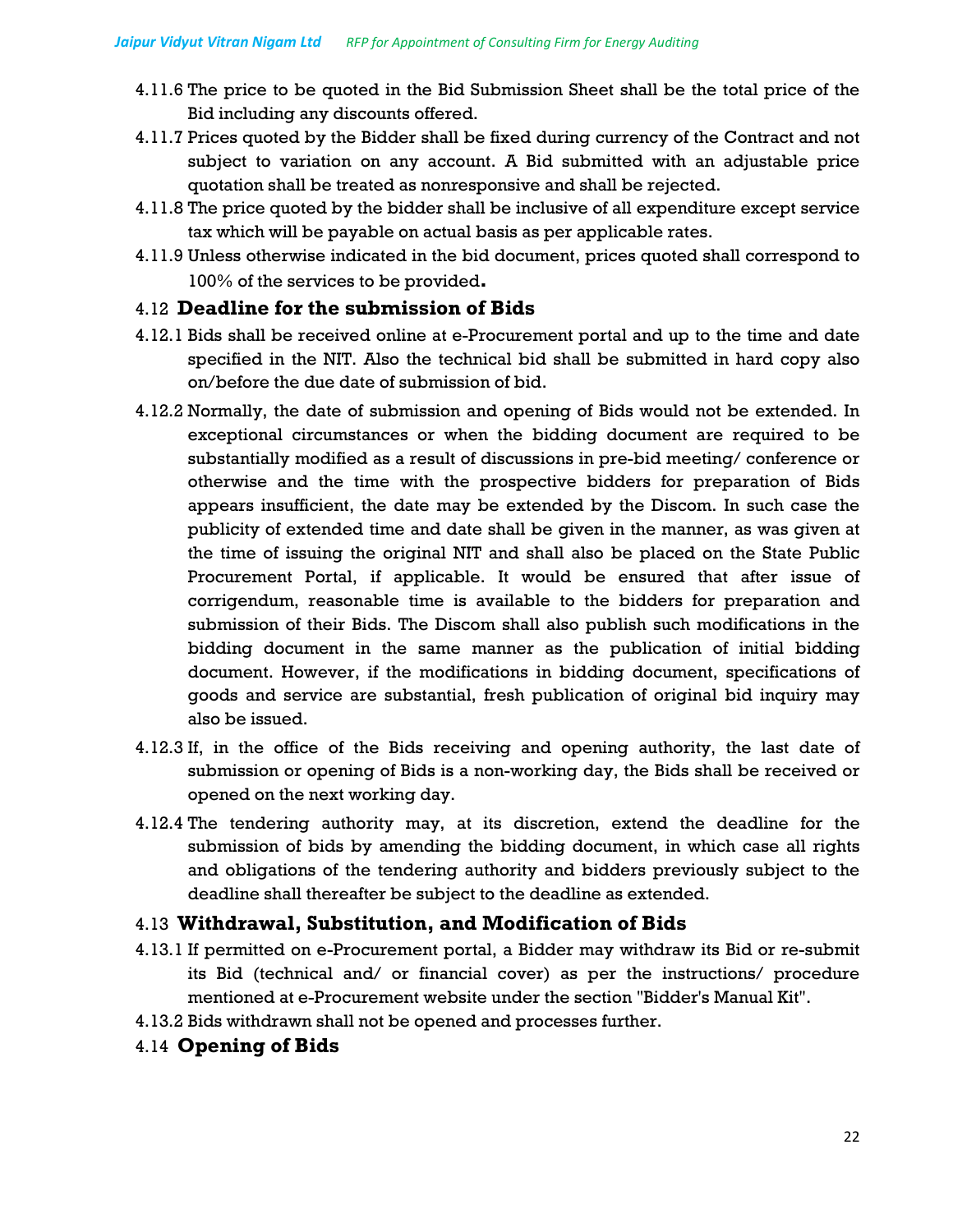4.11.6 The price to be quoted in the Bid Submission Sheet shall be the total price of the Bid including any discounts offered.

4.11.7 Prices quoted by the Bidder shall be fixed during currency of the Contract and not subject to variation on any account. A Bid submitted with an adjustable price quotation shall be treated as nonresponsive and shall be rejected.

4.11.8 The price quoted by the bidder shall be inclusive of all expenditure except service tax which will be payable on actual basis as per applicable rates.

4.11.9 Unless otherwise indicated in the bid document, prices quoted shall correspond to 100% of the services to be provided**.**

### 4.12 Deadline for the submission of Bids

4.12.1 Bids shall be received online at e-Procurement portal and up to the time and date specified in the NIT. Also the technical bid shall be submitted in hard copy also on/before the due date of submission of bid.

4.12.2 Normally, the date of submission and opening of Bids would not be extended. In exceptional circumstances or when the bidding document are required to be substantially modified as a result of discussions in pre-bid meeting/ conference or otherwise and the time with the prospective bidders for preparation of Bids appears insufficient, the date may be extended by the Discom. In such case the publicity of extended time and date shall be given in the manner, as was given at the time of issuing the original NIT and shall also be placed on the State Public Procurement Portal, if applicable. It would be ensured that after issue of corrigendum, reasonable time is available to the bidders for preparation and submission of their Bids. The Discom shall also publish such modifications in the bidding document in the same manner as the publication of initial bidding document. However, if the modifications in bidding document, specifications of goods and service are substantial, fresh publication of original bid inquiry may also be issued.

4.12.3 If, in the office of the Bids receiving and opening authority, the last date of submission or opening of Bids is a non-working day, the Bids shall be received or opened on the next working day.

4.12.4 The tendering authority may, at its discretion, extend the deadline for the submission of bids by amending the bidding document, in which case all rights and obligations of the tendering authority and bidders previously subject to the deadline shall thereafter be subject to the deadline as extended.

### 4.13 Withdrawal, Substitution, and Modification of Bids

4.13.1 If permitted on e-Procurement portal, a Bidder may withdraw its Bid or re-submit its Bid (technical and/ or financial cover) as per the instructions/ procedure mentioned at e-Procurement website under the section "Bidder's Manual Kit".

4.13.2 Bids withdrawn shall not be opened and processes further.

### 4.14 Opening of Bids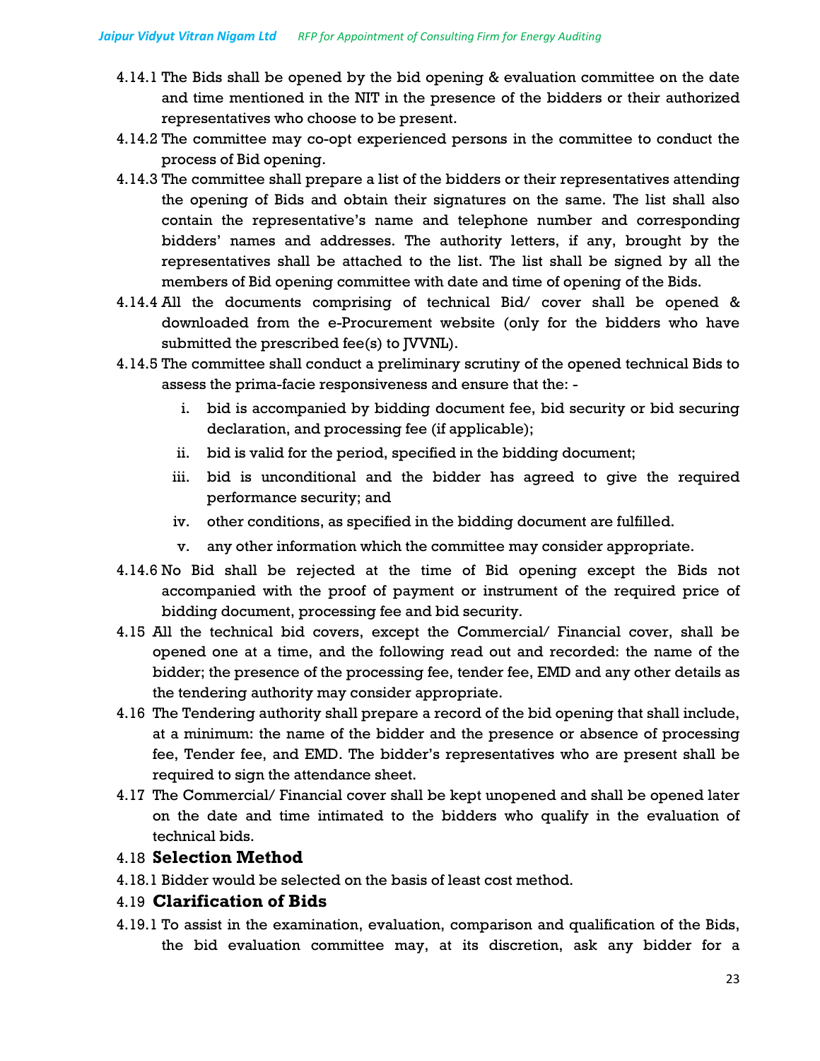4.14.1 The Bids shall be opened by the bid opening & evaluation committee on the date and time mentioned in the NIT in the presence of the bidders or their authorized representatives who choose to be present.

4.14.2 The committee may co-opt experienced persons in the committee to conduct the process of Bid opening.

4.14.3 The committee shall prepare a list of the bidders or their representatives attending the opening of Bids and obtain their signatures on the same. The list shall also contain the representative's name and telephone number and corresponding bidders' names and addresses. The authority letters, if any, brought by the representatives shall be attached to the list. The list shall be signed by all the members of Bid opening committee with date and time of opening of the Bids.

4.14.4 All the documents comprising of technical Bid/ cover shall be opened & downloaded from the e-Procurement website (only for the bidders who have submitted the prescribed fee(s) to JVVNL).

4.14.5 The committee shall conduct a preliminary scrutiny of the opened technical Bids to assess the prima-facie responsiveness and ensure that the: -

i. bid is accompanied by bidding document fee, bid security or bid securing declaration, and processing fee (if applicable);

ii. bid is valid for the period, specified in the bidding document;

iii. bid is unconditional and the bidder has agreed to give the required performance security; and

iv. other conditions, as specified in the bidding document are fulfilled.

v. any other information which the committee may consider appropriate.

4.14.6 No Bid shall be rejected at the time of Bid opening except the Bids not accompanied with the proof of payment or instrument of the required price of bidding document, processing fee and bid security.

4.15 All the technical bid covers, except the Commercial/ Financial cover, shall be opened one at a time, and the following read out and recorded: the name of the bidder; the presence of the processing fee, tender fee, EMD and any other details as the tendering authority may consider appropriate.

4.16 The Tendering authority shall prepare a record of the bid opening that shall include, at a minimum: the name of the bidder and the presence or absence of processing fee, Tender fee, and EMD. The bidder's representatives who are present shall be required to sign the attendance sheet.

4.17 The Commercial/ Financial cover shall be kept unopened and shall be opened later on the date and time intimated to the bidders who qualify in the evaluation of technical bids.

## 4.18 Selection Method

4.18.1 Bidder would be selected on the basis of least cost method.

## 4.19 Clarification of Bids

4.19.1 To assist in the examination, evaluation, comparison and qualification of the Bids, the bid evaluation committee may, at its discretion, ask any bidder for a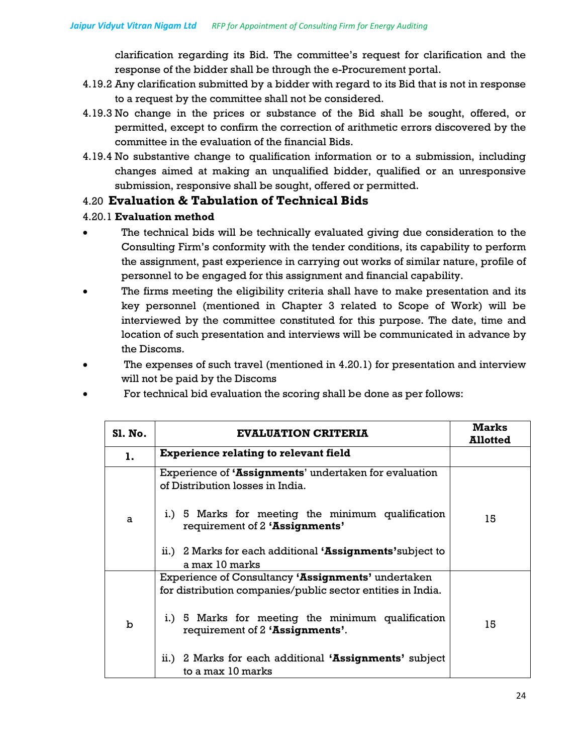clarification regarding its Bid. The committee's request for clarification and the response of the bidder shall be through the e-Procurement portal.

4.19.2 Any clarification submitted by a bidder with regard to its Bid that is not in response to a request by the committee shall not be considered.

4.19.3 No change in the prices or substance of the Bid shall be sought, offered, or permitted, except to confirm the correction of arithmetic errors discovered by the committee in the evaluation of the financial Bids.

4.19.4 No substantive change to qualification information or to a submission, including changes aimed at making an unqualified bidder, qualified or an unresponsive submission, responsive shall be sought, offered or permitted.

## 4.20 Evaluation & Tabulation of Technical Bids

### 4.20.1 Evaluation method

- The technical bids will be technically evaluated giving due consideration to the Consulting Firm's conformity with the tender conditions, its capability to perform the assignment, past experience in carrying out works of similar nature, profile of personnel to be engaged for this assignment and financial capability.
- The firms meeting the eligibility criteria shall have to make presentation and its key personnel (mentioned in Chapter 3 related to Scope of Work) will be interviewed by the committee constituted for this purpose. The date, time and location of such presentation and interviews will be communicated in advance by the Discoms.
- The expenses of such travel (mentioned in 4.20.1) for presentation and interview will not be paid by the Discoms
- For technical bid evaluation the scoring shall be done as per follows:

| Sl. No. | EVALUATION CRITERIA | Marks Allotted |
|---|---|---|
| **1.** | **Experience relating to relevant field** | |
| a | Experience of **'Assignments'** undertaken for evaluation of Distribution losses in India.<br><br>i.) 5 Marks for meeting the minimum qualification requirement of 2 **'Assignments'**<br><br>ii.) 2 Marks for each additional **'Assignments'** subject to a max 10 marks | 15 |
| b | Experience of Consultancy **'Assignments'** undertaken for distribution companies/public sector entities in India.<br><br>i.) 5 Marks for meeting the minimum qualification requirement of 2 **'Assignments'**.<br><br>ii.) 2 Marks for each additional **'Assignments'** subject to a max 10 marks | 15 |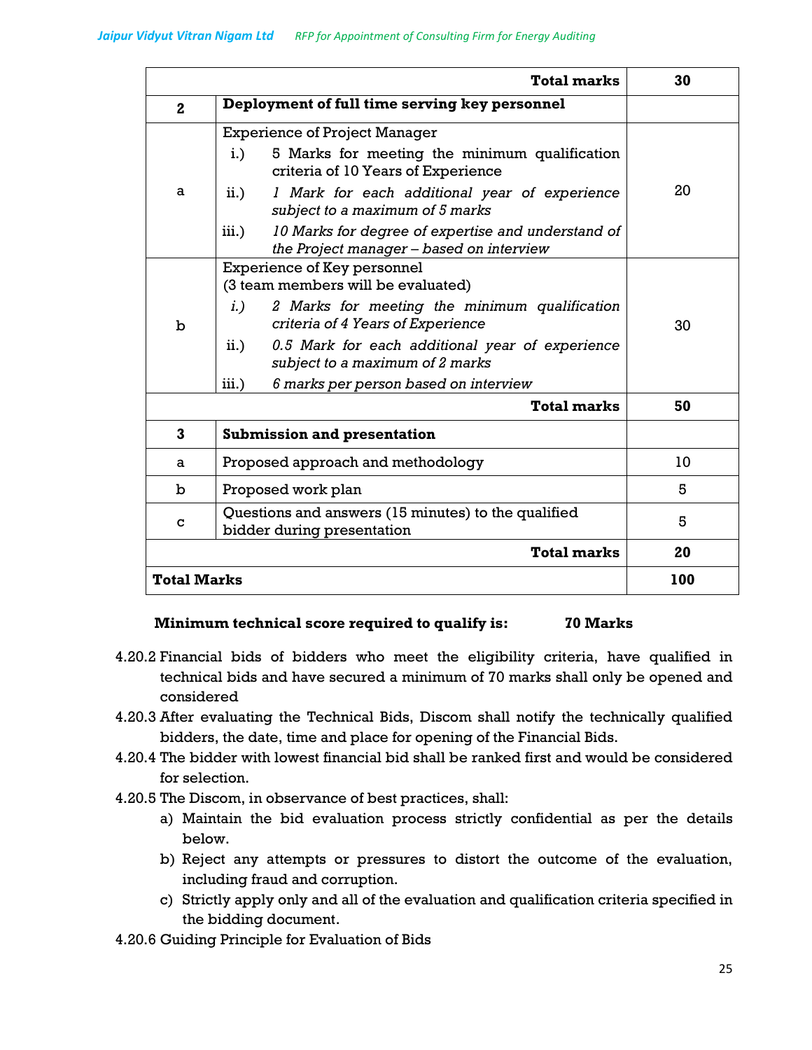| | | |
|---|---|---|
| | **Total marks** | **30** |
| **2** | **Deployment of full time serving key personnel** | |
| a | Experience of Project Manager<br>i.) 5 Marks for meeting the minimum qualification criteria of 10 Years of Experience<br>ii.) *1 Mark for each additional year of experience subject to a maximum of 5 marks*<br>iii.) *10 Marks for degree of expertise and understand of the Project manager – based on interview* | 20 |
| b | Experience of Key personnel<br>(3 team members will be evaluated)<br>*i.) 2 Marks for meeting the minimum qualification criteria of 4 Years of Experience*<br>ii.) *0.5 Mark for each additional year of experience subject to a maximum of 2 marks*<br>iii.) *6 marks per person based on interview* | 30 |
| | **Total marks** | **50** |
| **3** | **Submission and presentation** | |
| a | Proposed approach and methodology | 10 |
| b | Proposed work plan | 5 |
| c | Questions and answers (15 minutes) to the qualified bidder during presentation | 5 |
| | **Total marks** | **20** |
| **Total Marks** | | **100** |

**Minimum technical score required to qualify is: 70 Marks**

4.20.2 Financial bids of bidders who meet the eligibility criteria, have qualified in technical bids and have secured a minimum of 70 marks shall only be opened and considered

4.20.3 After evaluating the Technical Bids, Discom shall notify the technically qualified bidders, the date, time and place for opening of the Financial Bids.

4.20.4 The bidder with lowest financial bid shall be ranked first and would be considered for selection.

4.20.5 The Discom, in observance of best practices, shall:

a) Maintain the bid evaluation process strictly confidential as per the details below.
b) Reject any attempts or pressures to distort the outcome of the evaluation, including fraud and corruption.
c) Strictly apply only and all of the evaluation and qualification criteria specified in the bidding document.

4.20.6 Guiding Principle for Evaluation of Bids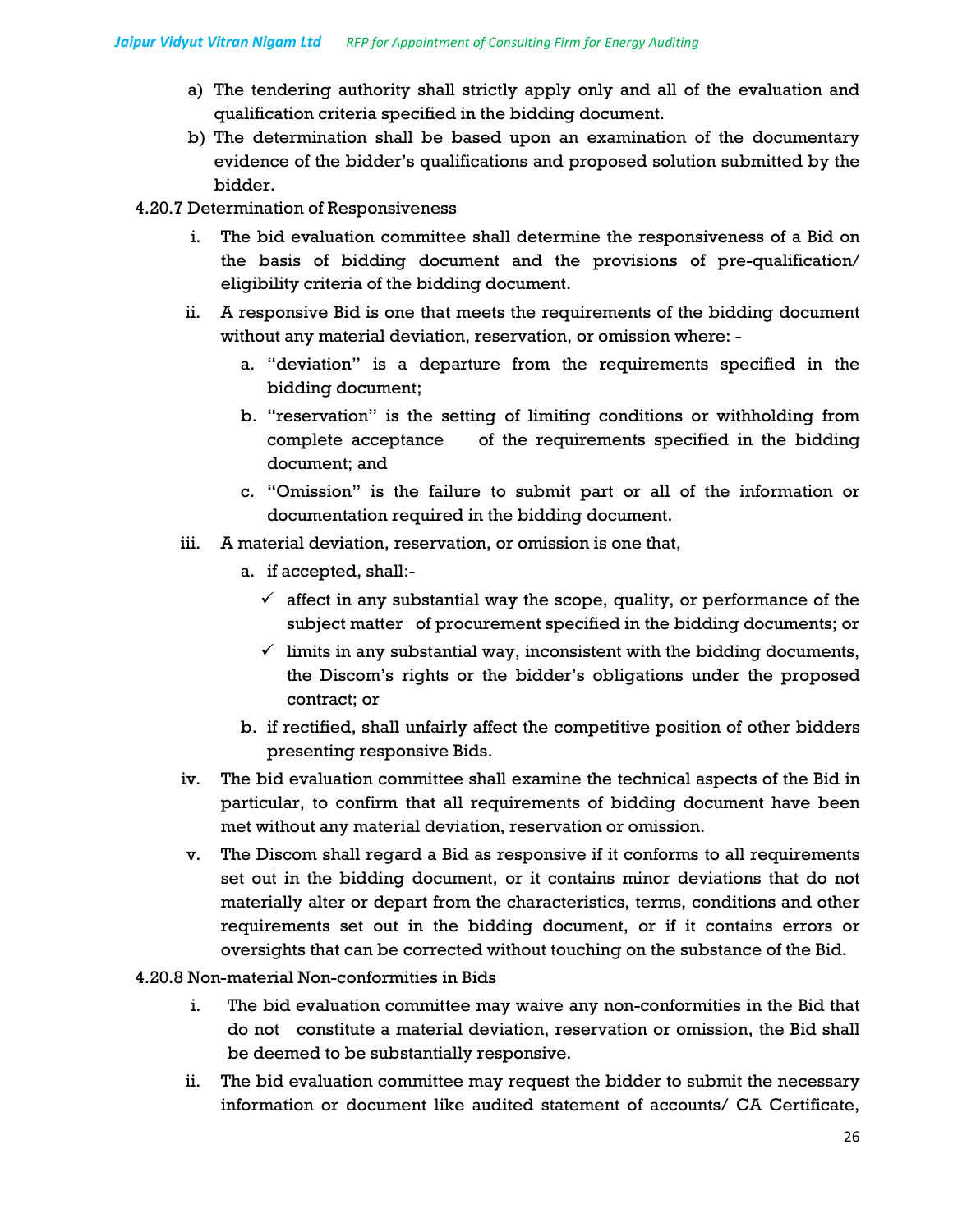a) The tendering authority shall strictly apply only and all of the evaluation and qualification criteria specified in the bidding document.
b) The determination shall be based upon an examination of the documentary evidence of the bidder's qualifications and proposed solution submitted by the bidder.

4.20.7 Determination of Responsiveness

i. The bid evaluation committee shall determine the responsiveness of a Bid on the basis of bidding document and the provisions of pre-qualification/ eligibility criteria of the bidding document.
ii. A responsive Bid is one that meets the requirements of the bidding document without any material deviation, reservation, or omission where: -
   a. "deviation" is a departure from the requirements specified in the bidding document;
   b. "reservation" is the setting of limiting conditions or withholding from complete acceptance of the requirements specified in the bidding document; and
   c. "Omission" is the failure to submit part or all of the information or documentation required in the bidding document.
iii. A material deviation, reservation, or omission is one that,
   a. if accepted, shall:-
      - ✓ affect in any substantial way the scope, quality, or performance of the subject matter of procurement specified in the bidding documents; or
      - ✓ limits in any substantial way, inconsistent with the bidding documents, the Discom's rights or the bidder's obligations under the proposed contract; or
   b. if rectified, shall unfairly affect the competitive position of other bidders presenting responsive Bids.
iv. The bid evaluation committee shall examine the technical aspects of the Bid in particular, to confirm that all requirements of bidding document have been met without any material deviation, reservation or omission.
v. The Discom shall regard a Bid as responsive if it conforms to all requirements set out in the bidding document, or it contains minor deviations that do not materially alter or depart from the characteristics, terms, conditions and other requirements set out in the bidding document, or if it contains errors or oversights that can be corrected without touching on the substance of the Bid.

4.20.8 Non-material Non-conformities in Bids

i. The bid evaluation committee may waive any non-conformities in the Bid that do not constitute a material deviation, reservation or omission, the Bid shall be deemed to be substantially responsive.
ii. The bid evaluation committee may request the bidder to submit the necessary information or document like audited statement of accounts/ CA Certificate,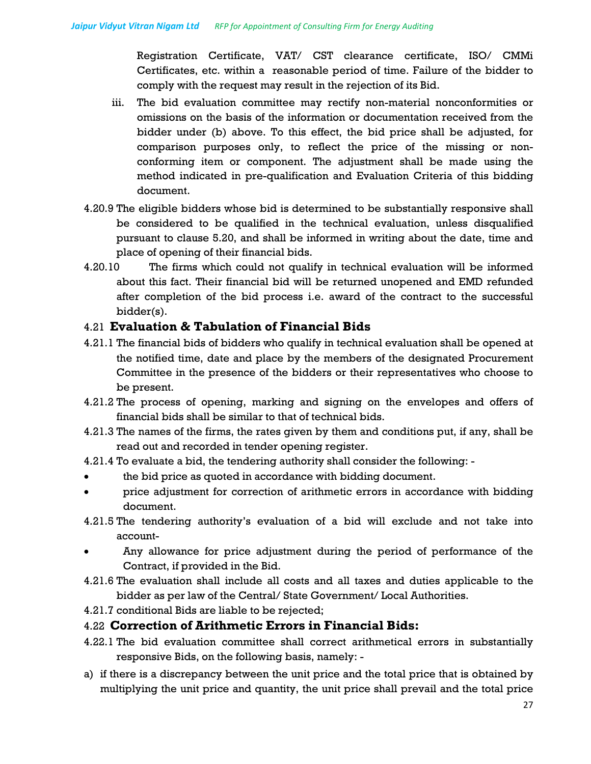Registration Certificate, VAT/ CST clearance certificate, ISO/ CMMi Certificates, etc. within a reasonable period of time. Failure of the bidder to comply with the request may result in the rejection of its Bid.

iii. The bid evaluation committee may rectify non-material nonconformities or omissions on the basis of the information or documentation received from the bidder under (b) above. To this effect, the bid price shall be adjusted, for comparison purposes only, to reflect the price of the missing or non-conforming item or component. The adjustment shall be made using the method indicated in pre-qualification and Evaluation Criteria of this bidding document.

4.20.9 The eligible bidders whose bid is determined to be substantially responsive shall be considered to be qualified in the technical evaluation, unless disqualified pursuant to clause 5.20, and shall be informed in writing about the date, time and place of opening of their financial bids.

4.20.10 The firms which could not qualify in technical evaluation will be informed about this fact. Their financial bid will be returned unopened and EMD refunded after completion of the bid process i.e. award of the contract to the successful bidder(s).

## 4.21 Evaluation & Tabulation of Financial Bids

4.21.1 The financial bids of bidders who qualify in technical evaluation shall be opened at the notified time, date and place by the members of the designated Procurement Committee in the presence of the bidders or their representatives who choose to be present.

4.21.2 The process of opening, marking and signing on the envelopes and offers of financial bids shall be similar to that of technical bids.

4.21.3 The names of the firms, the rates given by them and conditions put, if any, shall be read out and recorded in tender opening register.

4.21.4 To evaluate a bid, the tendering authority shall consider the following: -

- the bid price as quoted in accordance with bidding document.
- price adjustment for correction of arithmetic errors in accordance with bidding document.

4.21.5 The tendering authority's evaluation of a bid will exclude and not take into account-

- Any allowance for price adjustment during the period of performance of the Contract, if provided in the Bid.

4.21.6 The evaluation shall include all costs and all taxes and duties applicable to the bidder as per law of the Central/ State Government/ Local Authorities.

4.21.7 conditional Bids are liable to be rejected;

## 4.22 Correction of Arithmetic Errors in Financial Bids:

4.22.1 The bid evaluation committee shall correct arithmetical errors in substantially responsive Bids, on the following basis, namely: -

a) if there is a discrepancy between the unit price and the total price that is obtained by multiplying the unit price and quantity, the unit price shall prevail and the total price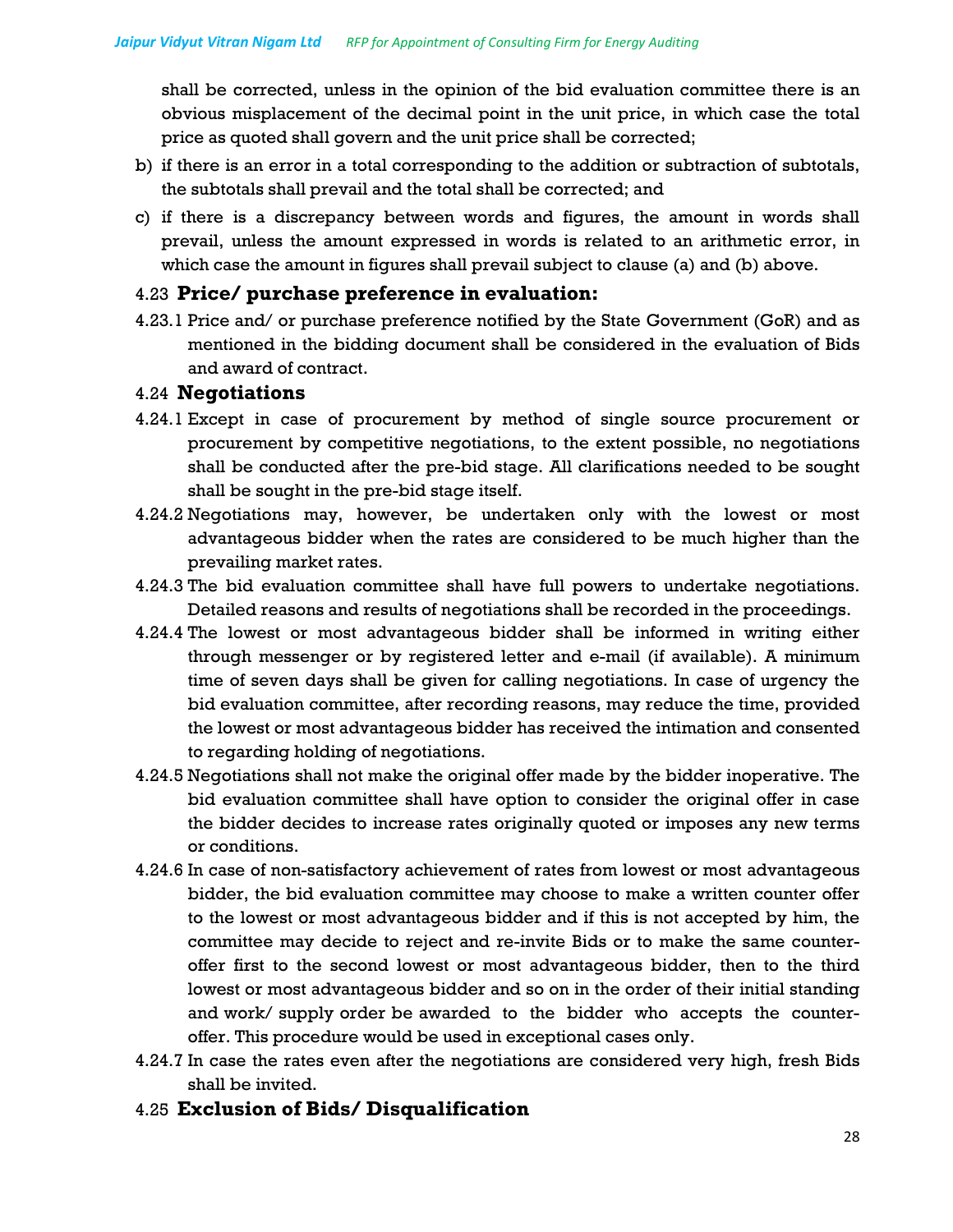shall be corrected, unless in the opinion of the bid evaluation committee there is an obvious misplacement of the decimal point in the unit price, in which case the total price as quoted shall govern and the unit price shall be corrected;

b) if there is an error in a total corresponding to the addition or subtraction of subtotals, the subtotals shall prevail and the total shall be corrected; and

c) if there is a discrepancy between words and figures, the amount in words shall prevail, unless the amount expressed in words is related to an arithmetic error, in which case the amount in figures shall prevail subject to clause (a) and (b) above.

### 4.23 Price/ purchase preference in evaluation:

4.23.1 Price and/ or purchase preference notified by the State Government (GoR) and as mentioned in the bidding document shall be considered in the evaluation of Bids and award of contract.

### 4.24 Negotiations

4.24.1 Except in case of procurement by method of single source procurement or procurement by competitive negotiations, to the extent possible, no negotiations shall be conducted after the pre-bid stage. All clarifications needed to be sought shall be sought in the pre-bid stage itself.

4.24.2 Negotiations may, however, be undertaken only with the lowest or most advantageous bidder when the rates are considered to be much higher than the prevailing market rates.

4.24.3 The bid evaluation committee shall have full powers to undertake negotiations. Detailed reasons and results of negotiations shall be recorded in the proceedings.

4.24.4 The lowest or most advantageous bidder shall be informed in writing either through messenger or by registered letter and e-mail (if available). A minimum time of seven days shall be given for calling negotiations. In case of urgency the bid evaluation committee, after recording reasons, may reduce the time, provided the lowest or most advantageous bidder has received the intimation and consented to regarding holding of negotiations.

4.24.5 Negotiations shall not make the original offer made by the bidder inoperative. The bid evaluation committee shall have option to consider the original offer in case the bidder decides to increase rates originally quoted or imposes any new terms or conditions.

4.24.6 In case of non-satisfactory achievement of rates from lowest or most advantageous bidder, the bid evaluation committee may choose to make a written counter offer to the lowest or most advantageous bidder and if this is not accepted by him, the committee may decide to reject and re-invite Bids or to make the same counter-offer first to the second lowest or most advantageous bidder, then to the third lowest or most advantageous bidder and so on in the order of their initial standing and work/ supply order be awarded to the bidder who accepts the counter-offer. This procedure would be used in exceptional cases only.

4.24.7 In case the rates even after the negotiations are considered very high, fresh Bids shall be invited.

### 4.25 Exclusion of Bids/ Disqualification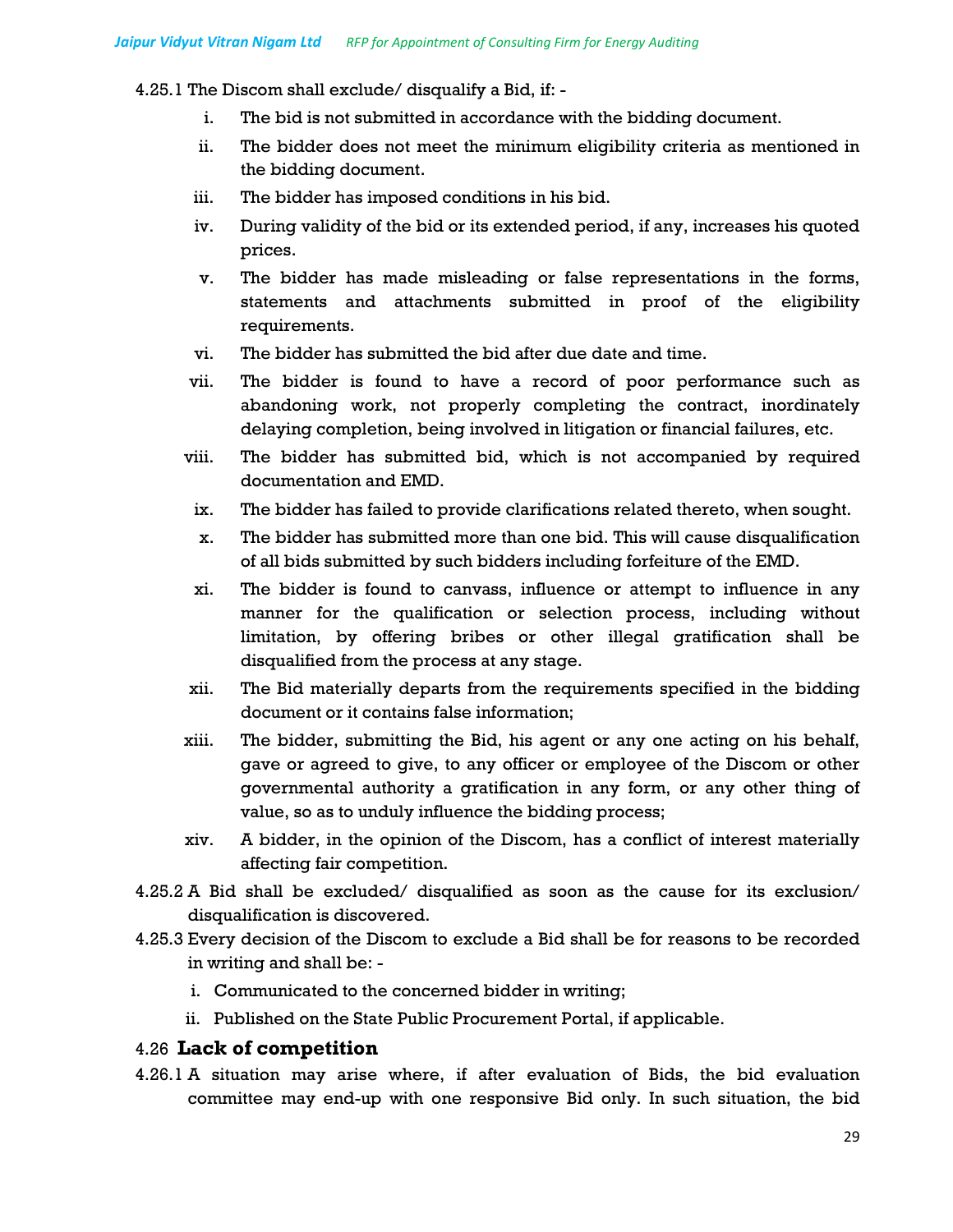4.25.1 The Discom shall exclude/ disqualify a Bid, if: -

i. The bid is not submitted in accordance with the bidding document.

ii. The bidder does not meet the minimum eligibility criteria as mentioned in the bidding document.

iii. The bidder has imposed conditions in his bid.

iv. During validity of the bid or its extended period, if any, increases his quoted prices.

v. The bidder has made misleading or false representations in the forms, statements and attachments submitted in proof of the eligibility requirements.

vi. The bidder has submitted the bid after due date and time.

vii. The bidder is found to have a record of poor performance such as abandoning work, not properly completing the contract, inordinately delaying completion, being involved in litigation or financial failures, etc.

viii. The bidder has submitted bid, which is not accompanied by required documentation and EMD.

ix. The bidder has failed to provide clarifications related thereto, when sought.

x. The bidder has submitted more than one bid. This will cause disqualification of all bids submitted by such bidders including forfeiture of the EMD.

xi. The bidder is found to canvass, influence or attempt to influence in any manner for the qualification or selection process, including without limitation, by offering bribes or other illegal gratification shall be disqualified from the process at any stage.

xii. The Bid materially departs from the requirements specified in the bidding document or it contains false information;

xiii. The bidder, submitting the Bid, his agent or any one acting on his behalf, gave or agreed to give, to any officer or employee of the Discom or other governmental authority a gratification in any form, or any other thing of value, so as to unduly influence the bidding process;

xiv. A bidder, in the opinion of the Discom, has a conflict of interest materially affecting fair competition.

4.25.2 A Bid shall be excluded/ disqualified as soon as the cause for its exclusion/ disqualification is discovered.

4.25.3 Every decision of the Discom to exclude a Bid shall be for reasons to be recorded in writing and shall be: -

i. Communicated to the concerned bidder in writing;

ii. Published on the State Public Procurement Portal, if applicable.

## 4.26 Lack of competition

4.26.1 A situation may arise where, if after evaluation of Bids, the bid evaluation committee may end-up with one responsive Bid only. In such situation, the bid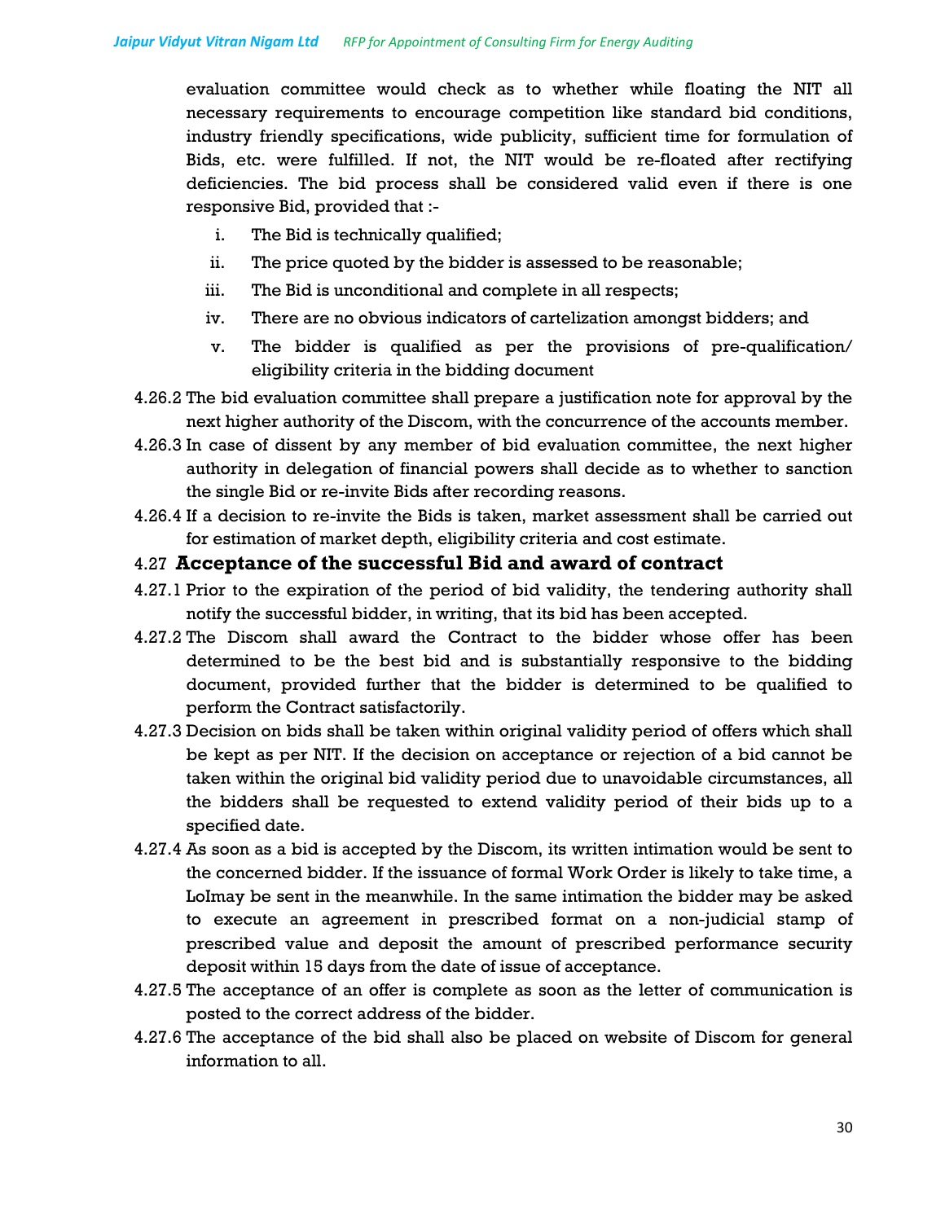evaluation committee would check as to whether while floating the NIT all necessary requirements to encourage competition like standard bid conditions, industry friendly specifications, wide publicity, sufficient time for formulation of Bids, etc. were fulfilled. If not, the NIT would be re-floated after rectifying deficiencies. The bid process shall be considered valid even if there is one responsive Bid, provided that :-

i. The Bid is technically qualified;

ii. The price quoted by the bidder is assessed to be reasonable;

iii. The Bid is unconditional and complete in all respects;

iv. There are no obvious indicators of cartelization amongst bidders; and

v. The bidder is qualified as per the provisions of pre-qualification/ eligibility criteria in the bidding document

4.26.2 The bid evaluation committee shall prepare a justification note for approval by the next higher authority of the Discom, with the concurrence of the accounts member.

4.26.3 In case of dissent by any member of bid evaluation committee, the next higher authority in delegation of financial powers shall decide as to whether to sanction the single Bid or re-invite Bids after recording reasons.

4.26.4 If a decision to re-invite the Bids is taken, market assessment shall be carried out for estimation of market depth, eligibility criteria and cost estimate.

## 4.27 Acceptance of the successful Bid and award of contract

4.27.1 Prior to the expiration of the period of bid validity, the tendering authority shall notify the successful bidder, in writing, that its bid has been accepted.

4.27.2 The Discom shall award the Contract to the bidder whose offer has been determined to be the best bid and is substantially responsive to the bidding document, provided further that the bidder is determined to be qualified to perform the Contract satisfactorily.

4.27.3 Decision on bids shall be taken within original validity period of offers which shall be kept as per NIT. If the decision on acceptance or rejection of a bid cannot be taken within the original bid validity period due to unavoidable circumstances, all the bidders shall be requested to extend validity period of their bids up to a specified date.

4.27.4 As soon as a bid is accepted by the Discom, its written intimation would be sent to the concerned bidder. If the issuance of formal Work Order is likely to take time, a LoImay be sent in the meanwhile. In the same intimation the bidder may be asked to execute an agreement in prescribed format on a non-judicial stamp of prescribed value and deposit the amount of prescribed performance security deposit within 15 days from the date of issue of acceptance.

4.27.5 The acceptance of an offer is complete as soon as the letter of communication is posted to the correct address of the bidder.

4.27.6 The acceptance of the bid shall also be placed on website of Discom for general information to all.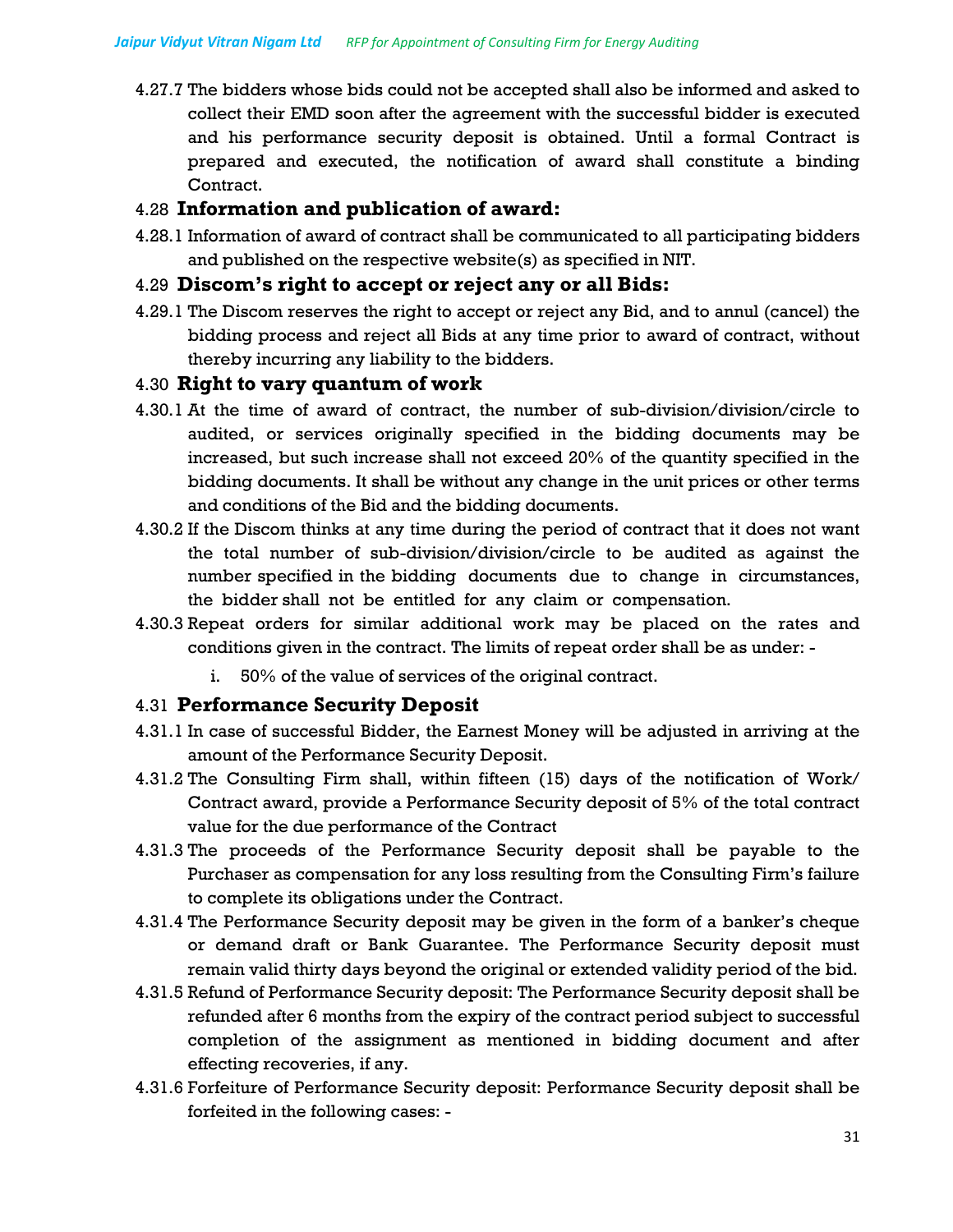4.27.7 The bidders whose bids could not be accepted shall also be informed and asked to collect their EMD soon after the agreement with the successful bidder is executed and his performance security deposit is obtained. Until a formal Contract is prepared and executed, the notification of award shall constitute a binding Contract.

### 4.28 Information and publication of award:

4.28.1 Information of award of contract shall be communicated to all participating bidders and published on the respective website(s) as specified in NIT.

### 4.29 Discom's right to accept or reject any or all Bids:

4.29.1 The Discom reserves the right to accept or reject any Bid, and to annul (cancel) the bidding process and reject all Bids at any time prior to award of contract, without thereby incurring any liability to the bidders.

### 4.30 Right to vary quantum of work

4.30.1 At the time of award of contract, the number of sub-division/division/circle to audited, or services originally specified in the bidding documents may be increased, but such increase shall not exceed 20% of the quantity specified in the bidding documents. It shall be without any change in the unit prices or other terms and conditions of the Bid and the bidding documents.

4.30.2 If the Discom thinks at any time during the period of contract that it does not want the total number of sub-division/division/circle to be audited as against the number specified in the bidding documents due to change in circumstances, the bidder shall not be entitled for any claim or compensation.

4.30.3 Repeat orders for similar additional work may be placed on the rates and conditions given in the contract. The limits of repeat order shall be as under: -

i. 50% of the value of services of the original contract.

### 4.31 Performance Security Deposit

4.31.1 In case of successful Bidder, the Earnest Money will be adjusted in arriving at the amount of the Performance Security Deposit.

4.31.2 The Consulting Firm shall, within fifteen (15) days of the notification of Work/ Contract award, provide a Performance Security deposit of 5% of the total contract value for the due performance of the Contract

4.31.3 The proceeds of the Performance Security deposit shall be payable to the Purchaser as compensation for any loss resulting from the Consulting Firm's failure to complete its obligations under the Contract.

4.31.4 The Performance Security deposit may be given in the form of a banker's cheque or demand draft or Bank Guarantee. The Performance Security deposit must remain valid thirty days beyond the original or extended validity period of the bid.

4.31.5 Refund of Performance Security deposit: The Performance Security deposit shall be refunded after 6 months from the expiry of the contract period subject to successful completion of the assignment as mentioned in bidding document and after effecting recoveries, if any.

4.31.6 Forfeiture of Performance Security deposit: Performance Security deposit shall be forfeited in the following cases: -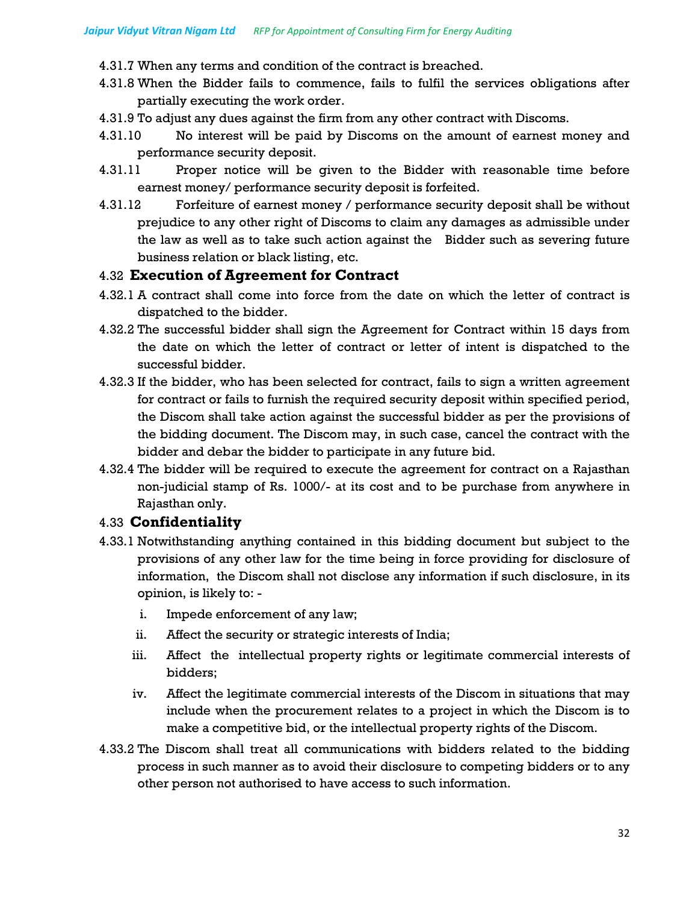4.31.7 When any terms and condition of the contract is breached.

4.31.8 When the Bidder fails to commence, fails to fulfil the services obligations after partially executing the work order.

4.31.9 To adjust any dues against the firm from any other contract with Discoms.

4.31.10 No interest will be paid by Discoms on the amount of earnest money and performance security deposit.

4.31.11 Proper notice will be given to the Bidder with reasonable time before earnest money/ performance security deposit is forfeited.

4.31.12 Forfeiture of earnest money / performance security deposit shall be without prejudice to any other right of Discoms to claim any damages as admissible under the law as well as to take such action against the Bidder such as severing future business relation or black listing, etc.

### 4.32 Execution of Agreement for Contract

4.32.1 A contract shall come into force from the date on which the letter of contract is dispatched to the bidder.

4.32.2 The successful bidder shall sign the Agreement for Contract within 15 days from the date on which the letter of contract or letter of intent is dispatched to the successful bidder.

4.32.3 If the bidder, who has been selected for contract, fails to sign a written agreement for contract or fails to furnish the required security deposit within specified period, the Discom shall take action against the successful bidder as per the provisions of the bidding document. The Discom may, in such case, cancel the contract with the bidder and debar the bidder to participate in any future bid.

4.32.4 The bidder will be required to execute the agreement for contract on a Rajasthan non-judicial stamp of Rs. 1000/- at its cost and to be purchase from anywhere in Rajasthan only.

### 4.33 Confidentiality

4.33.1 Notwithstanding anything contained in this bidding document but subject to the provisions of any other law for the time being in force providing for disclosure of information, the Discom shall not disclose any information if such disclosure, in its opinion, is likely to: -

i. Impede enforcement of any law;

ii. Affect the security or strategic interests of India;

iii. Affect the intellectual property rights or legitimate commercial interests of bidders;

iv. Affect the legitimate commercial interests of the Discom in situations that may include when the procurement relates to a project in which the Discom is to make a competitive bid, or the intellectual property rights of the Discom.

4.33.2 The Discom shall treat all communications with bidders related to the bidding process in such manner as to avoid their disclosure to competing bidders or to any other person not authorised to have access to such information.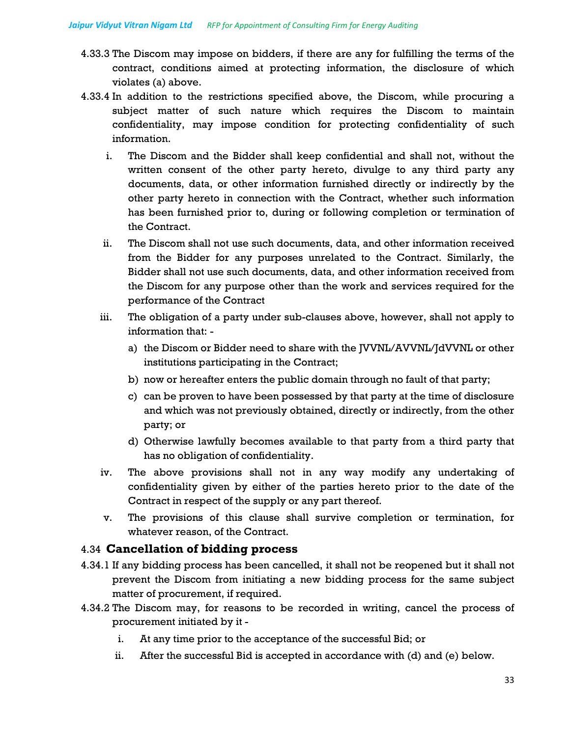4.33.3 The Discom may impose on bidders, if there are any for fulfilling the terms of the contract, conditions aimed at protecting information, the disclosure of which violates (a) above.

4.33.4 In addition to the restrictions specified above, the Discom, while procuring a subject matter of such nature which requires the Discom to maintain confidentiality, may impose condition for protecting confidentiality of such information.

i. The Discom and the Bidder shall keep confidential and shall not, without the written consent of the other party hereto, divulge to any third party any documents, data, or other information furnished directly or indirectly by the other party hereto in connection with the Contract, whether such information has been furnished prior to, during or following completion or termination of the Contract.

ii. The Discom shall not use such documents, data, and other information received from the Bidder for any purposes unrelated to the Contract. Similarly, the Bidder shall not use such documents, data, and other information received from the Discom for any purpose other than the work and services required for the performance of the Contract

iii. The obligation of a party under sub-clauses above, however, shall not apply to information that: -

   a) the Discom or Bidder need to share with the JVVNL/AVVNL/JdVVNL or other institutions participating in the Contract;

   b) now or hereafter enters the public domain through no fault of that party;

   c) can be proven to have been possessed by that party at the time of disclosure and which was not previously obtained, directly or indirectly, from the other party; or

   d) Otherwise lawfully becomes available to that party from a third party that has no obligation of confidentiality.

iv. The above provisions shall not in any way modify any undertaking of confidentiality given by either of the parties hereto prior to the date of the Contract in respect of the supply or any part thereof.

v. The provisions of this clause shall survive completion or termination, for whatever reason, of the Contract.

## 4.34 Cancellation of bidding process

4.34.1 If any bidding process has been cancelled, it shall not be reopened but it shall not prevent the Discom from initiating a new bidding process for the same subject matter of procurement, if required.

4.34.2 The Discom may, for reasons to be recorded in writing, cancel the process of procurement initiated by it -

i. At any time prior to the acceptance of the successful Bid; or

ii. After the successful Bid is accepted in accordance with (d) and (e) below.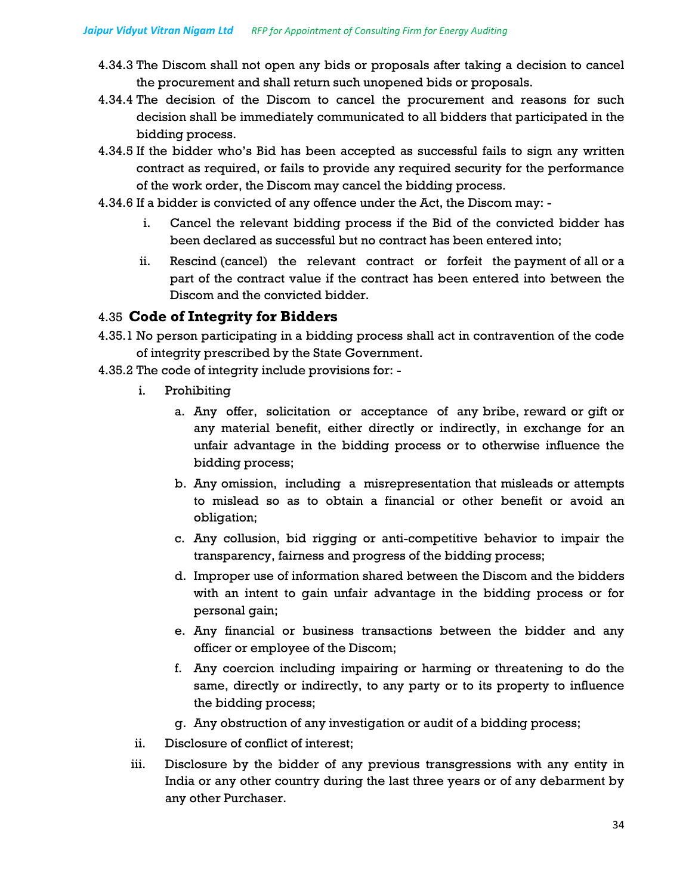4.34.3 The Discom shall not open any bids or proposals after taking a decision to cancel the procurement and shall return such unopened bids or proposals.

4.34.4 The decision of the Discom to cancel the procurement and reasons for such decision shall be immediately communicated to all bidders that participated in the bidding process.

4.34.5 If the bidder who's Bid has been accepted as successful fails to sign any written contract as required, or fails to provide any required security for the performance of the work order, the Discom may cancel the bidding process.

4.34.6 If a bidder is convicted of any offence under the Act, the Discom may: -

i. Cancel the relevant bidding process if the Bid of the convicted bidder has been declared as successful but no contract has been entered into;

ii. Rescind (cancel) the relevant contract or forfeit the payment of all or a part of the contract value if the contract has been entered into between the Discom and the convicted bidder.

## 4.35 Code of Integrity for Bidders

4.35.1 No person participating in a bidding process shall act in contravention of the code of integrity prescribed by the State Government.

4.35.2 The code of integrity include provisions for: -

i. Prohibiting

   a. Any offer, solicitation or acceptance of any bribe, reward or gift or any material benefit, either directly or indirectly, in exchange for an unfair advantage in the bidding process or to otherwise influence the bidding process;

   b. Any omission, including a misrepresentation that misleads or attempts to mislead so as to obtain a financial or other benefit or avoid an obligation;

   c. Any collusion, bid rigging or anti-competitive behavior to impair the transparency, fairness and progress of the bidding process;

   d. Improper use of information shared between the Discom and the bidders with an intent to gain unfair advantage in the bidding process or for personal gain;

   e. Any financial or business transactions between the bidder and any officer or employee of the Discom;

   f. Any coercion including impairing or harming or threatening to do the same, directly or indirectly, to any party or to its property to influence the bidding process;

   g. Any obstruction of any investigation or audit of a bidding process;

ii. Disclosure of conflict of interest;

iii. Disclosure by the bidder of any previous transgressions with any entity in India or any other country during the last three years or of any debarment by any other Purchaser.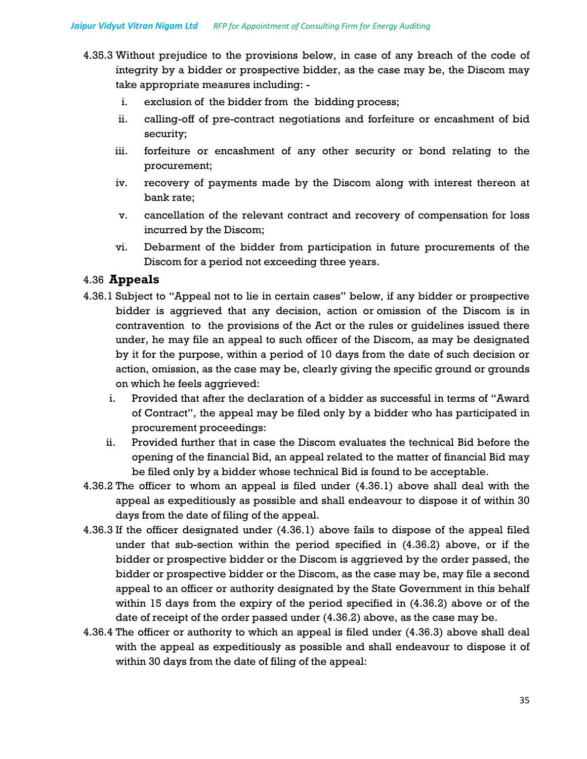4.35.3 Without prejudice to the provisions below, in case of any breach of the code of integrity by a bidder or prospective bidder, as the case may be, the Discom may take appropriate measures including: -

i. exclusion of the bidder from the bidding process;
ii. calling-off of pre-contract negotiations and forfeiture or encashment of bid security;
iii. forfeiture or encashment of any other security or bond relating to the procurement;
iv. recovery of payments made by the Discom along with interest thereon at bank rate;
v. cancellation of the relevant contract and recovery of compensation for loss incurred by the Discom;
vi. Debarment of the bidder from participation in future procurements of the Discom for a period not exceeding three years.

## 4.36 Appeals

4.36.1 Subject to "Appeal not to lie in certain cases" below, if any bidder or prospective bidder is aggrieved that any decision, action or omission of the Discom is in contravention to the provisions of the Act or the rules or guidelines issued there under, he may file an appeal to such officer of the Discom, as may be designated by it for the purpose, within a period of 10 days from the date of such decision or action, omission, as the case may be, clearly giving the specific ground or grounds on which he feels aggrieved:

i. Provided that after the declaration of a bidder as successful in terms of "Award of Contract", the appeal may be filed only by a bidder who has participated in procurement proceedings:
ii. Provided further that in case the Discom evaluates the technical Bid before the opening of the financial Bid, an appeal related to the matter of financial Bid may be filed only by a bidder whose technical Bid is found to be acceptable.

4.36.2 The officer to whom an appeal is filed under (4.36.1) above shall deal with the appeal as expeditiously as possible and shall endeavour to dispose it of within 30 days from the date of filing of the appeal.

4.36.3 If the officer designated under (4.36.1) above fails to dispose of the appeal filed under that sub-section within the period specified in (4.36.2) above, or if the bidder or prospective bidder or the Discom is aggrieved by the order passed, the bidder or prospective bidder or the Discom, as the case may be, may file a second appeal to an officer or authority designated by the State Government in this behalf within 15 days from the expiry of the period specified in (4.36.2) above or of the date of receipt of the order passed under (4.36.2) above, as the case may be.

4.36.4 The officer or authority to which an appeal is filed under (4.36.3) above shall deal with the appeal as expeditiously as possible and shall endeavour to dispose it of within 30 days from the date of filing of the appeal: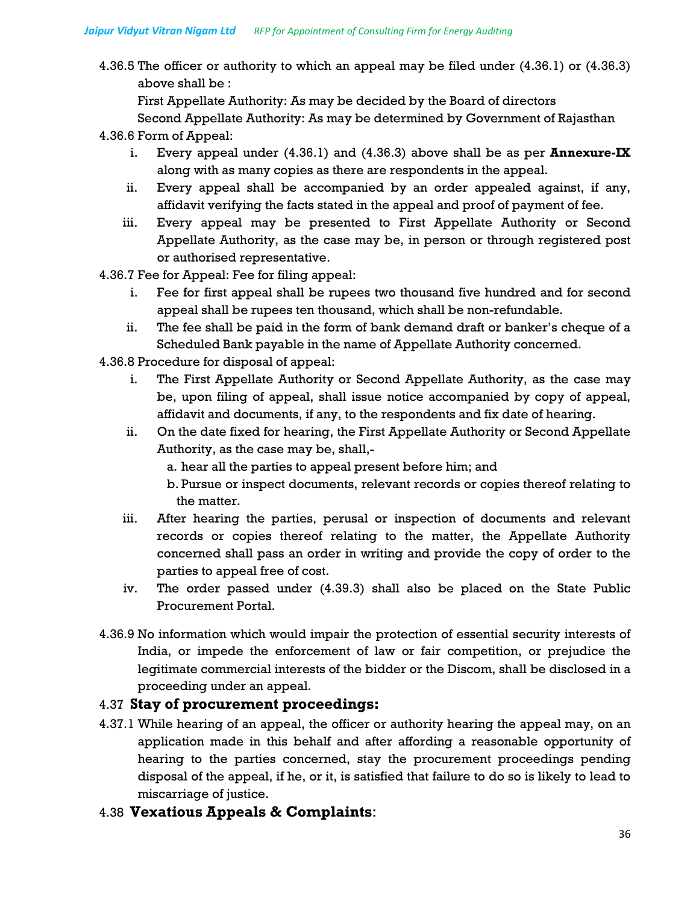4.36.5 The officer or authority to which an appeal may be filed under (4.36.1) or (4.36.3) above shall be :

First Appellate Authority: As may be decided by the Board of directors

Second Appellate Authority: As may be determined by Government of Rajasthan

4.36.6 Form of Appeal:

i. Every appeal under (4.36.1) and (4.36.3) above shall be as per **Annexure-IX** along with as many copies as there are respondents in the appeal.

ii. Every appeal shall be accompanied by an order appealed against, if any, affidavit verifying the facts stated in the appeal and proof of payment of fee.

iii. Every appeal may be presented to First Appellate Authority or Second Appellate Authority, as the case may be, in person or through registered post or authorised representative.

4.36.7 Fee for Appeal: Fee for filing appeal:

i. Fee for first appeal shall be rupees two thousand five hundred and for second appeal shall be rupees ten thousand, which shall be non-refundable.

ii. The fee shall be paid in the form of bank demand draft or banker's cheque of a Scheduled Bank payable in the name of Appellate Authority concerned.

4.36.8 Procedure for disposal of appeal:

i. The First Appellate Authority or Second Appellate Authority, as the case may be, upon filing of appeal, shall issue notice accompanied by copy of appeal, affidavit and documents, if any, to the respondents and fix date of hearing.

ii. On the date fixed for hearing, the First Appellate Authority or Second Appellate Authority, as the case may be, shall,-

a. hear all the parties to appeal present before him; and

b. Pursue or inspect documents, relevant records or copies thereof relating to the matter.

iii. After hearing the parties, perusal or inspection of documents and relevant records or copies thereof relating to the matter, the Appellate Authority concerned shall pass an order in writing and provide the copy of order to the parties to appeal free of cost.

iv. The order passed under (4.39.3) shall also be placed on the State Public Procurement Portal.

4.36.9 No information which would impair the protection of essential security interests of India, or impede the enforcement of law or fair competition, or prejudice the legitimate commercial interests of the bidder or the Discom, shall be disclosed in a proceeding under an appeal.

## 4.37 Stay of procurement proceedings:

4.37.1 While hearing of an appeal, the officer or authority hearing the appeal may, on an application made in this behalf and after affording a reasonable opportunity of hearing to the parties concerned, stay the procurement proceedings pending disposal of the appeal, if he, or it, is satisfied that failure to do so is likely to lead to miscarriage of justice.

## 4.38 Vexatious Appeals & Complaints: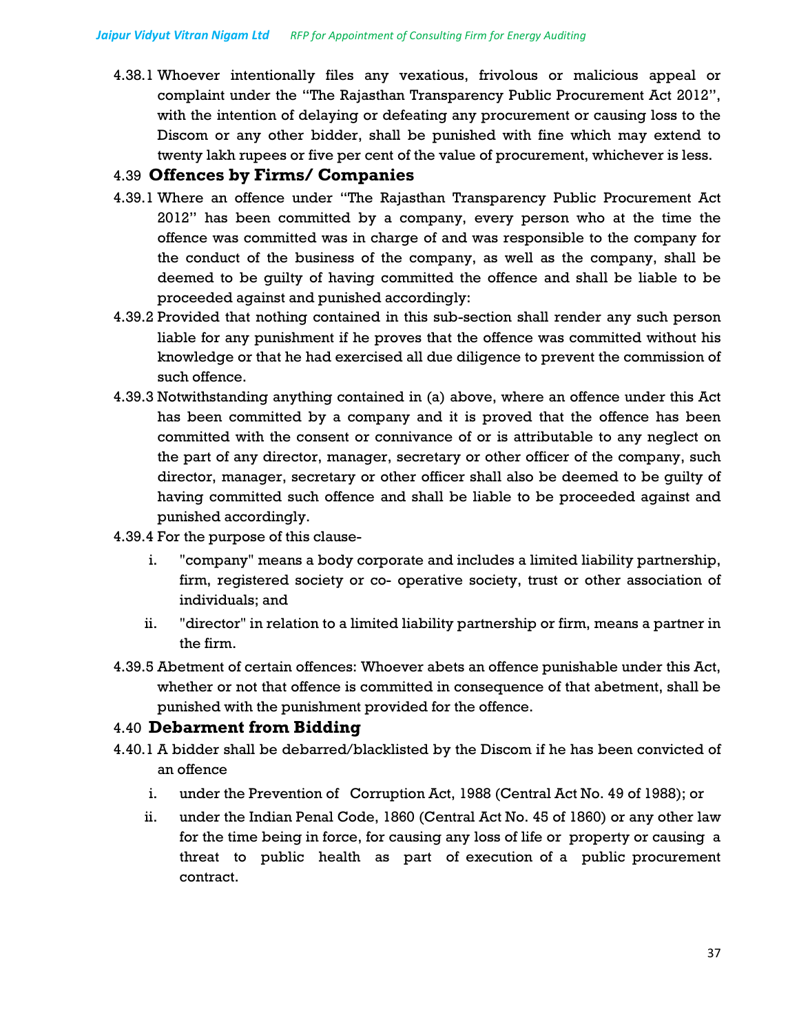4.38.1 Whoever intentionally files any vexatious, frivolous or malicious appeal or complaint under the "The Rajasthan Transparency Public Procurement Act 2012", with the intention of delaying or defeating any procurement or causing loss to the Discom or any other bidder, shall be punished with fine which may extend to twenty lakh rupees or five per cent of the value of procurement, whichever is less.

## 4.39 Offences by Firms/ Companies

4.39.1 Where an offence under "The Rajasthan Transparency Public Procurement Act 2012" has been committed by a company, every person who at the time the offence was committed was in charge of and was responsible to the company for the conduct of the business of the company, as well as the company, shall be deemed to be guilty of having committed the offence and shall be liable to be proceeded against and punished accordingly:

4.39.2 Provided that nothing contained in this sub-section shall render any such person liable for any punishment if he proves that the offence was committed without his knowledge or that he had exercised all due diligence to prevent the commission of such offence.

4.39.3 Notwithstanding anything contained in (a) above, where an offence under this Act has been committed by a company and it is proved that the offence has been committed with the consent or connivance of or is attributable to any neglect on the part of any director, manager, secretary or other officer of the company, such director, manager, secretary or other officer shall also be deemed to be guilty of having committed such offence and shall be liable to be proceeded against and punished accordingly.

4.39.4 For the purpose of this clause-

i. "company" means a body corporate and includes a limited liability partnership, firm, registered society or co- operative society, trust or other association of individuals; and

ii. "director" in relation to a limited liability partnership or firm, means a partner in the firm.

4.39.5 Abetment of certain offences: Whoever abets an offence punishable under this Act, whether or not that offence is committed in consequence of that abetment, shall be punished with the punishment provided for the offence.

## 4.40 Debarment from Bidding

4.40.1 A bidder shall be debarred/blacklisted by the Discom if he has been convicted of an offence

i. under the Prevention of Corruption Act, 1988 (Central Act No. 49 of 1988); or

ii. under the Indian Penal Code, 1860 (Central Act No. 45 of 1860) or any other law for the time being in force, for causing any loss of life or property or causing a threat to public health as part of execution of a public procurement contract.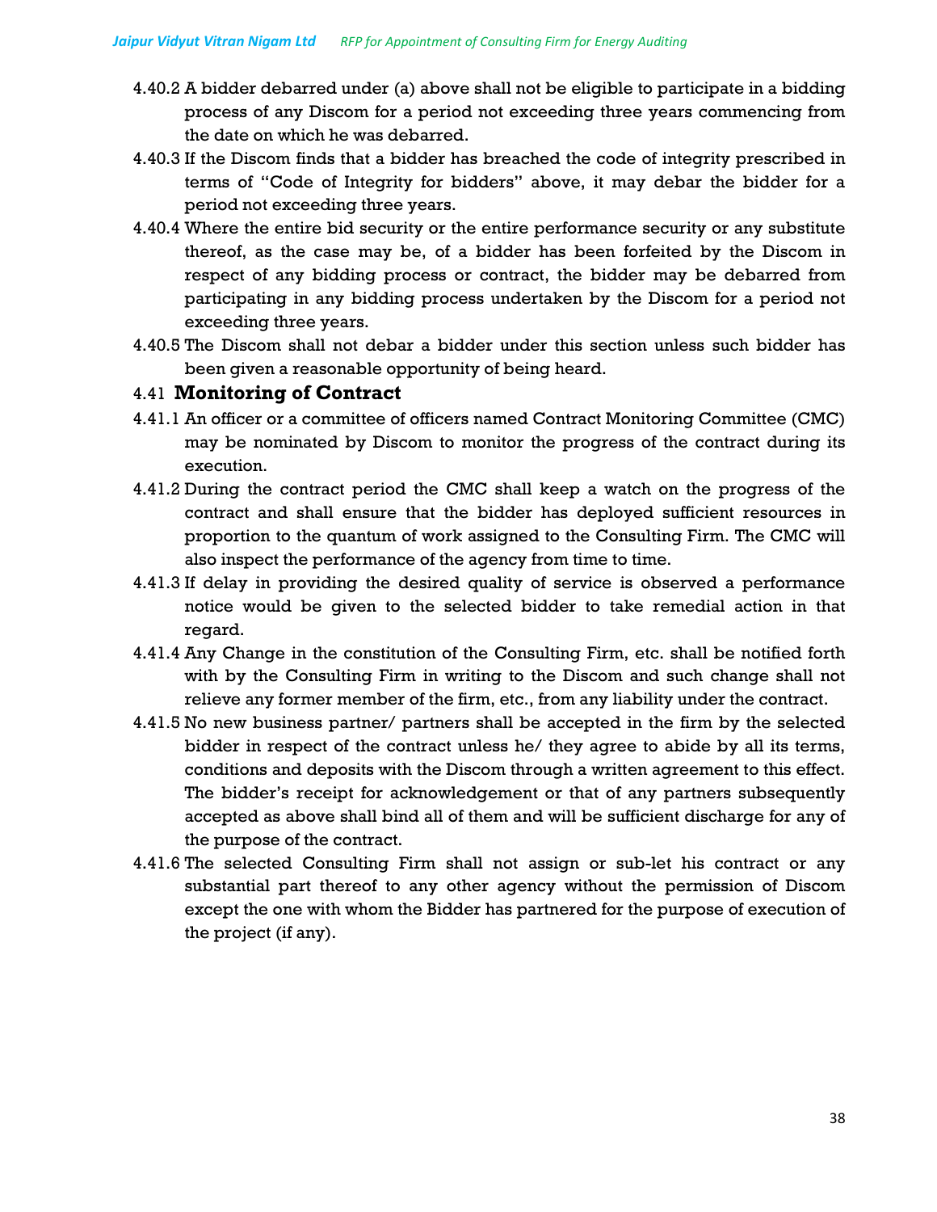4.40.2 A bidder debarred under (a) above shall not be eligible to participate in a bidding process of any Discom for a period not exceeding three years commencing from the date on which he was debarred.

4.40.3 If the Discom finds that a bidder has breached the code of integrity prescribed in terms of "Code of Integrity for bidders" above, it may debar the bidder for a period not exceeding three years.

4.40.4 Where the entire bid security or the entire performance security or any substitute thereof, as the case may be, of a bidder has been forfeited by the Discom in respect of any bidding process or contract, the bidder may be debarred from participating in any bidding process undertaken by the Discom for a period not exceeding three years.

4.40.5 The Discom shall not debar a bidder under this section unless such bidder has been given a reasonable opportunity of being heard.

## 4.41 Monitoring of Contract

4.41.1 An officer or a committee of officers named Contract Monitoring Committee (CMC) may be nominated by Discom to monitor the progress of the contract during its execution.

4.41.2 During the contract period the CMC shall keep a watch on the progress of the contract and shall ensure that the bidder has deployed sufficient resources in proportion to the quantum of work assigned to the Consulting Firm. The CMC will also inspect the performance of the agency from time to time.

4.41.3 If delay in providing the desired quality of service is observed a performance notice would be given to the selected bidder to take remedial action in that regard.

4.41.4 Any Change in the constitution of the Consulting Firm, etc. shall be notified forth with by the Consulting Firm in writing to the Discom and such change shall not relieve any former member of the firm, etc., from any liability under the contract.

4.41.5 No new business partner/ partners shall be accepted in the firm by the selected bidder in respect of the contract unless he/ they agree to abide by all its terms, conditions and deposits with the Discom through a written agreement to this effect. The bidder's receipt for acknowledgement or that of any partners subsequently accepted as above shall bind all of them and will be sufficient discharge for any of the purpose of the contract.

4.41.6 The selected Consulting Firm shall not assign or sub-let his contract or any substantial part thereof to any other agency without the permission of Discom except the one with whom the Bidder has partnered for the purpose of execution of the project (if any).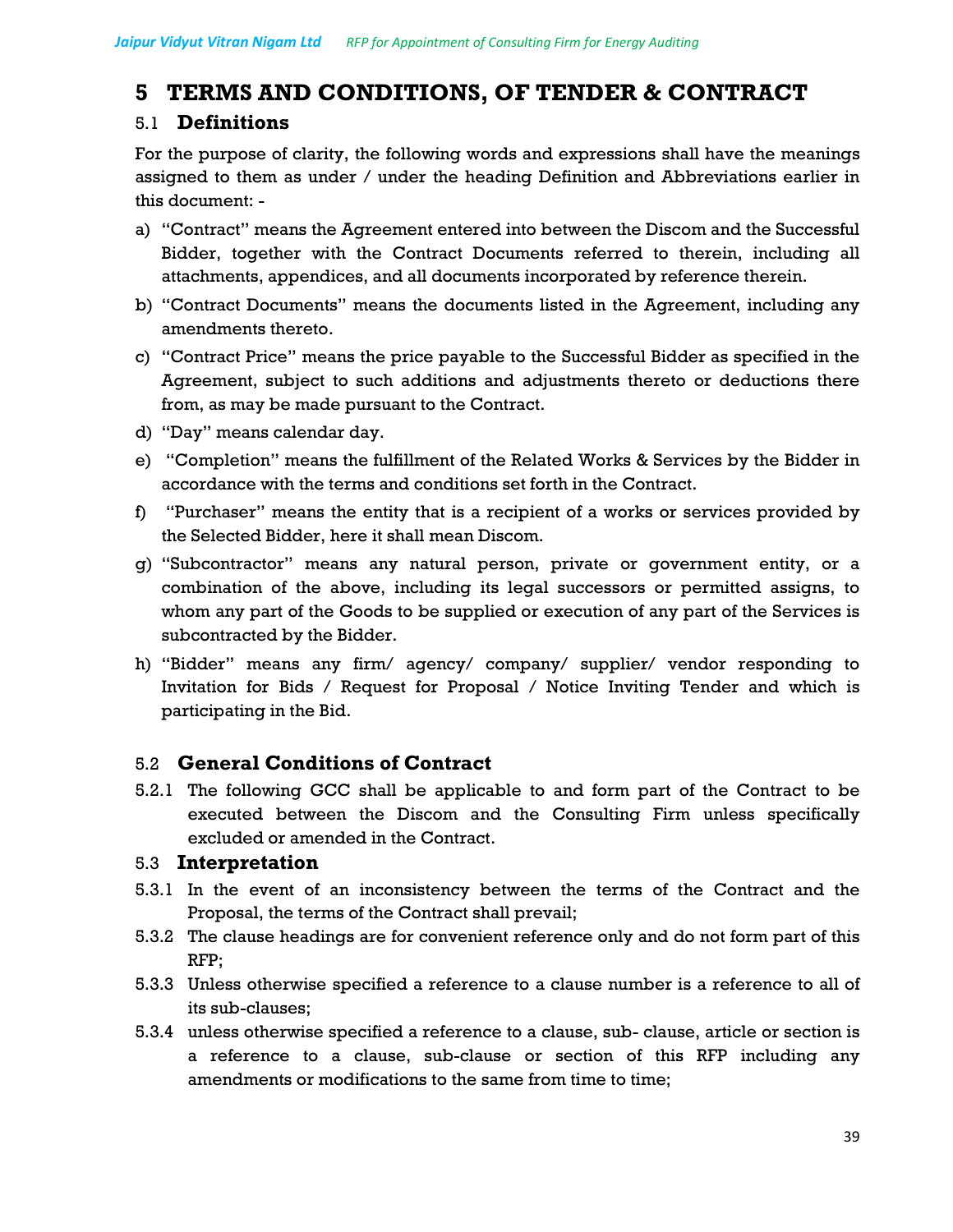# 5 TERMS AND CONDITIONS, OF TENDER & CONTRACT

## 5.1 Definitions

For the purpose of clarity, the following words and expressions shall have the meanings assigned to them as under / under the heading Definition and Abbreviations earlier in this document: -

a) "Contract" means the Agreement entered into between the Discom and the Successful Bidder, together with the Contract Documents referred to therein, including all attachments, appendices, and all documents incorporated by reference therein.

b) "Contract Documents" means the documents listed in the Agreement, including any amendments thereto.

c) "Contract Price" means the price payable to the Successful Bidder as specified in the Agreement, subject to such additions and adjustments thereto or deductions there from, as may be made pursuant to the Contract.

d) "Day" means calendar day.

e) "Completion" means the fulfillment of the Related Works & Services by the Bidder in accordance with the terms and conditions set forth in the Contract.

f) "Purchaser" means the entity that is a recipient of a works or services provided by the Selected Bidder, here it shall mean Discom.

g) "Subcontractor" means any natural person, private or government entity, or a combination of the above, including its legal successors or permitted assigns, to whom any part of the Goods to be supplied or execution of any part of the Services is subcontracted by the Bidder.

h) "Bidder" means any firm/ agency/ company/ supplier/ vendor responding to Invitation for Bids / Request for Proposal / Notice Inviting Tender and which is participating in the Bid.

## 5.2 General Conditions of Contract

5.2.1 The following GCC shall be applicable to and form part of the Contract to be executed between the Discom and the Consulting Firm unless specifically excluded or amended in the Contract.

## 5.3 Interpretation

5.3.1 In the event of an inconsistency between the terms of the Contract and the Proposal, the terms of the Contract shall prevail;

5.3.2 The clause headings are for convenient reference only and do not form part of this RFP;

5.3.3 Unless otherwise specified a reference to a clause number is a reference to all of its sub-clauses;

5.3.4 unless otherwise specified a reference to a clause, sub- clause, article or section is a reference to a clause, sub-clause or section of this RFP including any amendments or modifications to the same from time to time;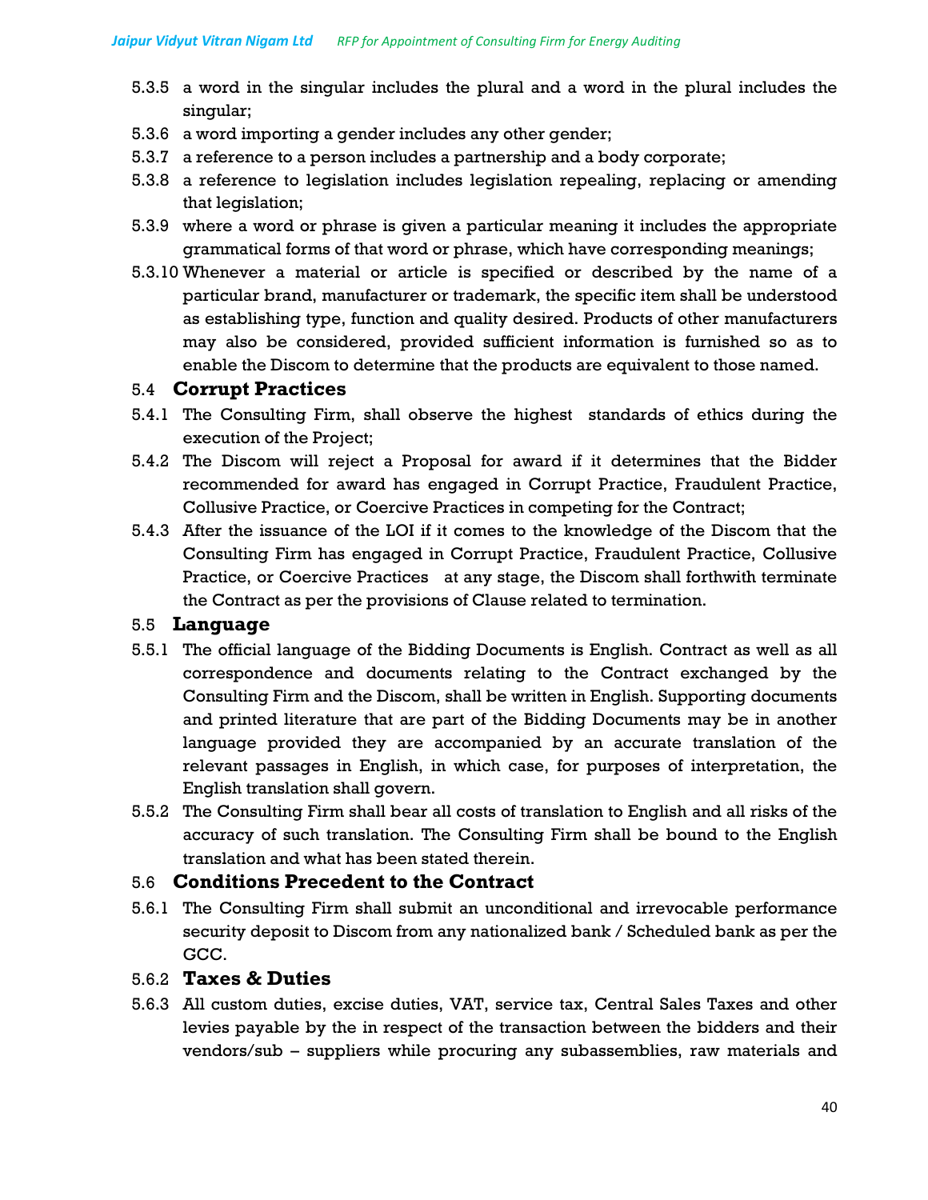5.3.5 a word in the singular includes the plural and a word in the plural includes the singular;

5.3.6 a word importing a gender includes any other gender;

5.3.7 a reference to a person includes a partnership and a body corporate;

5.3.8 a reference to legislation includes legislation repealing, replacing or amending that legislation;

5.3.9 where a word or phrase is given a particular meaning it includes the appropriate grammatical forms of that word or phrase, which have corresponding meanings;

5.3.10 Whenever a material or article is specified or described by the name of a particular brand, manufacturer or trademark, the specific item shall be understood as establishing type, function and quality desired. Products of other manufacturers may also be considered, provided sufficient information is furnished so as to enable the Discom to determine that the products are equivalent to those named.

## 5.4 Corrupt Practices

5.4.1 The Consulting Firm, shall observe the highest standards of ethics during the execution of the Project;

5.4.2 The Discom will reject a Proposal for award if it determines that the Bidder recommended for award has engaged in Corrupt Practice, Fraudulent Practice, Collusive Practice, or Coercive Practices in competing for the Contract;

5.4.3 After the issuance of the LOI if it comes to the knowledge of the Discom that the Consulting Firm has engaged in Corrupt Practice, Fraudulent Practice, Collusive Practice, or Coercive Practices at any stage, the Discom shall forthwith terminate the Contract as per the provisions of Clause related to termination.

## 5.5 Language

5.5.1 The official language of the Bidding Documents is English. Contract as well as all correspondence and documents relating to the Contract exchanged by the Consulting Firm and the Discom, shall be written in English. Supporting documents and printed literature that are part of the Bidding Documents may be in another language provided they are accompanied by an accurate translation of the relevant passages in English, in which case, for purposes of interpretation, the English translation shall govern.

5.5.2 The Consulting Firm shall bear all costs of translation to English and all risks of the accuracy of such translation. The Consulting Firm shall be bound to the English translation and what has been stated therein.

## 5.6 Conditions Precedent to the Contract

5.6.1 The Consulting Firm shall submit an unconditional and irrevocable performance security deposit to Discom from any nationalized bank / Scheduled bank as per the GCC.

### 5.6.2 Taxes & Duties

5.6.3 All custom duties, excise duties, VAT, service tax, Central Sales Taxes and other levies payable by the in respect of the transaction between the bidders and their vendors/sub – suppliers while procuring any subassemblies, raw materials and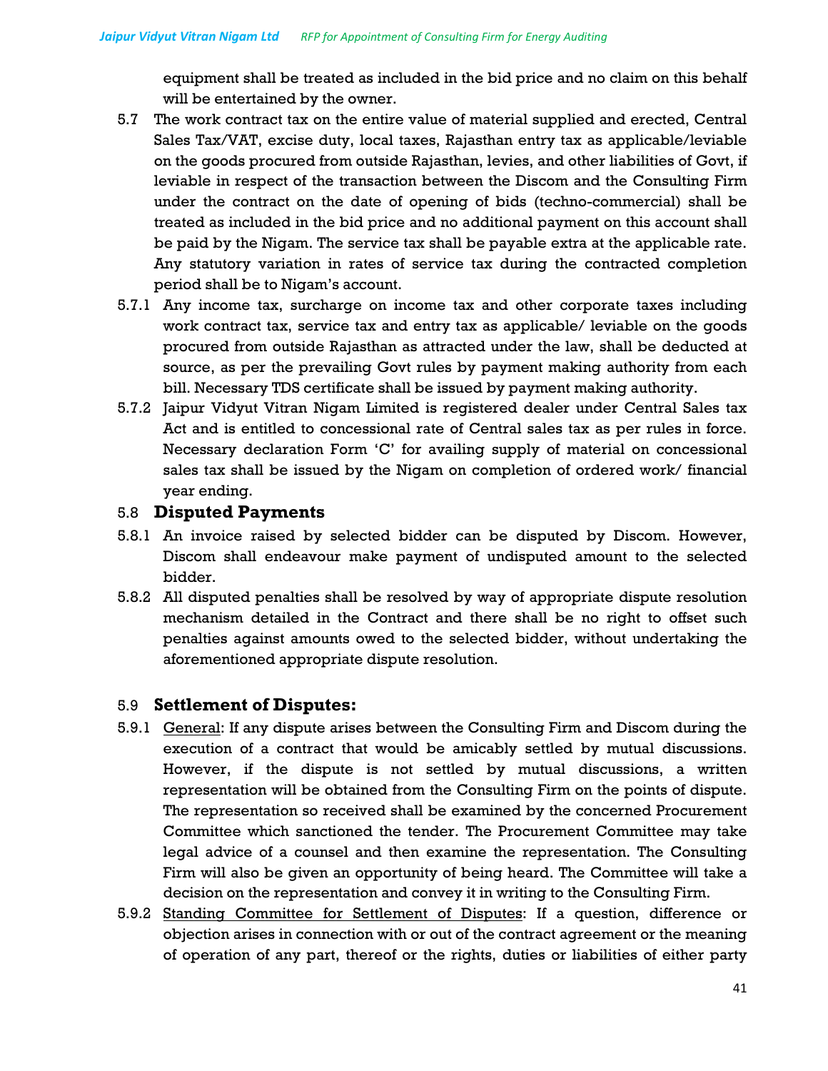equipment shall be treated as included in the bid price and no claim on this behalf will be entertained by the owner.

5.7 The work contract tax on the entire value of material supplied and erected, Central Sales Tax/VAT, excise duty, local taxes, Rajasthan entry tax as applicable/leviable on the goods procured from outside Rajasthan, levies, and other liabilities of Govt, if leviable in respect of the transaction between the Discom and the Consulting Firm under the contract on the date of opening of bids (techno-commercial) shall be treated as included in the bid price and no additional payment on this account shall be paid by the Nigam. The service tax shall be payable extra at the applicable rate. Any statutory variation in rates of service tax during the contracted completion period shall be to Nigam's account.

5.7.1 Any income tax, surcharge on income tax and other corporate taxes including work contract tax, service tax and entry tax as applicable/ leviable on the goods procured from outside Rajasthan as attracted under the law, shall be deducted at source, as per the prevailing Govt rules by payment making authority from each bill. Necessary TDS certificate shall be issued by payment making authority.

5.7.2 Jaipur Vidyut Vitran Nigam Limited is registered dealer under Central Sales tax Act and is entitled to concessional rate of Central sales tax as per rules in force. Necessary declaration Form 'C' for availing supply of material on concessional sales tax shall be issued by the Nigam on completion of ordered work/ financial year ending.

## 5.8 Disputed Payments

5.8.1 An invoice raised by selected bidder can be disputed by Discom. However, Discom shall endeavour make payment of undisputed amount to the selected bidder.

5.8.2 All disputed penalties shall be resolved by way of appropriate dispute resolution mechanism detailed in the Contract and there shall be no right to offset such penalties against amounts owed to the selected bidder, without undertaking the aforementioned appropriate dispute resolution.

## 5.9 Settlement of Disputes:

5.9.1 General: If any dispute arises between the Consulting Firm and Discom during the execution of a contract that would be amicably settled by mutual discussions. However, if the dispute is not settled by mutual discussions, a written representation will be obtained from the Consulting Firm on the points of dispute. The representation so received shall be examined by the concerned Procurement Committee which sanctioned the tender. The Procurement Committee may take legal advice of a counsel and then examine the representation. The Consulting Firm will also be given an opportunity of being heard. The Committee will take a decision on the representation and convey it in writing to the Consulting Firm.

5.9.2 Standing Committee for Settlement of Disputes: If a question, difference or objection arises in connection with or out of the contract agreement or the meaning of operation of any part, thereof or the rights, duties or liabilities of either party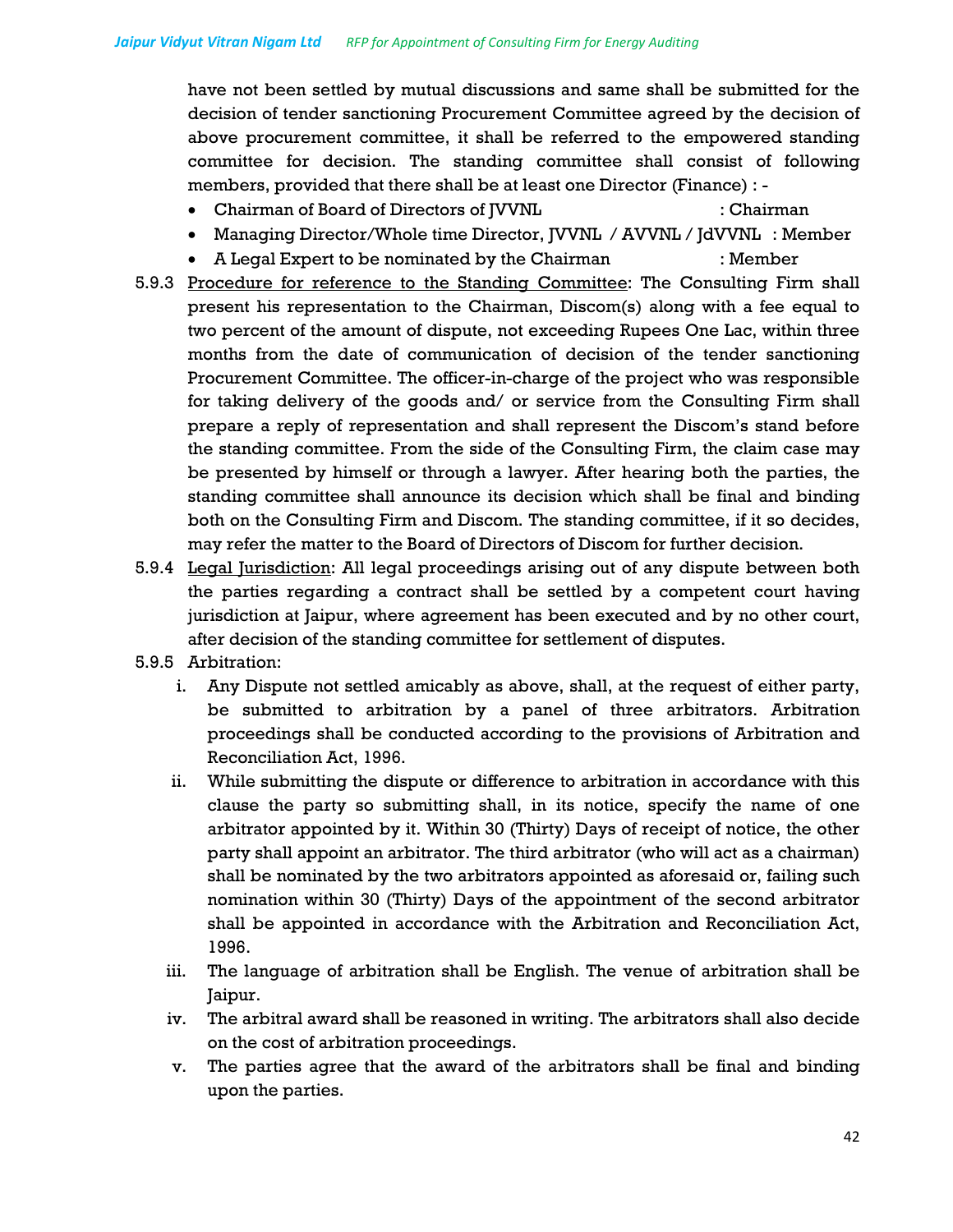have not been settled by mutual discussions and same shall be submitted for the decision of tender sanctioning Procurement Committee agreed by the decision of above procurement committee, it shall be referred to the empowered standing committee for decision. The standing committee shall consist of following members, provided that there shall be at least one Director (Finance) : -

- Chairman of Board of Directors of JVVNL : Chairman
- Managing Director/Whole time Director, JVVNL / AVVNL / JdVVNL : Member
- A Legal Expert to be nominated by the Chairman : Member

5.9.3 Procedure for reference to the Standing Committee: The Consulting Firm shall present his representation to the Chairman, Discom(s) along with a fee equal to two percent of the amount of dispute, not exceeding Rupees One Lac, within three months from the date of communication of decision of the tender sanctioning Procurement Committee. The officer-in-charge of the project who was responsible for taking delivery of the goods and/ or service from the Consulting Firm shall prepare a reply of representation and shall represent the Discom's stand before the standing committee. From the side of the Consulting Firm, the claim case may be presented by himself or through a lawyer. After hearing both the parties, the standing committee shall announce its decision which shall be final and binding both on the Consulting Firm and Discom. The standing committee, if it so decides, may refer the matter to the Board of Directors of Discom for further decision.

5.9.4 Legal Jurisdiction: All legal proceedings arising out of any dispute between both the parties regarding a contract shall be settled by a competent court having jurisdiction at Jaipur, where agreement has been executed and by no other court, after decision of the standing committee for settlement of disputes.

5.9.5 Arbitration:

i. Any Dispute not settled amicably as above, shall, at the request of either party, be submitted to arbitration by a panel of three arbitrators. Arbitration proceedings shall be conducted according to the provisions of Arbitration and Reconciliation Act, 1996.

ii. While submitting the dispute or difference to arbitration in accordance with this clause the party so submitting shall, in its notice, specify the name of one arbitrator appointed by it. Within 30 (Thirty) Days of receipt of notice, the other party shall appoint an arbitrator. The third arbitrator (who will act as a chairman) shall be nominated by the two arbitrators appointed as aforesaid or, failing such nomination within 30 (Thirty) Days of the appointment of the second arbitrator shall be appointed in accordance with the Arbitration and Reconciliation Act, 1996.

iii. The language of arbitration shall be English. The venue of arbitration shall be Jaipur.

iv. The arbitral award shall be reasoned in writing. The arbitrators shall also decide on the cost of arbitration proceedings.

v. The parties agree that the award of the arbitrators shall be final and binding upon the parties.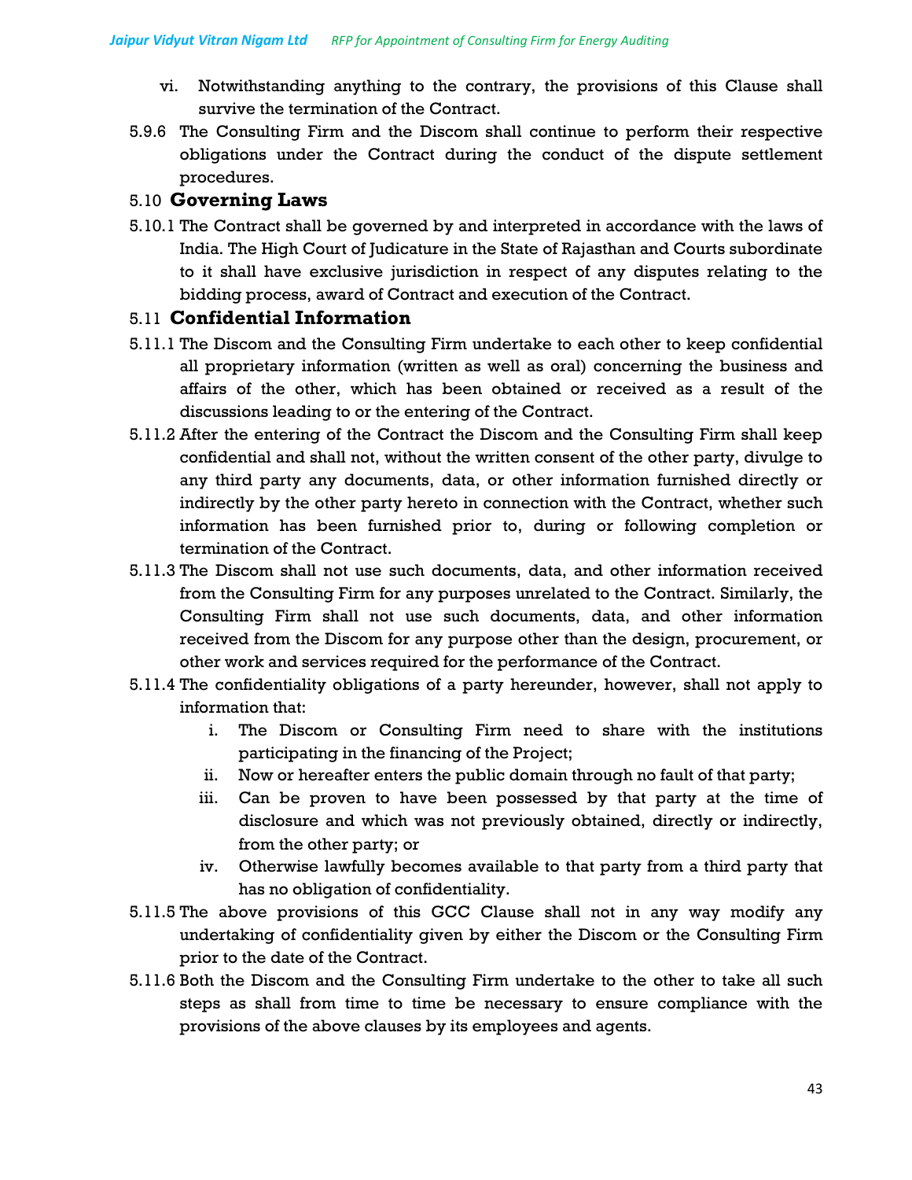vi. Notwithstanding anything to the contrary, the provisions of this Clause shall survive the termination of the Contract.

5.9.6 The Consulting Firm and the Discom shall continue to perform their respective obligations under the Contract during the conduct of the dispute settlement procedures.

## 5.10 Governing Laws

5.10.1 The Contract shall be governed by and interpreted in accordance with the laws of India. The High Court of Judicature in the State of Rajasthan and Courts subordinate to it shall have exclusive jurisdiction in respect of any disputes relating to the bidding process, award of Contract and execution of the Contract.

## 5.11 Confidential Information

5.11.1 The Discom and the Consulting Firm undertake to each other to keep confidential all proprietary information (written as well as oral) concerning the business and affairs of the other, which has been obtained or received as a result of the discussions leading to or the entering of the Contract.

5.11.2 After the entering of the Contract the Discom and the Consulting Firm shall keep confidential and shall not, without the written consent of the other party, divulge to any third party any documents, data, or other information furnished directly or indirectly by the other party hereto in connection with the Contract, whether such information has been furnished prior to, during or following completion or termination of the Contract.

5.11.3 The Discom shall not use such documents, data, and other information received from the Consulting Firm for any purposes unrelated to the Contract. Similarly, the Consulting Firm shall not use such documents, data, and other information received from the Discom for any purpose other than the design, procurement, or other work and services required for the performance of the Contract.

5.11.4 The confidentiality obligations of a party hereunder, however, shall not apply to information that:

i. The Discom or Consulting Firm need to share with the institutions participating in the financing of the Project;
ii. Now or hereafter enters the public domain through no fault of that party;
iii. Can be proven to have been possessed by that party at the time of disclosure and which was not previously obtained, directly or indirectly, from the other party; or
iv. Otherwise lawfully becomes available to that party from a third party that has no obligation of confidentiality.

5.11.5 The above provisions of this GCC Clause shall not in any way modify any undertaking of confidentiality given by either the Discom or the Consulting Firm prior to the date of the Contract.

5.11.6 Both the Discom and the Consulting Firm undertake to the other to take all such steps as shall from time to time be necessary to ensure compliance with the provisions of the above clauses by its employees and agents.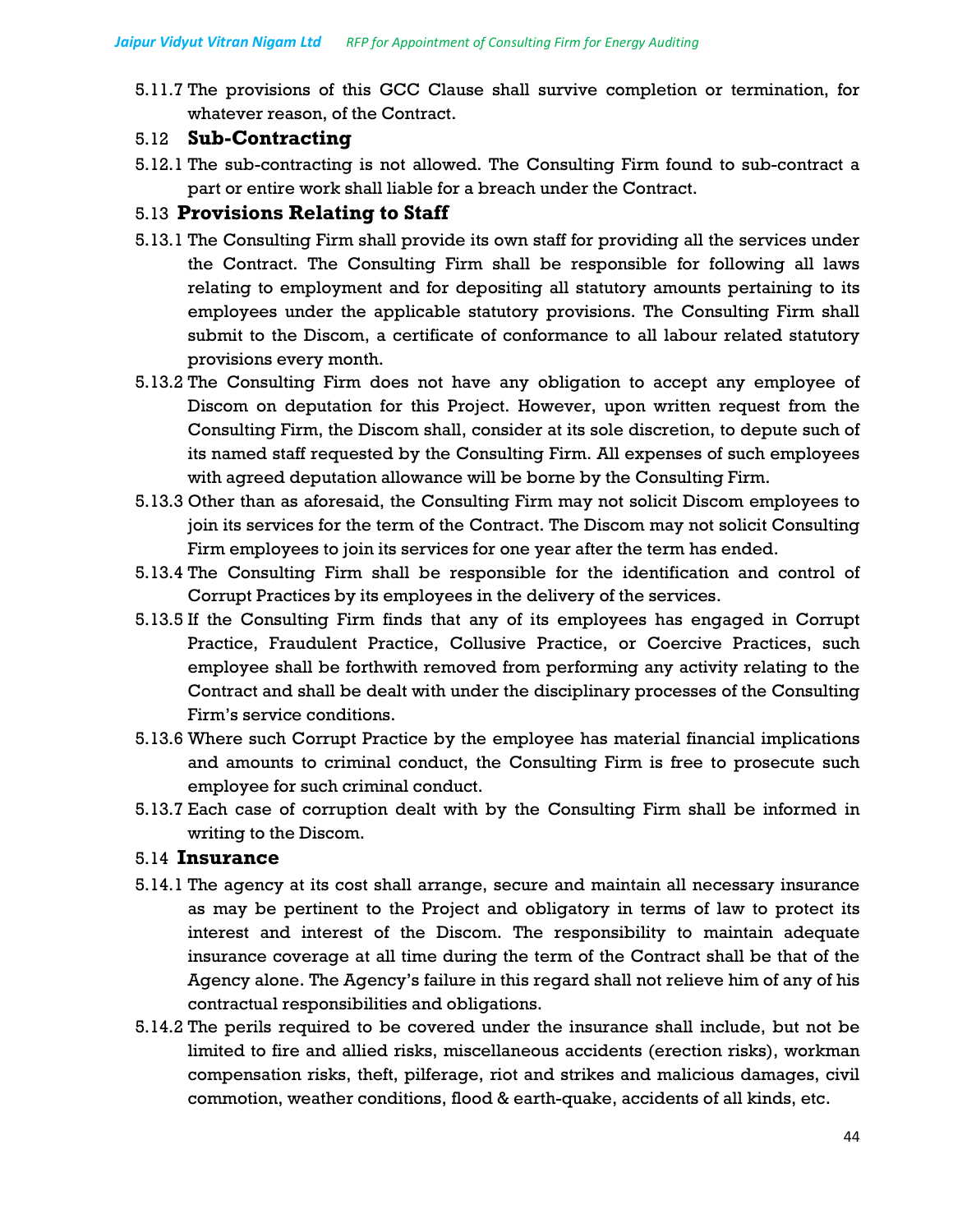5.11.7 The provisions of this GCC Clause shall survive completion or termination, for whatever reason, of the Contract.

### 5.12 Sub-Contracting

5.12.1 The sub-contracting is not allowed. The Consulting Firm found to sub-contract a part or entire work shall liable for a breach under the Contract.

### 5.13 Provisions Relating to Staff

5.13.1 The Consulting Firm shall provide its own staff for providing all the services under the Contract. The Consulting Firm shall be responsible for following all laws relating to employment and for depositing all statutory amounts pertaining to its employees under the applicable statutory provisions. The Consulting Firm shall submit to the Discom, a certificate of conformance to all labour related statutory provisions every month.

5.13.2 The Consulting Firm does not have any obligation to accept any employee of Discom on deputation for this Project. However, upon written request from the Consulting Firm, the Discom shall, consider at its sole discretion, to depute such of its named staff requested by the Consulting Firm. All expenses of such employees with agreed deputation allowance will be borne by the Consulting Firm.

5.13.3 Other than as aforesaid, the Consulting Firm may not solicit Discom employees to join its services for the term of the Contract. The Discom may not solicit Consulting Firm employees to join its services for one year after the term has ended.

5.13.4 The Consulting Firm shall be responsible for the identification and control of Corrupt Practices by its employees in the delivery of the services.

5.13.5 If the Consulting Firm finds that any of its employees has engaged in Corrupt Practice, Fraudulent Practice, Collusive Practice, or Coercive Practices, such employee shall be forthwith removed from performing any activity relating to the Contract and shall be dealt with under the disciplinary processes of the Consulting Firm's service conditions.

5.13.6 Where such Corrupt Practice by the employee has material financial implications and amounts to criminal conduct, the Consulting Firm is free to prosecute such employee for such criminal conduct.

5.13.7 Each case of corruption dealt with by the Consulting Firm shall be informed in writing to the Discom.

### 5.14 Insurance

5.14.1 The agency at its cost shall arrange, secure and maintain all necessary insurance as may be pertinent to the Project and obligatory in terms of law to protect its interest and interest of the Discom. The responsibility to maintain adequate insurance coverage at all time during the term of the Contract shall be that of the Agency alone. The Agency's failure in this regard shall not relieve him of any of his contractual responsibilities and obligations.

5.14.2 The perils required to be covered under the insurance shall include, but not be limited to fire and allied risks, miscellaneous accidents (erection risks), workman compensation risks, theft, pilferage, riot and strikes and malicious damages, civil commotion, weather conditions, flood & earth-quake, accidents of all kinds, etc.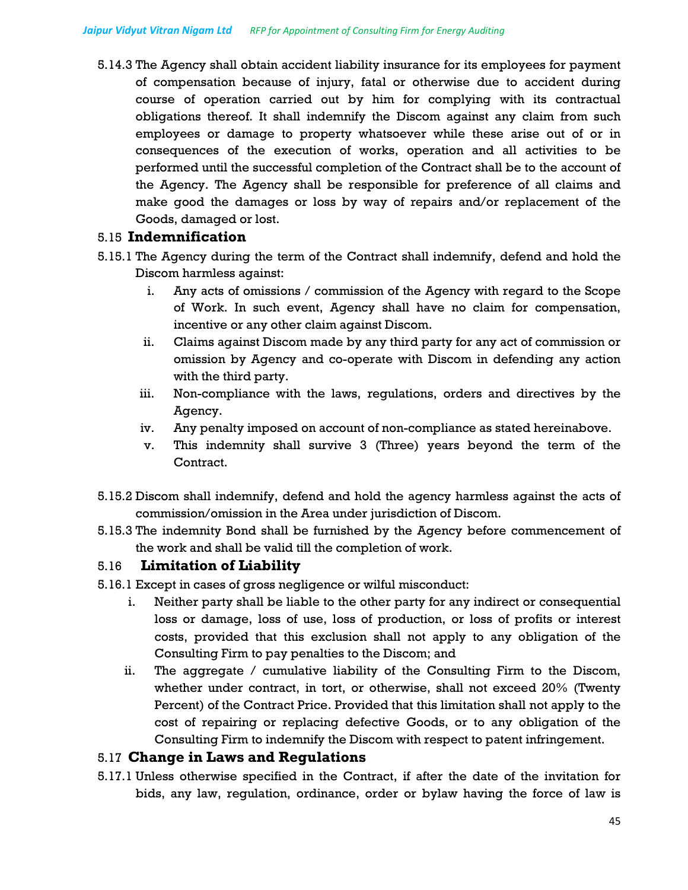5.14.3 The Agency shall obtain accident liability insurance for its employees for payment of compensation because of injury, fatal or otherwise due to accident during course of operation carried out by him for complying with its contractual obligations thereof. It shall indemnify the Discom against any claim from such employees or damage to property whatsoever while these arise out of or in consequences of the execution of works, operation and all activities to be performed until the successful completion of the Contract shall be to the account of the Agency. The Agency shall be responsible for preference of all claims and make good the damages or loss by way of repairs and/or replacement of the Goods, damaged or lost.

## 5.15 Indemnification

5.15.1 The Agency during the term of the Contract shall indemnify, defend and hold the Discom harmless against:

i. Any acts of omissions / commission of the Agency with regard to the Scope of Work. In such event, Agency shall have no claim for compensation, incentive or any other claim against Discom.

ii. Claims against Discom made by any third party for any act of commission or omission by Agency and co-operate with Discom in defending any action with the third party.

iii. Non-compliance with the laws, regulations, orders and directives by the Agency.

iv. Any penalty imposed on account of non-compliance as stated hereinabove.

v. This indemnity shall survive 3 (Three) years beyond the term of the Contract.

5.15.2 Discom shall indemnify, defend and hold the agency harmless against the acts of commission/omission in the Area under jurisdiction of Discom.

5.15.3 The indemnity Bond shall be furnished by the Agency before commencement of the work and shall be valid till the completion of work.

## 5.16 Limitation of Liability

5.16.1 Except in cases of gross negligence or wilful misconduct:

i. Neither party shall be liable to the other party for any indirect or consequential loss or damage, loss of use, loss of production, or loss of profits or interest costs, provided that this exclusion shall not apply to any obligation of the Consulting Firm to pay penalties to the Discom; and

ii. The aggregate / cumulative liability of the Consulting Firm to the Discom, whether under contract, in tort, or otherwise, shall not exceed 20% (Twenty Percent) of the Contract Price. Provided that this limitation shall not apply to the cost of repairing or replacing defective Goods, or to any obligation of the Consulting Firm to indemnify the Discom with respect to patent infringement.

## 5.17 Change in Laws and Regulations

5.17.1 Unless otherwise specified in the Contract, if after the date of the invitation for bids, any law, regulation, ordinance, order or bylaw having the force of law is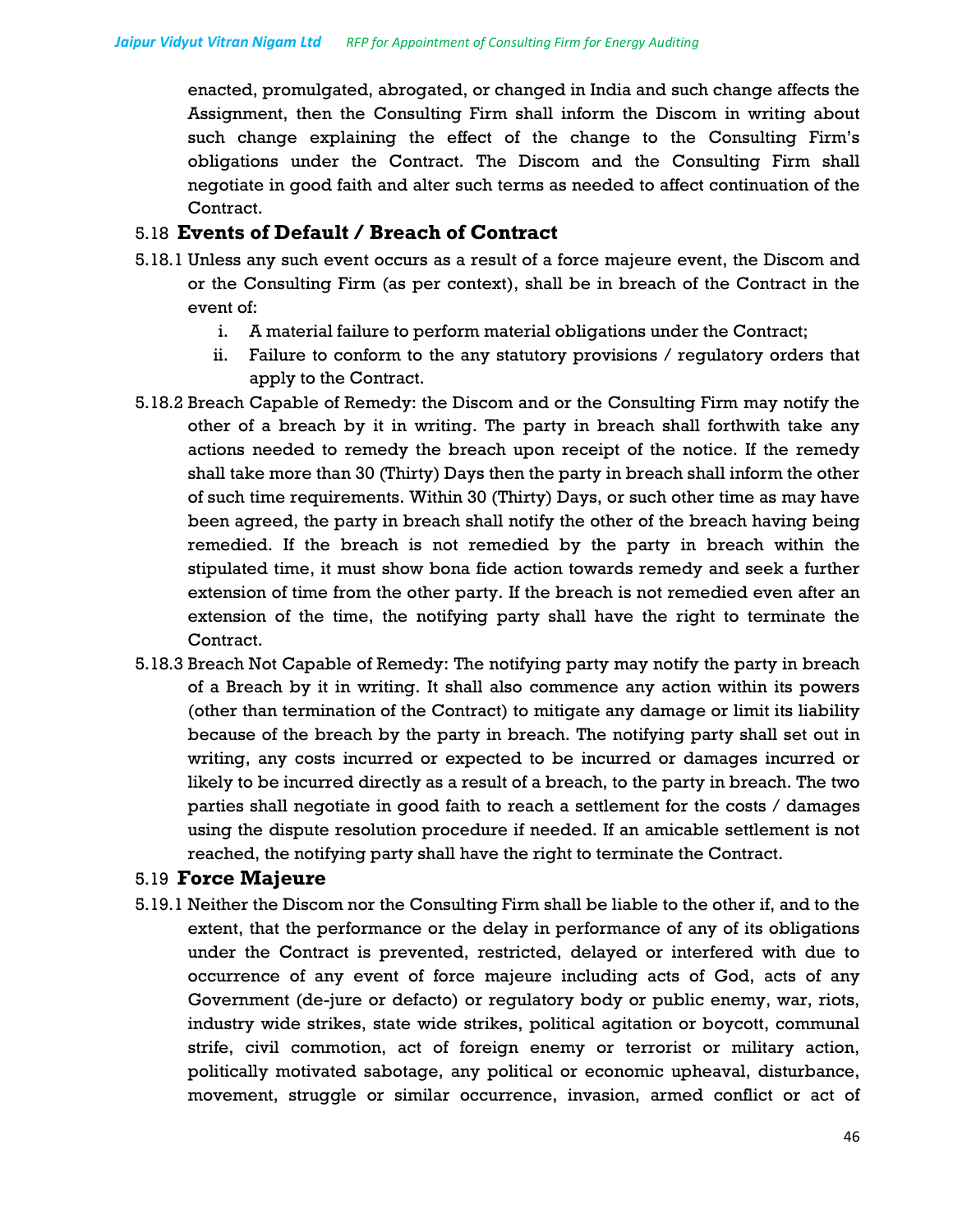enacted, promulgated, abrogated, or changed in India and such change affects the Assignment, then the Consulting Firm shall inform the Discom in writing about such change explaining the effect of the change to the Consulting Firm's obligations under the Contract. The Discom and the Consulting Firm shall negotiate in good faith and alter such terms as needed to affect continuation of the Contract.

## 5.18 Events of Default / Breach of Contract

5.18.1 Unless any such event occurs as a result of a force majeure event, the Discom and or the Consulting Firm (as per context), shall be in breach of the Contract in the event of:

i. A material failure to perform material obligations under the Contract;

ii. Failure to conform to the any statutory provisions / regulatory orders that apply to the Contract.

5.18.2 Breach Capable of Remedy: the Discom and or the Consulting Firm may notify the other of a breach by it in writing. The party in breach shall forthwith take any actions needed to remedy the breach upon receipt of the notice. If the remedy shall take more than 30 (Thirty) Days then the party in breach shall inform the other of such time requirements. Within 30 (Thirty) Days, or such other time as may have been agreed, the party in breach shall notify the other of the breach having being remedied. If the breach is not remedied by the party in breach within the stipulated time, it must show bona fide action towards remedy and seek a further extension of time from the other party. If the breach is not remedied even after an extension of the time, the notifying party shall have the right to terminate the Contract.

5.18.3 Breach Not Capable of Remedy: The notifying party may notify the party in breach of a Breach by it in writing. It shall also commence any action within its powers (other than termination of the Contract) to mitigate any damage or limit its liability because of the breach by the party in breach. The notifying party shall set out in writing, any costs incurred or expected to be incurred or damages incurred or likely to be incurred directly as a result of a breach, to the party in breach. The two parties shall negotiate in good faith to reach a settlement for the costs / damages using the dispute resolution procedure if needed. If an amicable settlement is not reached, the notifying party shall have the right to terminate the Contract.

## 5.19 Force Majeure

5.19.1 Neither the Discom nor the Consulting Firm shall be liable to the other if, and to the extent, that the performance or the delay in performance of any of its obligations under the Contract is prevented, restricted, delayed or interfered with due to occurrence of any event of force majeure including acts of God, acts of any Government (de-jure or defacto) or regulatory body or public enemy, war, riots, industry wide strikes, state wide strikes, political agitation or boycott, communal strife, civil commotion, act of foreign enemy or terrorist or military action, politically motivated sabotage, any political or economic upheaval, disturbance, movement, struggle or similar occurrence, invasion, armed conflict or act of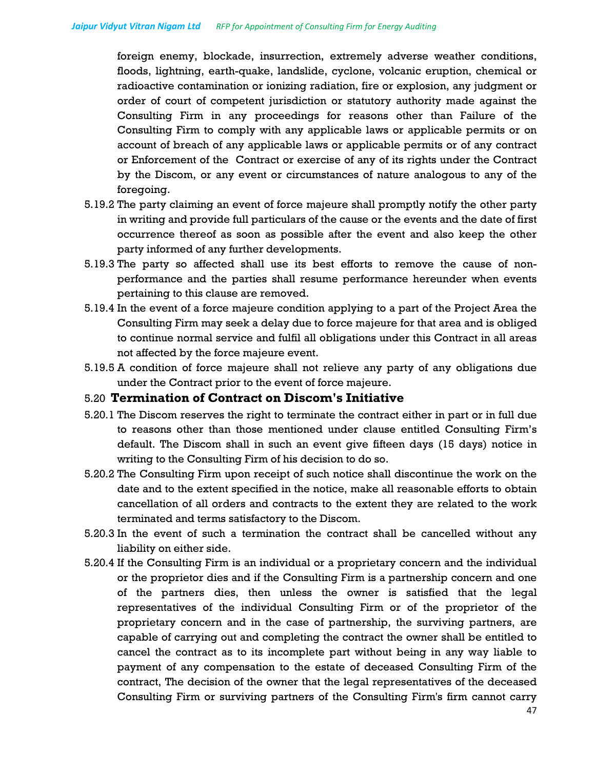foreign enemy, blockade, insurrection, extremely adverse weather conditions, floods, lightning, earth-quake, landslide, cyclone, volcanic eruption, chemical or radioactive contamination or ionizing radiation, fire or explosion, any judgment or order of court of competent jurisdiction or statutory authority made against the Consulting Firm in any proceedings for reasons other than Failure of the Consulting Firm to comply with any applicable laws or applicable permits or on account of breach of any applicable laws or applicable permits or of any contract or Enforcement of the Contract or exercise of any of its rights under the Contract by the Discom, or any event or circumstances of nature analogous to any of the foregoing.

5.19.2 The party claiming an event of force majeure shall promptly notify the other party in writing and provide full particulars of the cause or the events and the date of first occurrence thereof as soon as possible after the event and also keep the other party informed of any further developments.

5.19.3 The party so affected shall use its best efforts to remove the cause of non-performance and the parties shall resume performance hereunder when events pertaining to this clause are removed.

5.19.4 In the event of a force majeure condition applying to a part of the Project Area the Consulting Firm may seek a delay due to force majeure for that area and is obliged to continue normal service and fulfil all obligations under this Contract in all areas not affected by the force majeure event.

5.19.5 A condition of force majeure shall not relieve any party of any obligations due under the Contract prior to the event of force majeure.

## 5.20 Termination of Contract on Discom's Initiative

5.20.1 The Discom reserves the right to terminate the contract either in part or in full due to reasons other than those mentioned under clause entitled Consulting Firm's default. The Discom shall in such an event give fifteen days (15 days) notice in writing to the Consulting Firm of his decision to do so.

5.20.2 The Consulting Firm upon receipt of such notice shall discontinue the work on the date and to the extent specified in the notice, make all reasonable efforts to obtain cancellation of all orders and contracts to the extent they are related to the work terminated and terms satisfactory to the Discom.

5.20.3 In the event of such a termination the contract shall be cancelled without any liability on either side.

5.20.4 If the Consulting Firm is an individual or a proprietary concern and the individual or the proprietor dies and if the Consulting Firm is a partnership concern and one of the partners dies, then unless the owner is satisfied that the legal representatives of the individual Consulting Firm or of the proprietor of the proprietary concern and in the case of partnership, the surviving partners, are capable of carrying out and completing the contract the owner shall be entitled to cancel the contract as to its incomplete part without being in any way liable to payment of any compensation to the estate of deceased Consulting Firm of the contract, The decision of the owner that the legal representatives of the deceased Consulting Firm or surviving partners of the Consulting Firm's firm cannot carry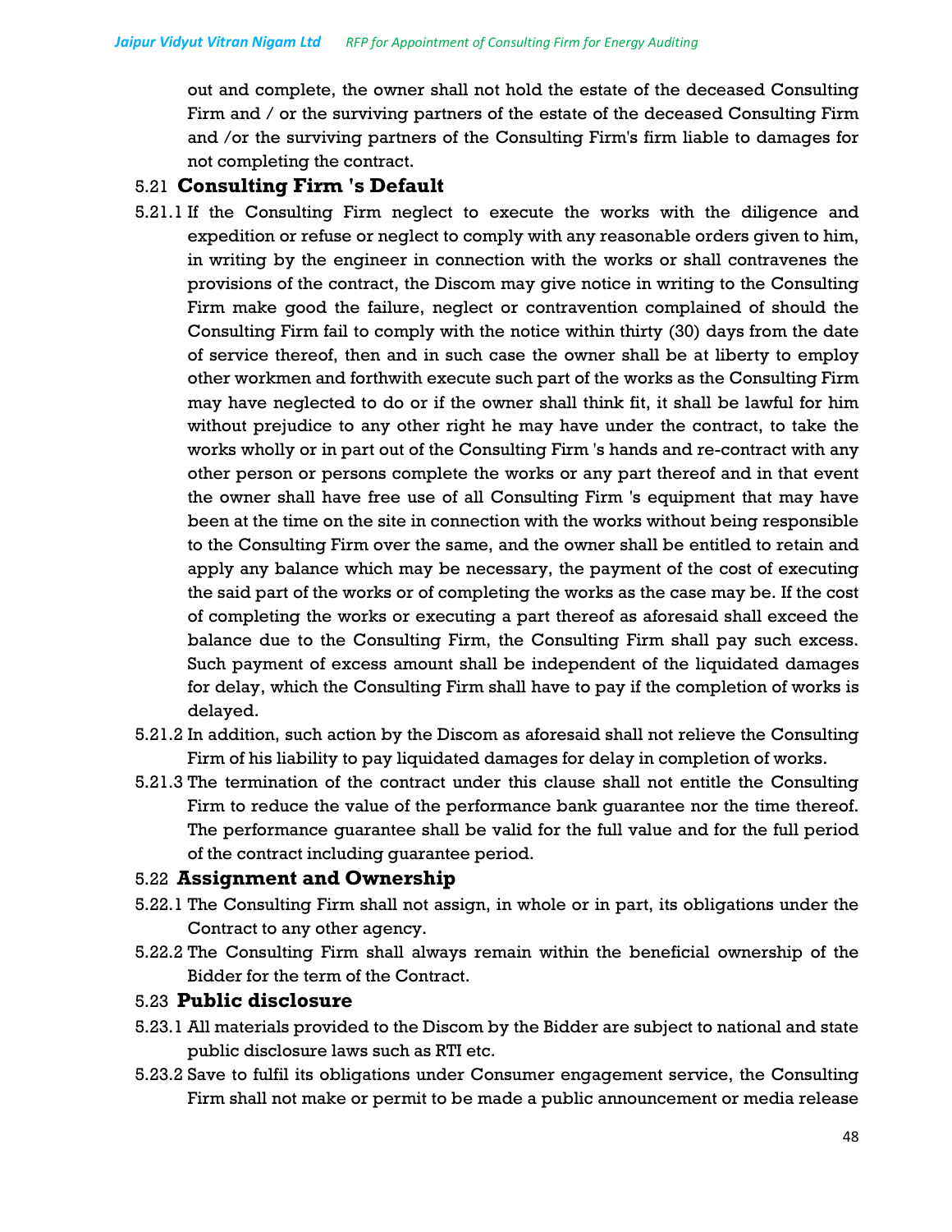out and complete, the owner shall not hold the estate of the deceased Consulting Firm and / or the surviving partners of the estate of the deceased Consulting Firm and /or the surviving partners of the Consulting Firm's firm liable to damages for not completing the contract.

## 5.21 Consulting Firm 's Default

5.21.1 If the Consulting Firm neglect to execute the works with the diligence and expedition or refuse or neglect to comply with any reasonable orders given to him, in writing by the engineer in connection with the works or shall contravenes the provisions of the contract, the Discom may give notice in writing to the Consulting Firm make good the failure, neglect or contravention complained of should the Consulting Firm fail to comply with the notice within thirty (30) days from the date of service thereof, then and in such case the owner shall be at liberty to employ other workmen and forthwith execute such part of the works as the Consulting Firm may have neglected to do or if the owner shall think fit, it shall be lawful for him without prejudice to any other right he may have under the contract, to take the works wholly or in part out of the Consulting Firm 's hands and re-contract with any other person or persons complete the works or any part thereof and in that event the owner shall have free use of all Consulting Firm 's equipment that may have been at the time on the site in connection with the works without being responsible to the Consulting Firm over the same, and the owner shall be entitled to retain and apply any balance which may be necessary, the payment of the cost of executing the said part of the works or of completing the works as the case may be. If the cost of completing the works or executing a part thereof as aforesaid shall exceed the balance due to the Consulting Firm, the Consulting Firm shall pay such excess. Such payment of excess amount shall be independent of the liquidated damages for delay, which the Consulting Firm shall have to pay if the completion of works is delayed.

5.21.2 In addition, such action by the Discom as aforesaid shall not relieve the Consulting Firm of his liability to pay liquidated damages for delay in completion of works.

5.21.3 The termination of the contract under this clause shall not entitle the Consulting Firm to reduce the value of the performance bank guarantee nor the time thereof. The performance guarantee shall be valid for the full value and for the full period of the contract including guarantee period.

## 5.22 Assignment and Ownership

5.22.1 The Consulting Firm shall not assign, in whole or in part, its obligations under the Contract to any other agency.

5.22.2 The Consulting Firm shall always remain within the beneficial ownership of the Bidder for the term of the Contract.

## 5.23 Public disclosure

5.23.1 All materials provided to the Discom by the Bidder are subject to national and state public disclosure laws such as RTI etc.

5.23.2 Save to fulfil its obligations under Consumer engagement service, the Consulting Firm shall not make or permit to be made a public announcement or media release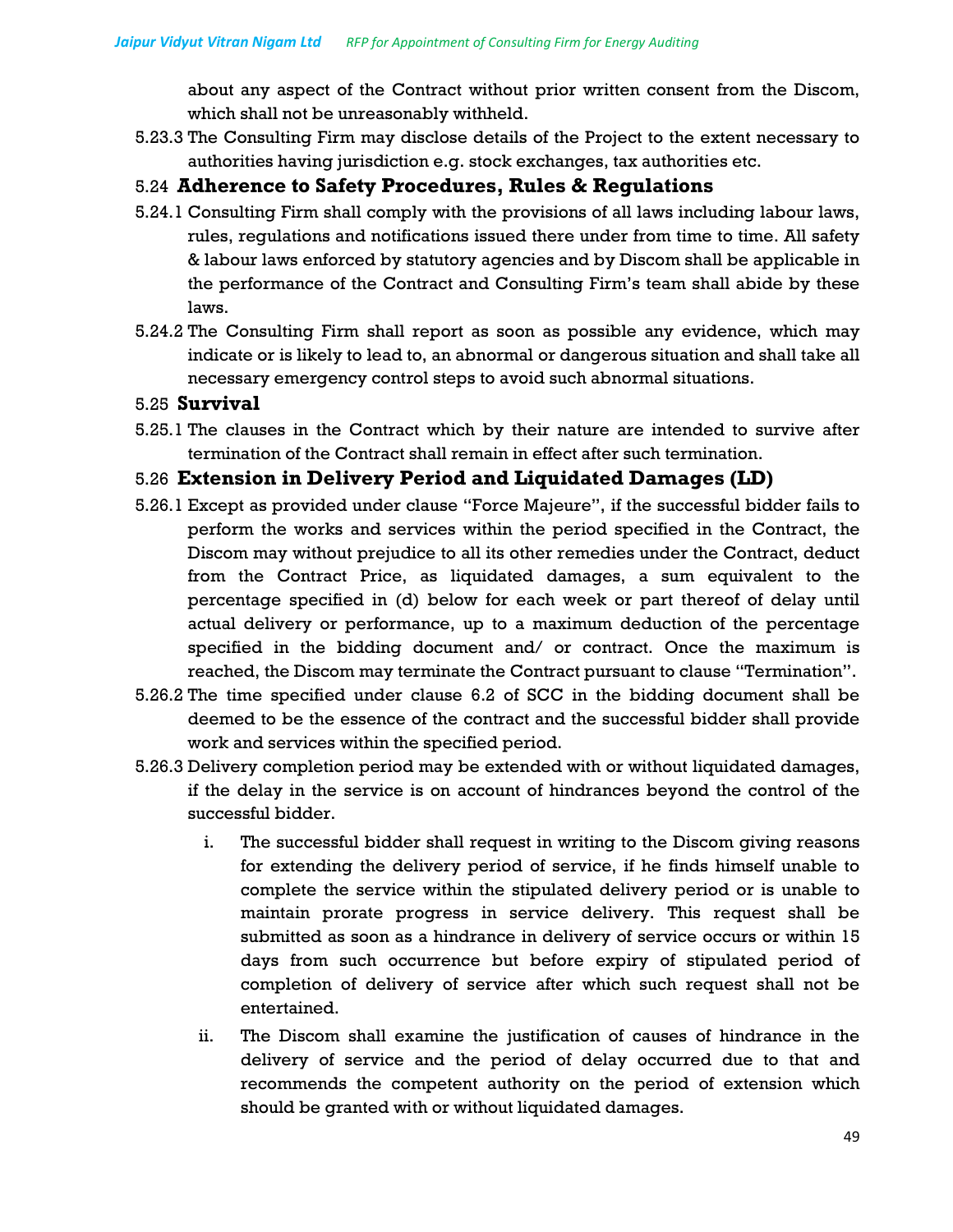about any aspect of the Contract without prior written consent from the Discom, which shall not be unreasonably withheld.

5.23.3 The Consulting Firm may disclose details of the Project to the extent necessary to authorities having jurisdiction e.g. stock exchanges, tax authorities etc.

## 5.24 Adherence to Safety Procedures, Rules & Regulations

5.24.1 Consulting Firm shall comply with the provisions of all laws including labour laws, rules, regulations and notifications issued there under from time to time. All safety & labour laws enforced by statutory agencies and by Discom shall be applicable in the performance of the Contract and Consulting Firm's team shall abide by these laws.

5.24.2 The Consulting Firm shall report as soon as possible any evidence, which may indicate or is likely to lead to, an abnormal or dangerous situation and shall take all necessary emergency control steps to avoid such abnormal situations.

## 5.25 Survival

5.25.1 The clauses in the Contract which by their nature are intended to survive after termination of the Contract shall remain in effect after such termination.

## 5.26 Extension in Delivery Period and Liquidated Damages (LD)

5.26.1 Except as provided under clause "Force Majeure", if the successful bidder fails to perform the works and services within the period specified in the Contract, the Discom may without prejudice to all its other remedies under the Contract, deduct from the Contract Price, as liquidated damages, a sum equivalent to the percentage specified in (d) below for each week or part thereof of delay until actual delivery or performance, up to a maximum deduction of the percentage specified in the bidding document and/ or contract. Once the maximum is reached, the Discom may terminate the Contract pursuant to clause "Termination".

5.26.2 The time specified under clause 6.2 of SCC in the bidding document shall be deemed to be the essence of the contract and the successful bidder shall provide work and services within the specified period.

5.26.3 Delivery completion period may be extended with or without liquidated damages, if the delay in the service is on account of hindrances beyond the control of the successful bidder.

i. The successful bidder shall request in writing to the Discom giving reasons for extending the delivery period of service, if he finds himself unable to complete the service within the stipulated delivery period or is unable to maintain prorate progress in service delivery. This request shall be submitted as soon as a hindrance in delivery of service occurs or within 15 days from such occurrence but before expiry of stipulated period of completion of delivery of service after which such request shall not be entertained.

ii. The Discom shall examine the justification of causes of hindrance in the delivery of service and the period of delay occurred due to that and recommends the competent authority on the period of extension which should be granted with or without liquidated damages.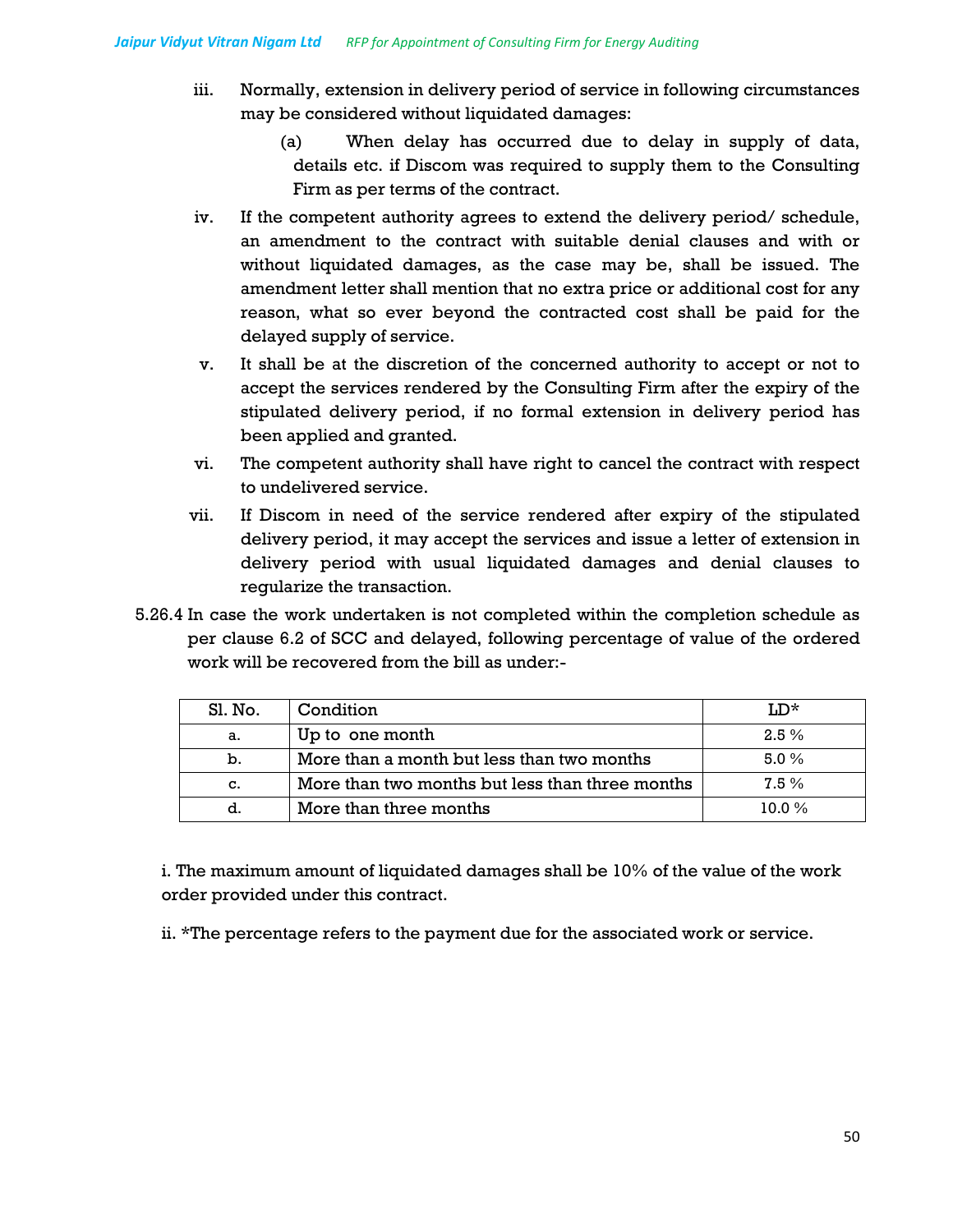iii. Normally, extension in delivery period of service in following circumstances may be considered without liquidated damages:

(a) When delay has occurred due to delay in supply of data, details etc. if Discom was required to supply them to the Consulting Firm as per terms of the contract.

iv. If the competent authority agrees to extend the delivery period/ schedule, an amendment to the contract with suitable denial clauses and with or without liquidated damages, as the case may be, shall be issued. The amendment letter shall mention that no extra price or additional cost for any reason, what so ever beyond the contracted cost shall be paid for the delayed supply of service.

v. It shall be at the discretion of the concerned authority to accept or not to accept the services rendered by the Consulting Firm after the expiry of the stipulated delivery period, if no formal extension in delivery period has been applied and granted.

vi. The competent authority shall have right to cancel the contract with respect to undelivered service.

vii. If Discom in need of the service rendered after expiry of the stipulated delivery period, it may accept the services and issue a letter of extension in delivery period with usual liquidated damages and denial clauses to regularize the transaction.

5.26.4 In case the work undertaken is not completed within the completion schedule as per clause 6.2 of SCC and delayed, following percentage of value of the ordered work will be recovered from the bill as under:-

| Sl. No. | Condition | LD* |
|---|---|---|
| a. | Up to one month | 2.5 % |
| b. | More than a month but less than two months | 5.0 % |
| c. | More than two months but less than three months | 7.5 % |
| d. | More than three months | 10.0 % |

i. The maximum amount of liquidated damages shall be 10% of the value of the work order provided under this contract.

ii. *The percentage refers to the payment due for the associated work or service.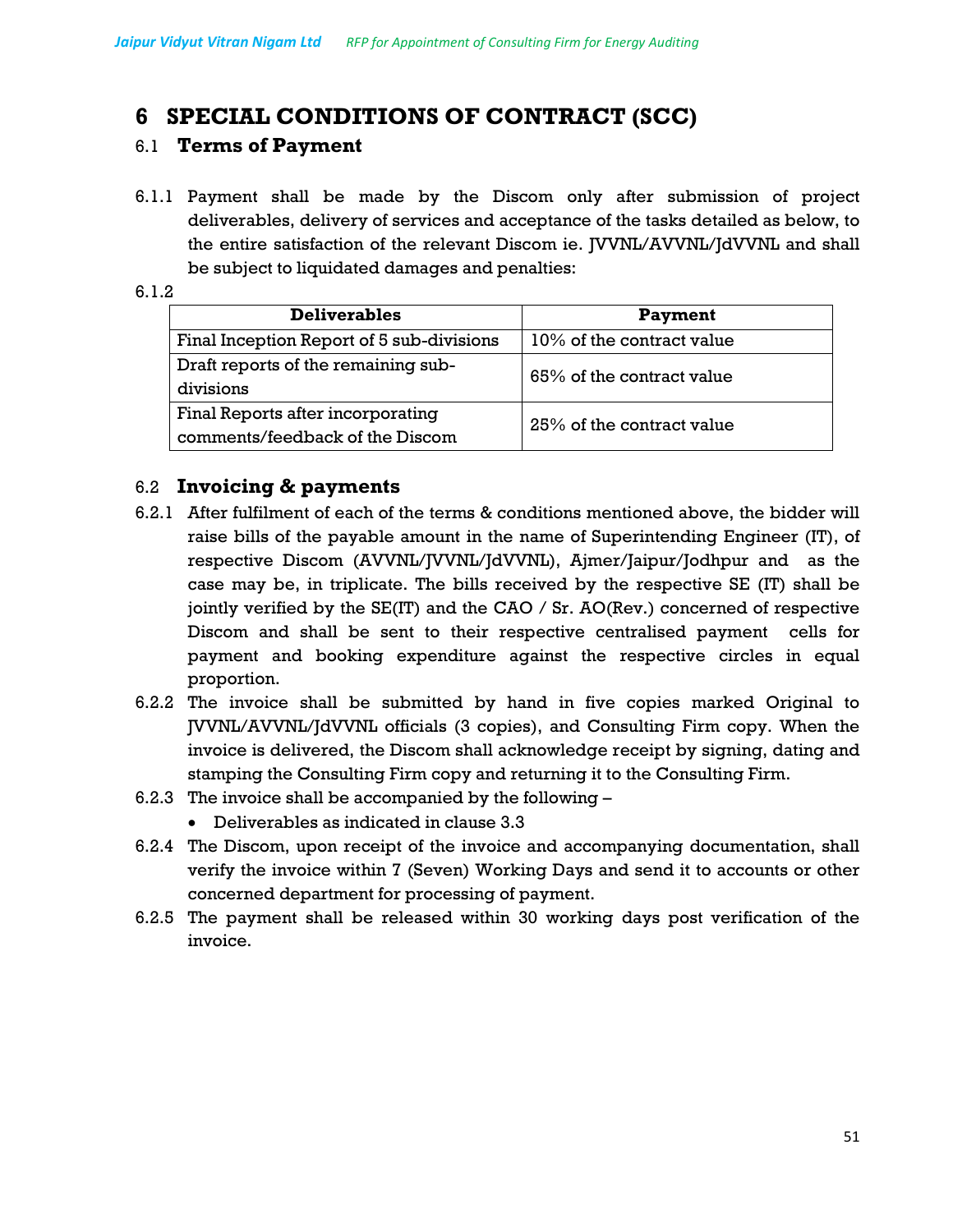# 6 SPECIAL CONDITIONS OF CONTRACT (SCC)

## 6.1 Terms of Payment

6.1.1 Payment shall be made by the Discom only after submission of project deliverables, delivery of services and acceptance of the tasks detailed as below, to the entire satisfaction of the relevant Discom ie. JVVNL/AVVNL/JdVVNL and shall be subject to liquidated damages and penalties:

6.1.2

| Deliverables | Payment |
|---|---|
| Final Inception Report of 5 sub-divisions | 10% of the contract value |
| Draft reports of the remaining sub-divisions | 65% of the contract value |
| Final Reports after incorporating comments/feedback of the Discom | 25% of the contract value |

## 6.2 Invoicing & payments

6.2.1 After fulfilment of each of the terms & conditions mentioned above, the bidder will raise bills of the payable amount in the name of Superintending Engineer (IT), of respective Discom (AVVNL/JVVNL/JdVVNL), Ajmer/Jaipur/Jodhpur and as the case may be, in triplicate. The bills received by the respective SE (IT) shall be jointly verified by the SE(IT) and the CAO / Sr. AO(Rev.) concerned of respective Discom and shall be sent to their respective centralised payment cells for payment and booking expenditure against the respective circles in equal proportion.

6.2.2 The invoice shall be submitted by hand in five copies marked Original to JVVNL/AVVNL/JdVVNL officials (3 copies), and Consulting Firm copy. When the invoice is delivered, the Discom shall acknowledge receipt by signing, dating and stamping the Consulting Firm copy and returning it to the Consulting Firm.

6.2.3 The invoice shall be accompanied by the following –

- Deliverables as indicated in clause 3.3

6.2.4 The Discom, upon receipt of the invoice and accompanying documentation, shall verify the invoice within 7 (Seven) Working Days and send it to accounts or other concerned department for processing of payment.

6.2.5 The payment shall be released within 30 working days post verification of the invoice.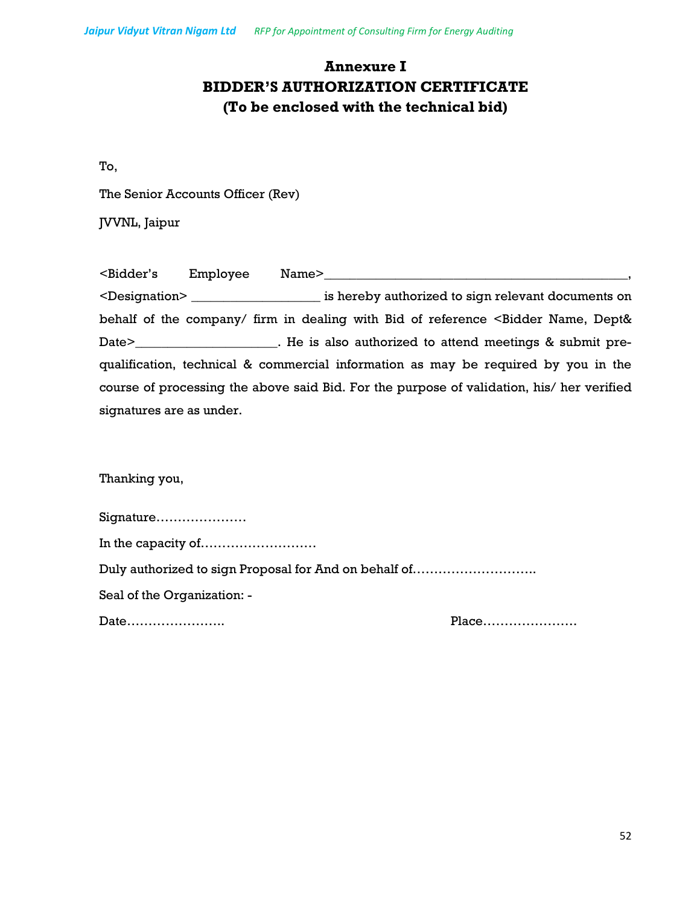# Annexure I
# BIDDER'S AUTHORIZATION CERTIFICATE
## (To be enclosed with the technical bid)

To,

The Senior Accounts Officer (Rev)

JVVNL, Jaipur

<Bidder's Employee Name>_____________________________________________, <Designation> ___________________ is hereby authorized to sign relevant documents on behalf of the company/ firm in dealing with Bid of reference <Bidder Name, Dept& Date>_____________________. He is also authorized to attend meetings & submit pre-qualification, technical & commercial information as may be required by you in the course of processing the above said Bid. For the purpose of validation, his/ her verified signatures are as under.

Thanking you,

Signature…………………

In the capacity of………………………

Duly authorized to sign Proposal for And on behalf of……………………….

Seal of the Organization: -

Date…………………. Place…………………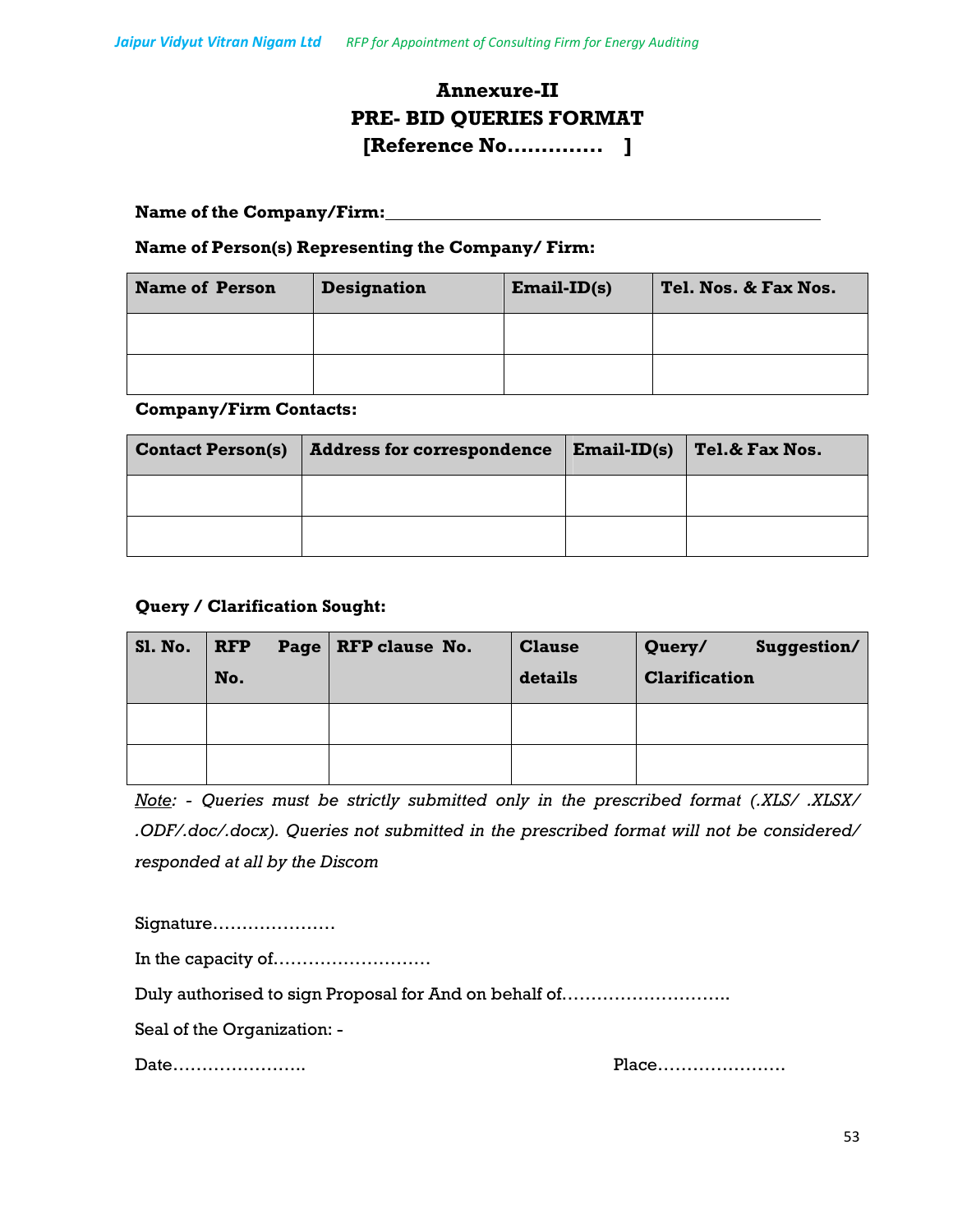# Annexure-II
# PRE- BID QUERIES FORMAT
# [Reference No.............. ]

**Name of the Company/Firm:**\_\_\_\_\_\_\_\_\_\_\_\_\_\_\_\_\_\_\_\_\_\_\_\_\_\_\_\_\_\_\_\_\_\_\_\_\_\_\_\_\_\_\_\_

**Name of Person(s) Representing the Company/ Firm:**

| Name of Person | Designation | Email-ID(s) | Tel. Nos. & Fax Nos. |
|---|---|---|---|
| | | | |
| | | | |

**Company/Firm Contacts:**

| Contact Person(s) | Address for correspondence | Email-ID(s) | Tel.& Fax Nos. |
|---|---|---|---|
| | | | |
| | | | |

**Query / Clarification Sought:**

| Sl. No. | RFP Page No. | RFP clause No. | Clause details | Query/ Suggestion/ Clarification |
|---|---|---|---|---|
| | | | | |
| | | | | |

*Note: - Queries must be strictly submitted only in the prescribed format (.XLS/ .XLSX/ .ODF/.doc/.docx). Queries not submitted in the prescribed format will not be considered/ responded at all by the Discom*

Signature…………………

In the capacity of………………………

Duly authorised to sign Proposal for And on behalf of……………………….

Seal of the Organization: -

Date…………………..                                                  Place………………….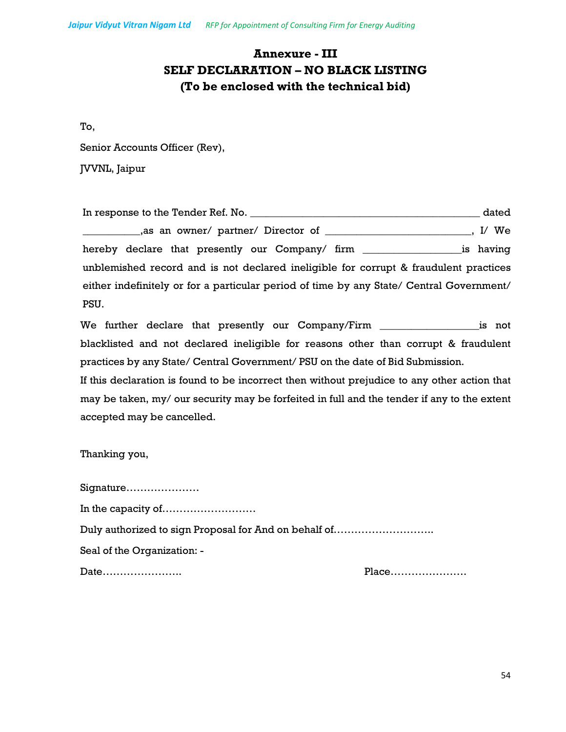# Annexure - III
# SELF DECLARATION – NO BLACK LISTING
## (To be enclosed with the technical bid)

To,

Senior Accounts Officer (Rev),

JVVNL, Jaipur

In response to the Tender Ref. No. ____________________________________________ dated ___________,as an owner/ partner/ Director of ____________________________, I/ We hereby declare that presently our Company/ firm __________________is having unblemished record and is not declared ineligible for corrupt & fraudulent practices either indefinitely or for a particular period of time by any State/ Central Government/ PSU.

We further declare that presently our Company/Firm __________________is not blacklisted and not declared ineligible for reasons other than corrupt & fraudulent practices by any State/ Central Government/ PSU on the date of Bid Submission.

If this declaration is found to be incorrect then without prejudice to any other action that may be taken, my/ our security may be forfeited in full and the tender if any to the extent accepted may be cancelled.

Thanking you,

Signature…………………

In the capacity of………………………

Duly authorized to sign Proposal for And on behalf of……………………….

Seal of the Organization: -

Date…………………. Place………………….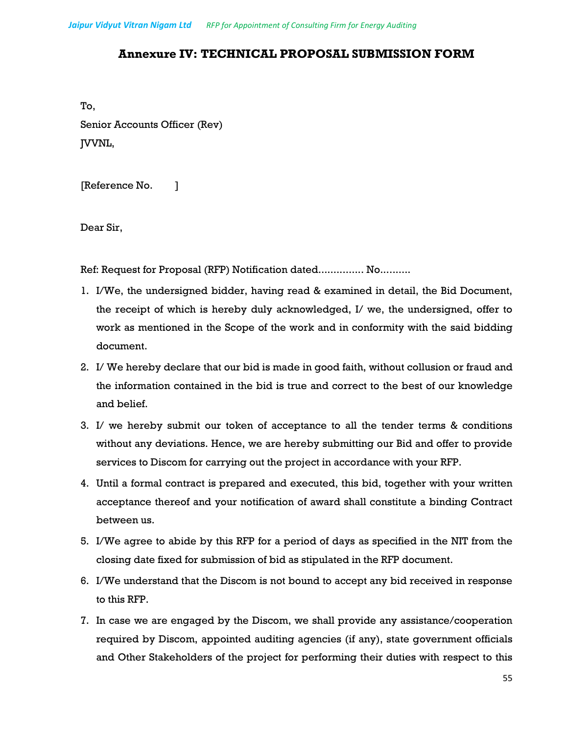# Annexure IV: TECHNICAL PROPOSAL SUBMISSION FORM

To,

Senior Accounts Officer (Rev)

JVVNL,

[Reference No.        ]

Dear Sir,

Ref: Request for Proposal (RFP) Notification dated............... No..........

1. I/We, the undersigned bidder, having read & examined in detail, the Bid Document, the receipt of which is hereby duly acknowledged, I/ we, the undersigned, offer to work as mentioned in the Scope of the work and in conformity with the said bidding document.
2. I/ We hereby declare that our bid is made in good faith, without collusion or fraud and the information contained in the bid is true and correct to the best of our knowledge and belief.
3. I/ we hereby submit our token of acceptance to all the tender terms & conditions without any deviations. Hence, we are hereby submitting our Bid and offer to provide services to Discom for carrying out the project in accordance with your RFP.
4. Until a formal contract is prepared and executed, this bid, together with your written acceptance thereof and your notification of award shall constitute a binding Contract between us.
5. I/We agree to abide by this RFP for a period of days as specified in the NIT from the closing date fixed for submission of bid as stipulated in the RFP document.
6. I/We understand that the Discom is not bound to accept any bid received in response to this RFP.
7. In case we are engaged by the Discom, we shall provide any assistance/cooperation required by Discom, appointed auditing agencies (if any), state government officials and Other Stakeholders of the project for performing their duties with respect to this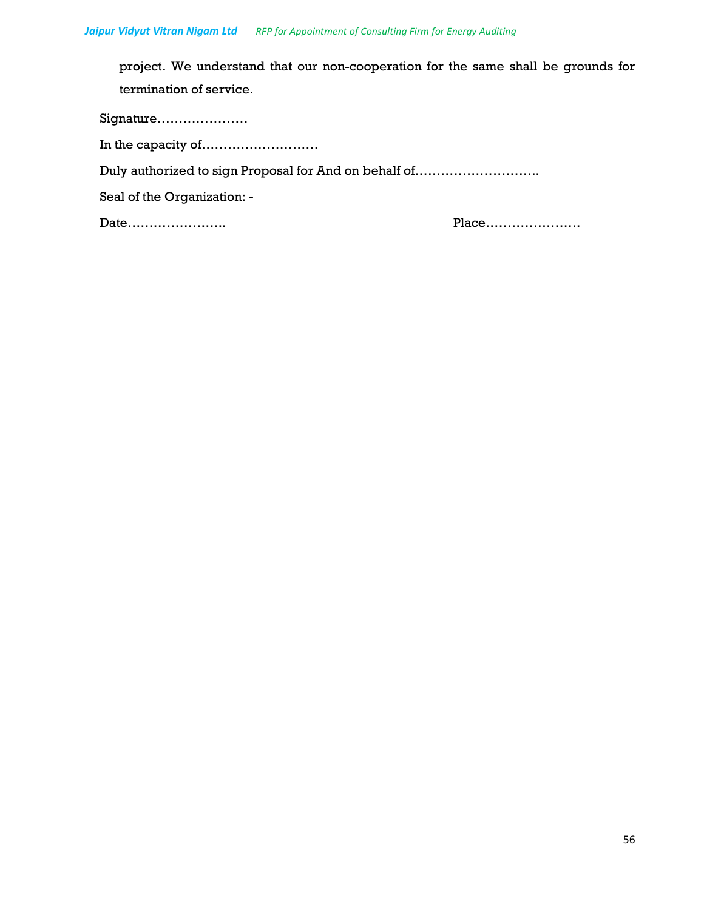project. We understand that our non-cooperation for the same shall be grounds for termination of service.

Signature…………………

In the capacity of………………………

Duly authorized to sign Proposal for And on behalf of……………………….

Seal of the Organization: -

Date…………………. Place…………………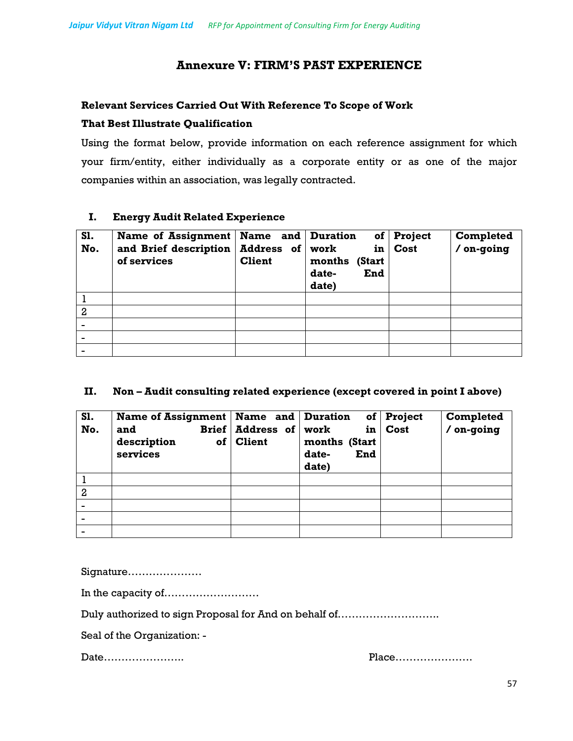# Annexure V: FIRM'S PAST EXPERIENCE

**Relevant Services Carried Out With Reference To Scope of Work**

**That Best Illustrate Qualification**

Using the format below, provide information on each reference assignment for which your firm/entity, either individually as a corporate entity or as one of the major companies within an association, was legally contracted.

## I. Energy Audit Related Experience

| Sl. No. | Name of Assignment and Brief description of services | Name and Address of Client | Duration of work in months (Start date- End date) | Project Cost | Completed / on-going |
|---|---|---|---|---|---|
| 1 | | | | | |
| 2 | | | | | |
| - | | | | | |
| - | | | | | |
| - | | | | | |

## II. Non – Audit consulting related experience (except covered in point I above)

| Sl. No. | Name of Assignment and Brief description of services | Name and Address of Client | Duration of work in months (Start date- End date) | Project Cost | Completed / on-going |
|---|---|---|---|---|---|
| 1 | | | | | |
| 2 | | | | | |
| - | | | | | |
| - | | | | | |
| - | | | | | |

Signature…………………

In the capacity of………………………

Duly authorized to sign Proposal for And on behalf of……………………….

Seal of the Organization: -

Date………………….. Place………………….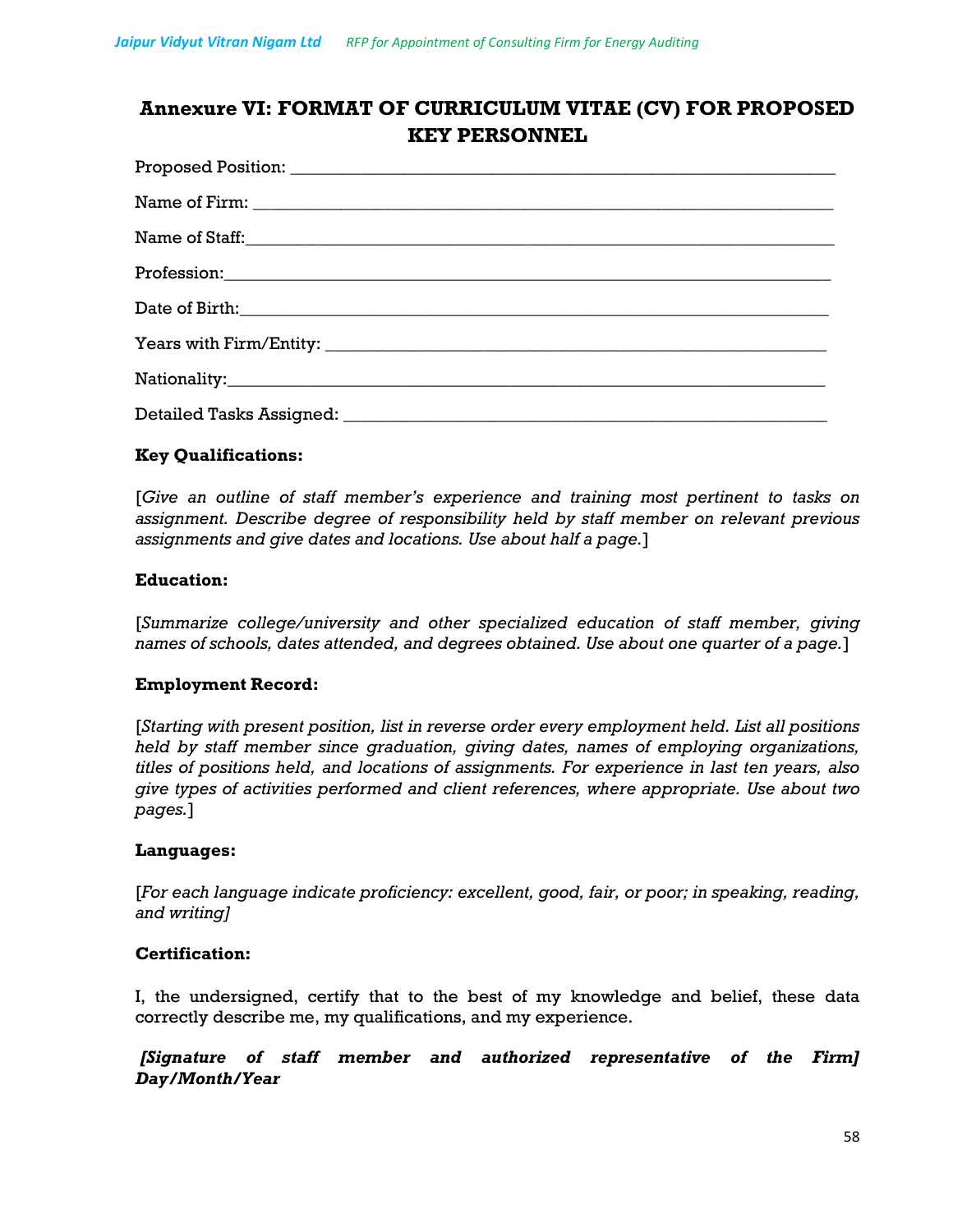# Annexure VI: FORMAT OF CURRICULUM VITAE (CV) FOR PROPOSED KEY PERSONNEL

Proposed Position: ____________________________________________________________

Name of Firm: ________________________________________________________________

Name of Staff:________________________________________________________________

Profession:___________________________________________________________________

Date of Birth:_________________________________________________________________

Years with Firm/Entity: _______________________________________________________

Nationality:__________________________________________________________________

Detailed Tasks Assigned: ______________________________________________________

**Key Qualifications:**

[*Give an outline of staff member's experience and training most pertinent to tasks on assignment. Describe degree of responsibility held by staff member on relevant previous assignments and give dates and locations. Use about half a page.*]

**Education:**

[*Summarize college/university and other specialized education of staff member, giving names of schools, dates attended, and degrees obtained. Use about one quarter of a page.*]

**Employment Record:**

[*Starting with present position, list in reverse order every employment held. List all positions held by staff member since graduation, giving dates, names of employing organizations, titles of positions held, and locations of assignments. For experience in last ten years, also give types of activities performed and client references, where appropriate. Use about two pages.*]

**Languages:**

[*For each language indicate proficiency: excellent, good, fair, or poor; in speaking, reading, and writing]*

**Certification:**

I, the undersigned, certify that to the best of my knowledge and belief, these data correctly describe me, my qualifications, and my experience.

***[Signature of staff member and authorized representative of the Firm] Day/Month/Year***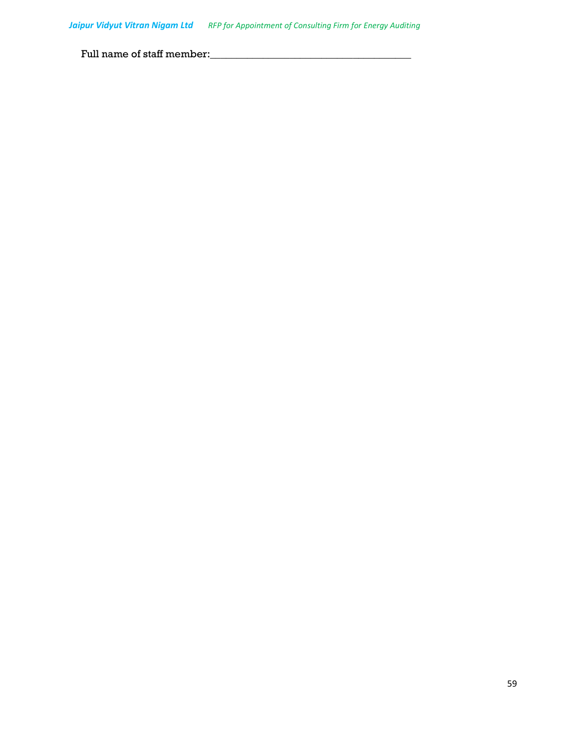Full name of staff member:_____________________________________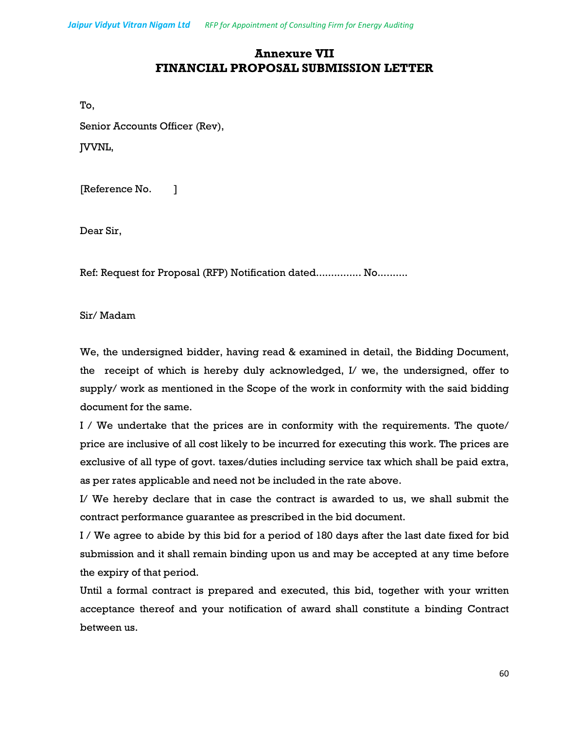# Annexure VII
# FINANCIAL PROPOSAL SUBMISSION LETTER

To,

Senior Accounts Officer (Rev),

JVVNL,

[Reference No. ]

Dear Sir,

Ref: Request for Proposal (RFP) Notification dated............... No..........

Sir/ Madam

We, the undersigned bidder, having read & examined in detail, the Bidding Document, the receipt of which is hereby duly acknowledged, I/ we, the undersigned, offer to supply/ work as mentioned in the Scope of the work in conformity with the said bidding document for the same.

I / We undertake that the prices are in conformity with the requirements. The quote/ price are inclusive of all cost likely to be incurred for executing this work. The prices are exclusive of all type of govt. taxes/duties including service tax which shall be paid extra, as per rates applicable and need not be included in the rate above.

I/ We hereby declare that in case the contract is awarded to us, we shall submit the contract performance guarantee as prescribed in the bid document.

I / We agree to abide by this bid for a period of 180 days after the last date fixed for bid submission and it shall remain binding upon us and may be accepted at any time before the expiry of that period.

Until a formal contract is prepared and executed, this bid, together with your written acceptance thereof and your notification of award shall constitute a binding Contract between us.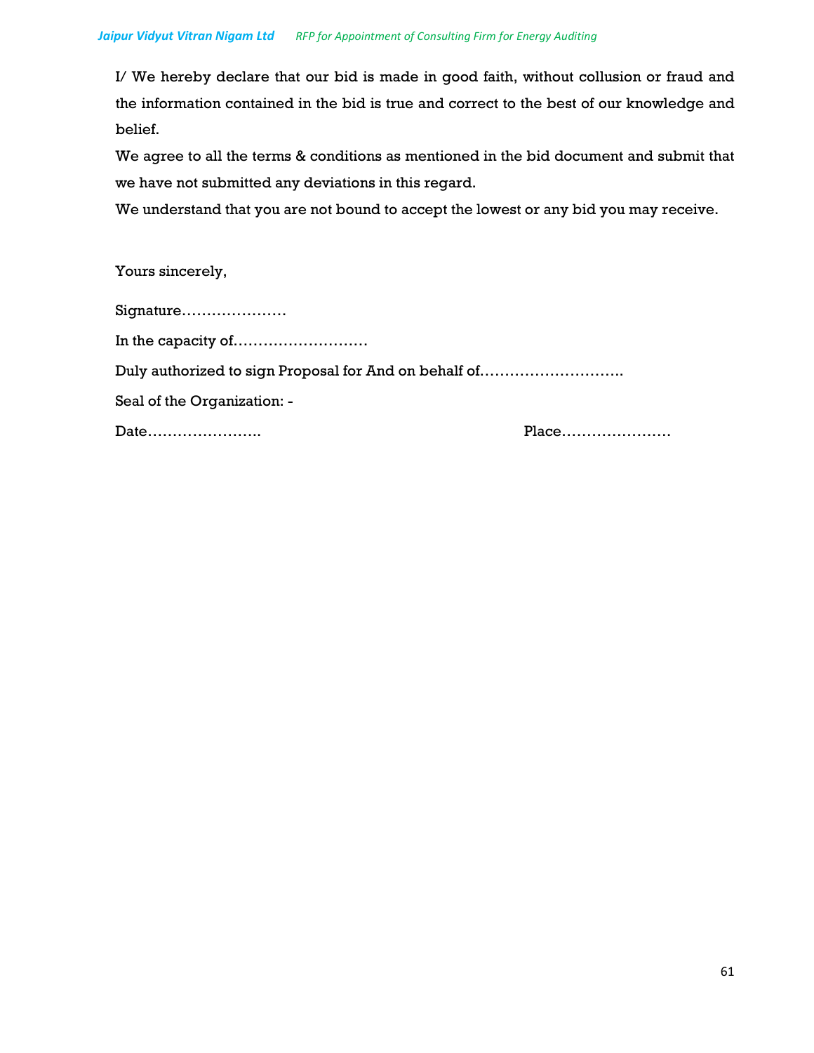I/ We hereby declare that our bid is made in good faith, without collusion or fraud and the information contained in the bid is true and correct to the best of our knowledge and belief.

We agree to all the terms & conditions as mentioned in the bid document and submit that we have not submitted any deviations in this regard.

We understand that you are not bound to accept the lowest or any bid you may receive.

Yours sincerely,

Signature…………………

In the capacity of………………………

Duly authorized to sign Proposal for And on behalf of……………………….

Seal of the Organization: -

Date………………….. Place………………….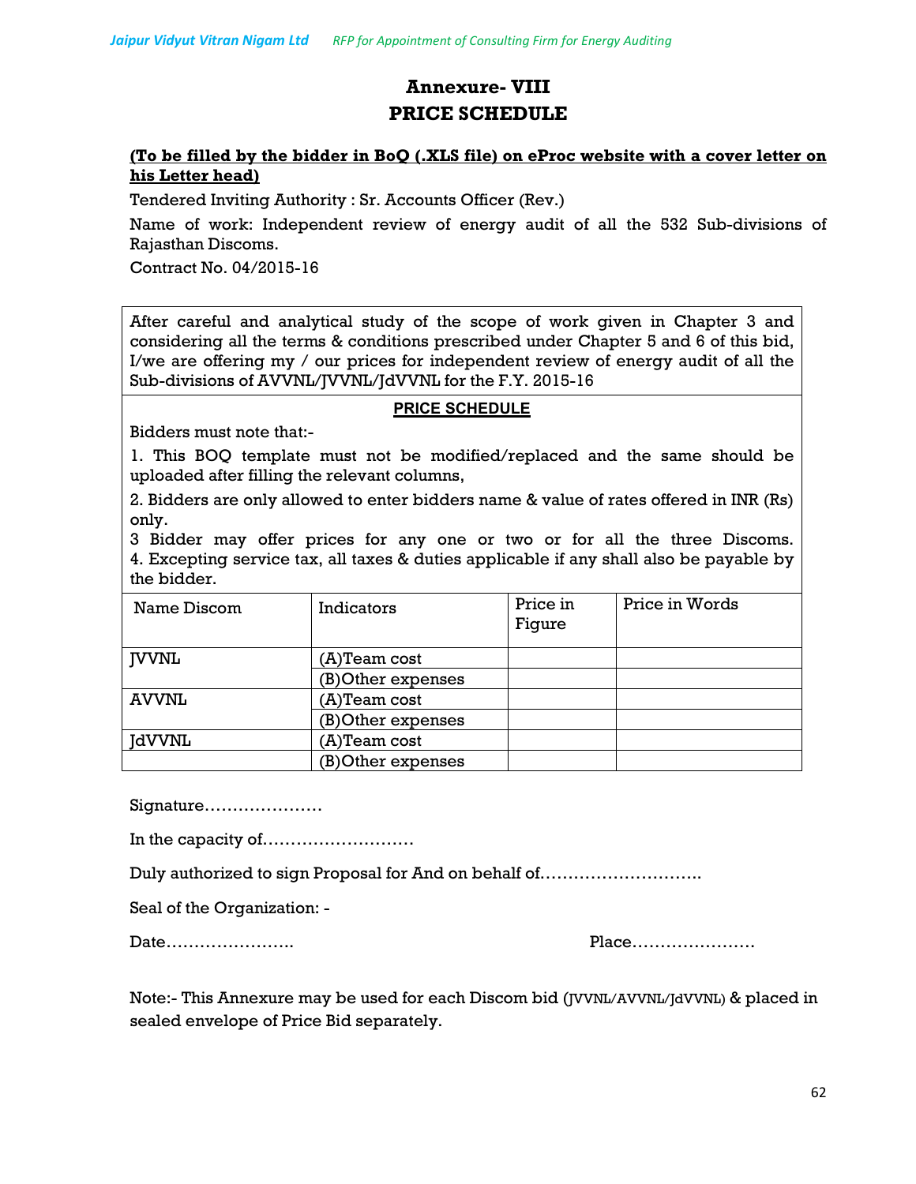# Annexure- VIII

# PRICE SCHEDULE

**(To be filled by the bidder in BoQ (.XLS file) on eProc website with a cover letter on his Letter head)**

Tendered Inviting Authority : Sr. Accounts Officer (Rev.)

Name of work: Independent review of energy audit of all the 532 Sub-divisions of Rajasthan Discoms.

Contract No. 04/2015-16

After careful and analytical study of the scope of work given in Chapter 3 and considering all the terms & conditions prescribed under Chapter 5 and 6 of this bid, I/we are offering my / our prices for independent review of energy audit of all the Sub-divisions of AVVNL/JVVNL/JdVVNL for the F.Y. 2015-16

**PRICE SCHEDULE**

Bidders must note that:-

1. This BOQ template must not be modified/replaced and the same should be uploaded after filling the relevant columns,
2. Bidders are only allowed to enter bidders name & value of rates offered in INR (Rs) only.
3. Bidder may offer prices for any one or two or for all the three Discoms.
4. Excepting service tax, all taxes & duties applicable if any shall also be payable by the bidder.

| Name Discom | Indicators | Price in Figure | Price in Words |
|---|---|---|---|
| JVVNL | (A)Team cost | | |
| | (B)Other expenses | | |
| AVVNL | (A)Team cost | | |
| | (B)Other expenses | | |
| JdVVNL | (A)Team cost | | |
| | (B)Other expenses | | |

Signature…………………

In the capacity of………………………

Duly authorized to sign Proposal for And on behalf of……………………….

Seal of the Organization: -

Date…………………..                                         Place………………….

Note:- This Annexure may be used for each Discom bid (JVVNL/AVVNL/JdVVNL) & placed in sealed envelope of Price Bid separately.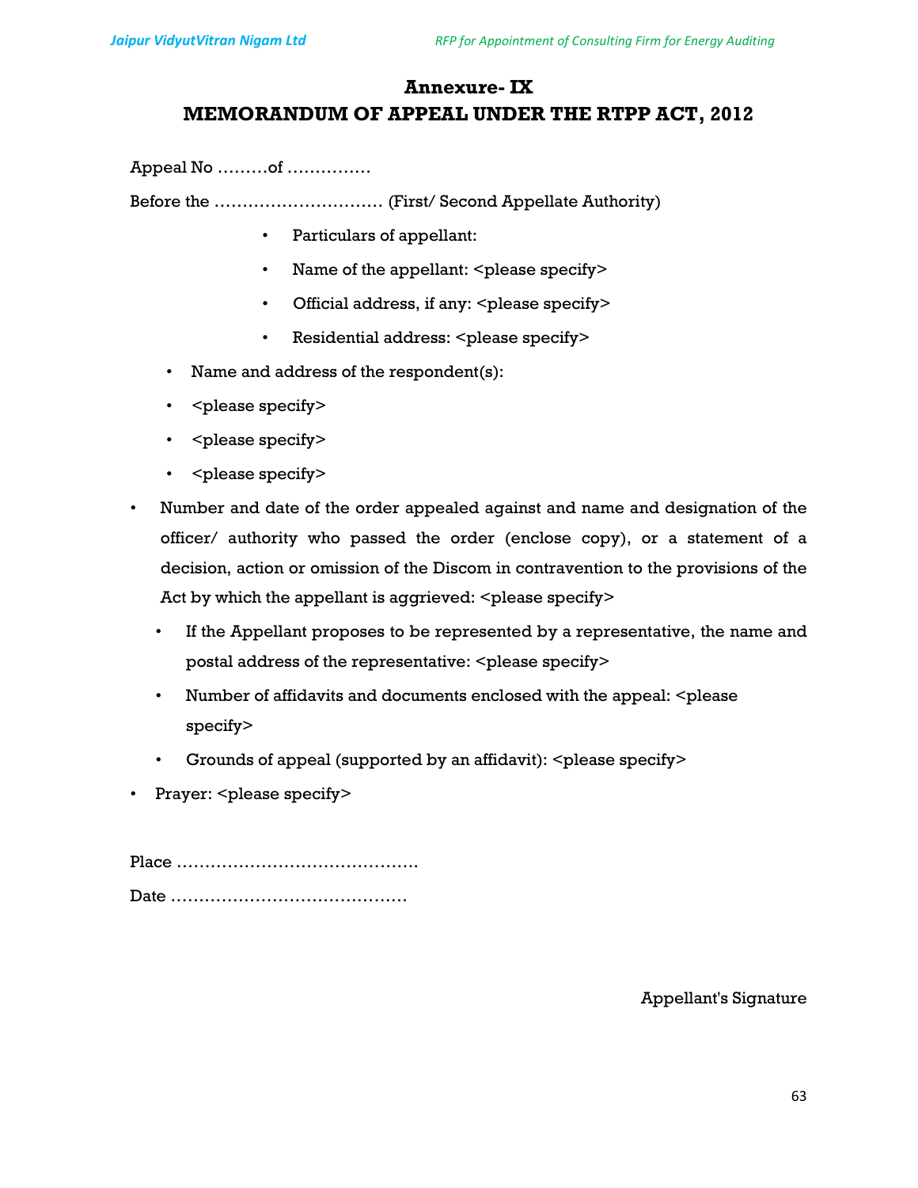# Annexure- IX

## MEMORANDUM OF APPEAL UNDER THE RTPP ACT, 2012

Appeal No ………of ……………

Before the ………………………… (First/ Second Appellate Authority)

- Particulars of appellant:
- Name of the appellant: <please specify>
- Official address, if any: <please specify>
- Residential address: <please specify>

- Name and address of the respondent(s):
- <please specify>
- <please specify>
- <please specify>

- Number and date of the order appealed against and name and designation of the officer/ authority who passed the order (enclose copy), or a statement of a decision, action or omission of the Discom in contravention to the provisions of the Act by which the appellant is aggrieved: <please specify>
  - If the Appellant proposes to be represented by a representative, the name and postal address of the representative: <please specify>
  - Number of affidavits and documents enclosed with the appeal: <please specify>
  - Grounds of appeal (supported by an affidavit): <please specify>
- Prayer: <please specify>

Place …………………………………….

Date ……………………………………

Appellant's Signature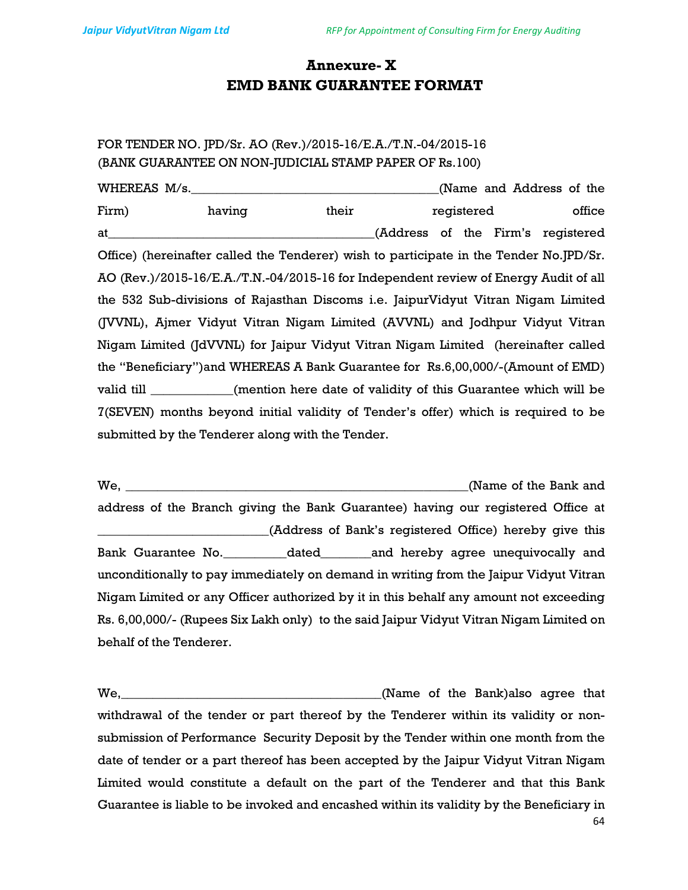# Annexure- X
# EMD BANK GUARANTEE FORMAT

FOR TENDER NO. JPD/Sr. AO (Rev.)/2015-16/E.A./T.N.-04/2015-16
(BANK GUARANTEE ON NON-JUDICIAL STAMP PAPER OF Rs.100)

WHEREAS M/s.______________________________________(Name and Address of the Firm) having their registered office at________________________________________(Address of the Firm's registered Office) (hereinafter called the Tenderer) wish to participate in the Tender No.JPD/Sr. AO (Rev.)/2015-16/E.A./T.N.-04/2015-16 for Independent review of Energy Audit of all the 532 Sub-divisions of Rajasthan Discoms i.e. JaipurVidyut Vitran Nigam Limited (JVVNL), Ajmer Vidyut Vitran Nigam Limited (AVVNL) and Jodhpur Vidyut Vitran Nigam Limited (JdVVNL) for Jaipur Vidyut Vitran Nigam Limited (hereinafter called the "Beneficiary")and WHEREAS A Bank Guarantee for Rs.6,00,000/-(Amount of EMD) valid till _____________(mention here date of validity of this Guarantee which will be 7(SEVEN) months beyond initial validity of Tender's offer) which is required to be submitted by the Tenderer along with the Tender.

We, _____________________________________________________(Name of the Bank and address of the Branch giving the Bank Guarantee) having our registered Office at __________________________(Address of Bank's registered Office) hereby give this Bank Guarantee No.__________dated________and hereby agree unequivocally and unconditionally to pay immediately on demand in writing from the Jaipur Vidyut Vitran Nigam Limited or any Officer authorized by it in this behalf any amount not exceeding Rs. 6,00,000/- (Rupees Six Lakh only) to the said Jaipur Vidyut Vitran Nigam Limited on behalf of the Tenderer.

We,________________________________________(Name of the Bank)also agree that withdrawal of the tender or part thereof by the Tenderer within its validity or non-submission of Performance Security Deposit by the Tender within one month from the date of tender or a part thereof has been accepted by the Jaipur Vidyut Vitran Nigam Limited would constitute a default on the part of the Tenderer and that this Bank Guarantee is liable to be invoked and encashed within its validity by the Beneficiary in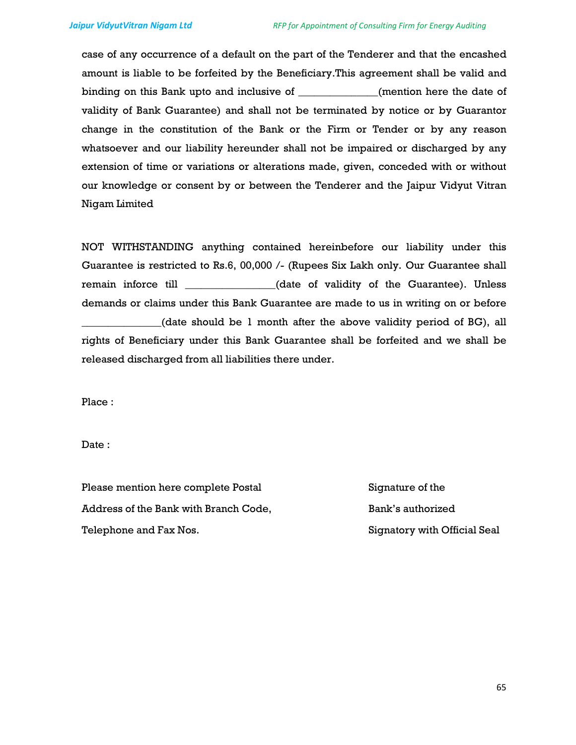case of any occurrence of a default on the part of the Tenderer and that the encashed amount is liable to be forfeited by the Beneficiary.This agreement shall be valid and binding on this Bank upto and inclusive of _______________(mention here the date of validity of Bank Guarantee) and shall not be terminated by notice or by Guarantor change in the constitution of the Bank or the Firm or Tender or by any reason whatsoever and our liability hereunder shall not be impaired or discharged by any extension of time or variations or alterations made, given, conceded with or without our knowledge or consent by or between the Tenderer and the Jaipur Vidyut Vitran Nigam Limited

NOT WITHSTANDING anything contained hereinbefore our liability under this Guarantee is restricted to Rs.6, 00,000 /- (Rupees Six Lakh only. Our Guarantee shall remain inforce till _________________(date of validity of the Guarantee). Unless demands or claims under this Bank Guarantee are made to us in writing on or before _______________(date should be 1 month after the above validity period of BG), all rights of Beneficiary under this Bank Guarantee shall be forfeited and we shall be released discharged from all liabilities there under.

Place :

Date :

Please mention here complete Postal Address of the Bank with Branch Code, Telephone and Fax Nos.

Signature of the Bank's authorized Signatory with Official Seal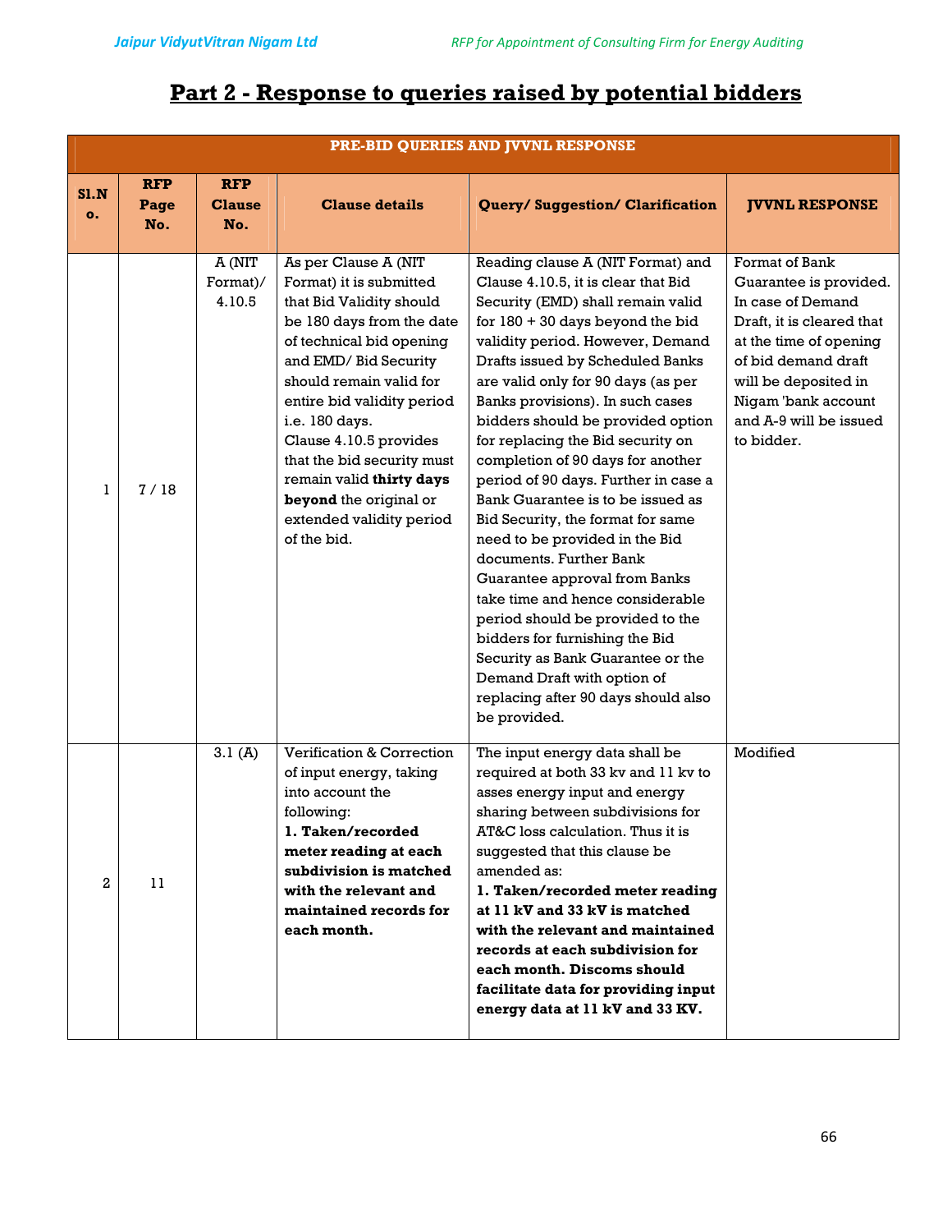# Part 2 - Response to queries raised by potential bidders

| PRE-BID QUERIES AND JVVNL RESPONSE | | | | | |
|---|---|---|---|---|---|
| **Sl.No.** | **RFP Page No.** | **RFP Clause No.** | **Clause details** | **Query/ Suggestion/ Clarification** | **JVVNL RESPONSE** |
| 1 | 7 / 18 | A (NIT Format)/ 4.10.5 | As per Clause A (NIT Format) it is submitted that Bid Validity should be 180 days from the date of technical bid opening and EMD/ Bid Security should remain valid for entire bid validity period i.e. 180 days. Clause 4.10.5 provides that the bid security must remain valid **thirty days beyond** the original or extended validity period of the bid. | Reading clause A (NIT Format) and Clause 4.10.5, it is clear that Bid Security (EMD) shall remain valid for 180 + 30 days beyond the bid validity period. However, Demand Drafts issued by Scheduled Banks are valid only for 90 days (as per Banks provisions). In such cases bidders should be provided option for replacing the Bid security on completion of 90 days for another period of 90 days. Further in case a Bank Guarantee is to be issued as Bid Security, the format for same need to be provided in the Bid documents. Further Bank Guarantee approval from Banks take time and hence considerable period should be provided to the bidders for furnishing the Bid Security as Bank Guarantee or the Demand Draft with option of replacing after 90 days should also be provided. | Format of Bank Guarantee is provided. In case of Demand Draft, it is cleared that at the time of opening of bid demand draft will be deposited in Nigam 'bank account and A-9 will be issued to bidder. |
| 2 | 11 | 3.1 (A) | Verification & Correction of input energy, taking into account the following: **1. Taken/recorded meter reading at each subdivision is matched with the relevant and maintained records for each month.** | The input energy data shall be required at both 33 kv and 11 kv to asses energy input and energy sharing between subdivisions for AT&C loss calculation. Thus it is suggested that this clause be amended as: **1. Taken/recorded meter reading at 11 kV and 33 kV is matched with the relevant and maintained records at each subdivision for each month. Discoms should facilitate data for providing input energy data at 11 kV and 33 KV.** | Modified |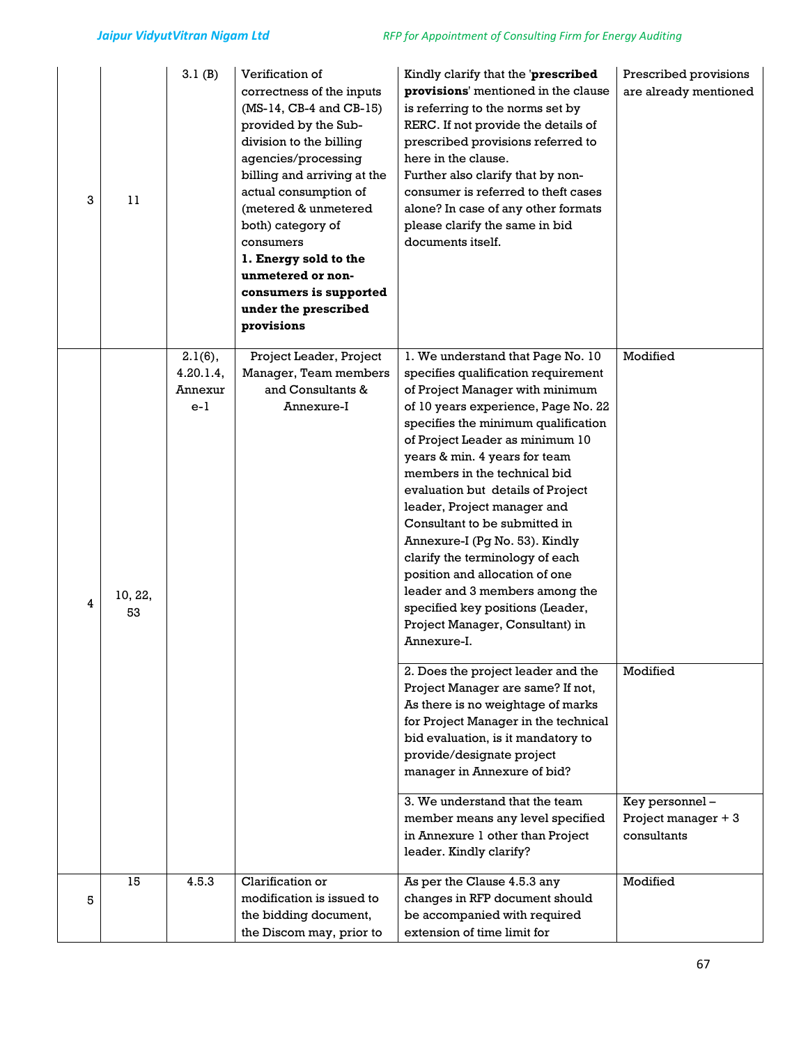| 3 | 11 | 3.1 (B) | Verification of correctness of the inputs (MS-14, CB-4 and CB-15) provided by the Sub-division to the billing agencies/processing billing and arriving at the actual consumption of (metered & unmetered both) category of consumers **1. Energy sold to the unmetered or non-consumers is supported under the prescribed provisions** | Kindly clarify that the '**prescribed provisions**' mentioned in the clause is referring to the norms set by RERC. If not provide the details of prescribed provisions referred to here in the clause. Further also clarify that by non-consumer is referred to theft cases alone? In case of any other formats please clarify the same in bid documents itself. | Prescribed provisions are already mentioned |
|---|---|---|---|---|---|
| 4 | 10, 22, 53 | 2.1(6), 4.20.1.4, Annexure-1 | Project Leader, Project Manager, Team members and Consultants & Annexure-I | 1. We understand that Page No. 10 specifies qualification requirement of Project Manager with minimum of 10 years experience, Page No. 22 specifies the minimum qualification of Project Leader as minimum 10 years & min. 4 years for team members in the technical bid evaluation but details of Project leader, Project manager and Consultant to be submitted in Annexure-I (Pg No. 53). Kindly clarify the terminology of each position and allocation of one leader and 3 members among the specified key positions (Leader, Project Manager, Consultant) in Annexure-I. | Modified |
| | | | | 2. Does the project leader and the Project Manager are same? If not, As there is no weightage of marks for Project Manager in the technical bid evaluation, is it mandatory to provide/designate project manager in Annexure of bid? | Modified |
| | | | | 3. We understand that the team member means any level specified in Annexure 1 other than Project leader. Kindly clarify? | Key personnel – Project manager + 3 consultants |
| 5 | 15 | 4.5.3 | Clarification or modification is issued to the bidding document, the Discom may, prior to | As per the Clause 4.5.3 any changes in RFP document should be accompanied with required extension of time limit for | Modified |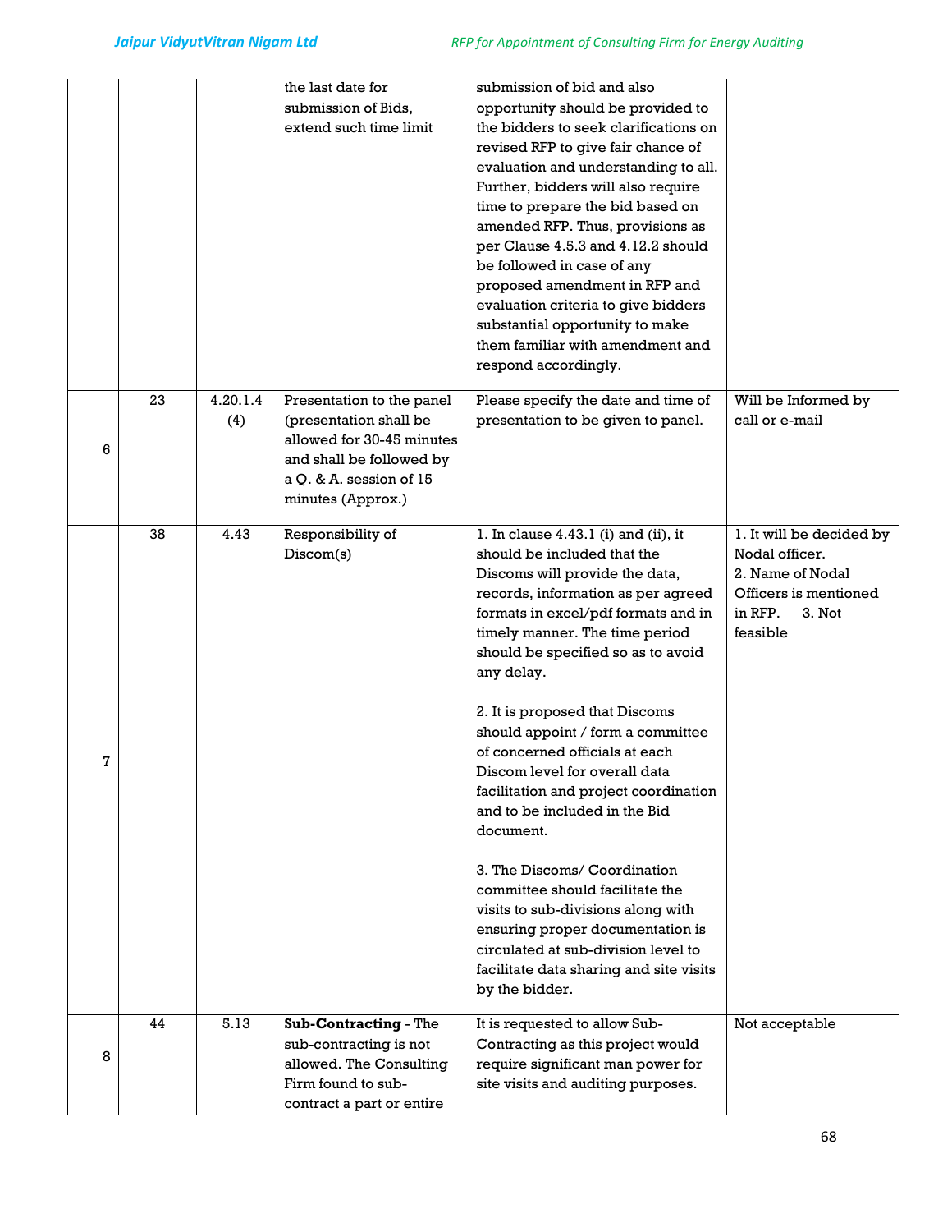| | | | the last date for submission of Bids, extend such time limit | submission of bid and also opportunity should be provided to the bidders to seek clarifications on revised RFP to give fair chance of evaluation and understanding to all. Further, bidders will also require time to prepare the bid based on amended RFP. Thus, provisions as per Clause 4.5.3 and 4.12.2 should be followed in case of any proposed amendment in RFP and evaluation criteria to give bidders substantial opportunity to make them familiar with amendment and respond accordingly. | |
|---|---|---|---|---|---|
| 6 | 23 | 4.20.1.4 (4) | Presentation to the panel (presentation shall be allowed for 30-45 minutes and shall be followed by a Q. & A. session of 15 minutes (Approx.) | Please specify the date and time of presentation to be given to panel. | Will be Informed by call or e-mail |
| 7 | 38 | 4.43 | Responsibility of Discom(s) | 1. In clause 4.43.1 (i) and (ii), it should be included that the Discoms will provide the data, records, information as per agreed formats in excel/pdf formats and in timely manner. The time period should be specified so as to avoid any delay.<br><br>2. It is proposed that Discoms should appoint / form a committee of concerned officials at each Discom level for overall data facilitation and project coordination and to be included in the Bid document.<br><br>3. The Discoms/ Coordination committee should facilitate the visits to sub-divisions along with ensuring proper documentation is circulated at sub-division level to facilitate data sharing and site visits by the bidder. | 1. It will be decided by Nodal officer.<br>2. Name of Nodal Officers is mentioned in RFP. 3. Not feasible |
| 8 | 44 | 5.13 | **Sub-Contracting** - The sub-contracting is not allowed. The Consulting Firm found to sub-contract a part or entire | It is requested to allow Sub-Contracting as this project would require significant man power for site visits and auditing purposes. | Not acceptable |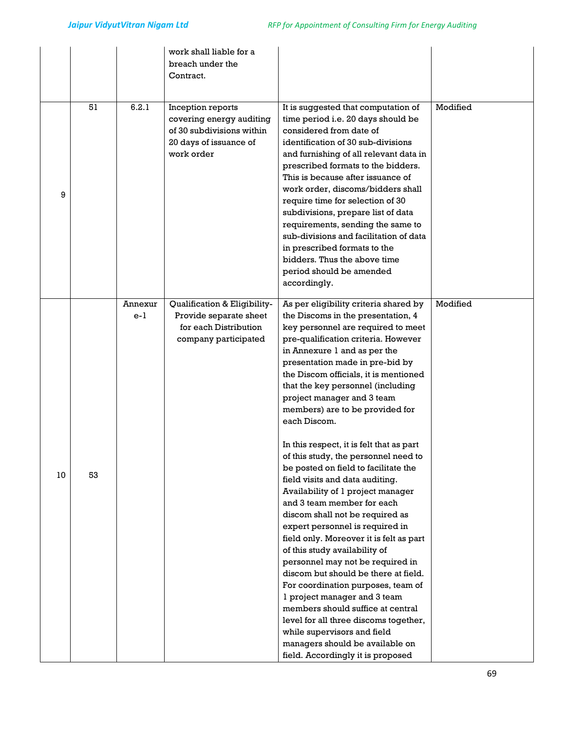| | | | work shall liable for a breach under the Contract. | | |
|---|---|---|---|---|---|
| 9 | 51 | 6.2.1 | Inception reports covering energy auditing of 30 subdivisions within 20 days of issuance of work order | It is suggested that computation of time period i.e. 20 days should be considered from date of identification of 30 sub-divisions and furnishing of all relevant data in prescribed formats to the bidders. This is because after issuance of work order, discoms/bidders shall require time for selection of 30 subdivisions, prepare list of data requirements, sending the same to sub-divisions and facilitation of data in prescribed formats to the bidders. Thus the above time period should be amended accordingly. | Modified |
| 10 | 53 | Annexure-1 | Qualification & Eligibility- Provide separate sheet for each Distribution company participated | As per eligibility criteria shared by the Discoms in the presentation, 4 key personnel are required to meet pre-qualification criteria. However in Annexure 1 and as per the presentation made in pre-bid by the Discom officials, it is mentioned that the key personnel (including project manager and 3 team members) are to be provided for each Discom.<br><br>In this respect, it is felt that as part of this study, the personnel need to be posted on field to facilitate the field visits and data auditing. Availability of 1 project manager and 3 team member for each discom shall not be required as expert personnel is required in field only. Moreover it is felt as part of this study availability of personnel may not be required in discom but should be there at field. For coordination purposes, team of 1 project manager and 3 team members should suffice at central level for all three discoms together, while supervisors and field managers should be available on field. Accordingly it is proposed | Modified |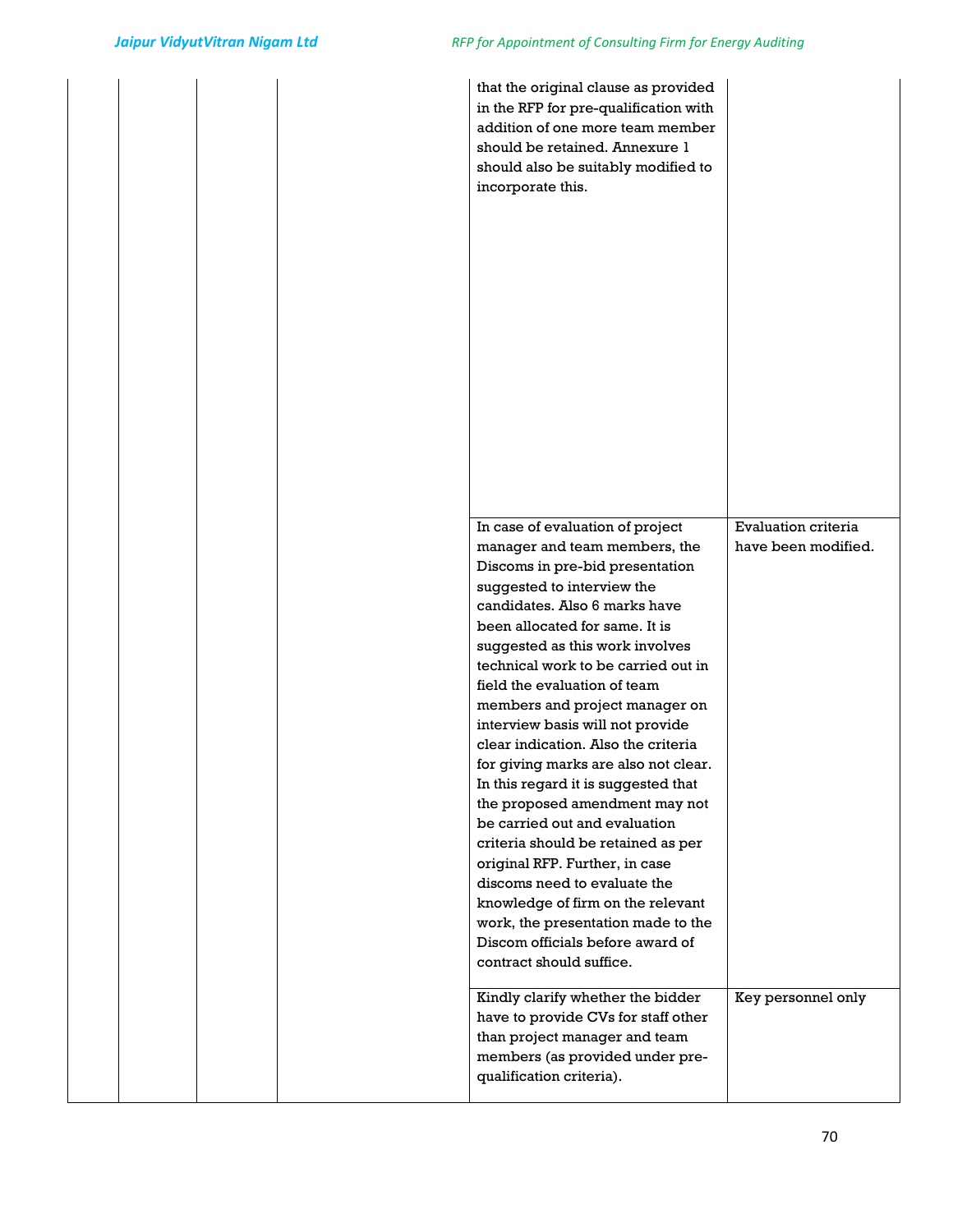| | | | | | |
|---|---|---|---|---|---|
| | | | | that the original clause as provided in the RFP for pre-qualification with addition of one more team member should be retained. Annexure 1 should also be suitably modified to incorporate this. | |
| | | | | In case of evaluation of project manager and team members, the Discoms in pre-bid presentation suggested to interview the candidates. Also 6 marks have been allocated for same. It is suggested as this work involves technical work to be carried out in field the evaluation of team members and project manager on interview basis will not provide clear indication. Also the criteria for giving marks are also not clear. In this regard it is suggested that the proposed amendment may not be carried out and evaluation criteria should be retained as per original RFP. Further, in case discoms need to evaluate the knowledge of firm on the relevant work, the presentation made to the Discom officials before award of contract should suffice. | Evaluation criteria have been modified. |
| | | | | Kindly clarify whether the bidder have to provide CVs for staff other than project manager and team members (as provided under pre-qualification criteria). | Key personnel only |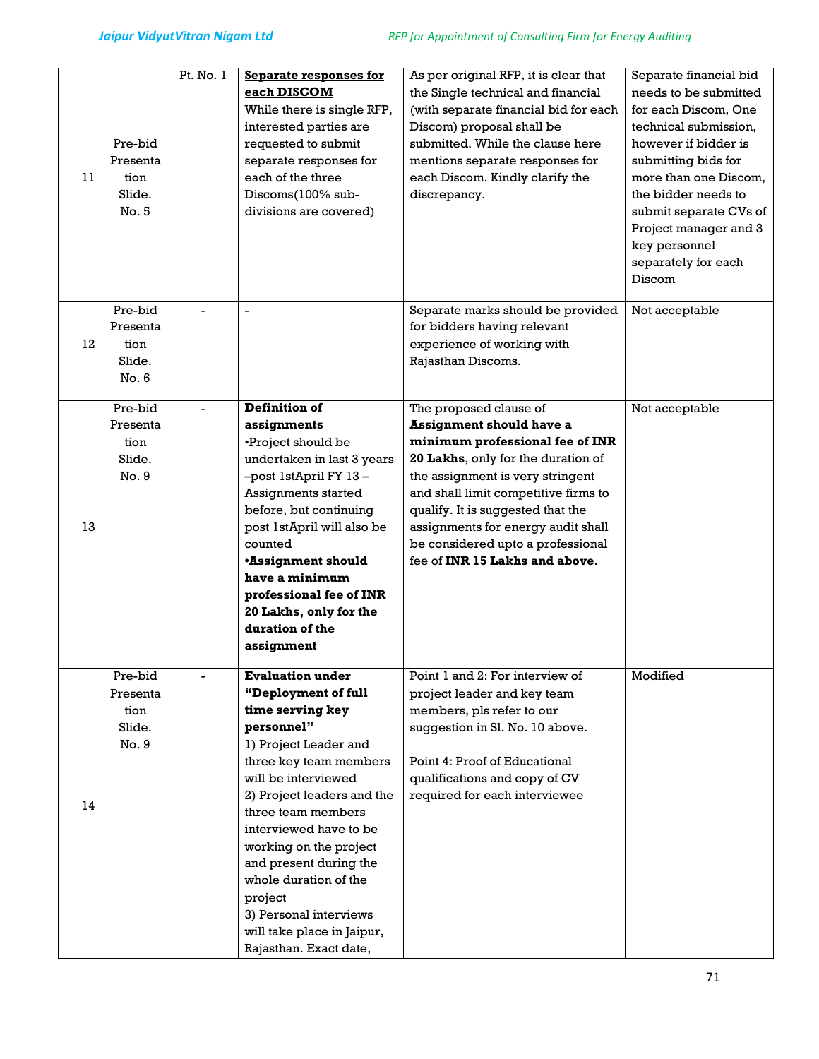| 11 | Pre-bid Presentation Slide. No. 5 | Pt. No. 1 | **Separate responses for each DISCOM** While there is single RFP, interested parties are requested to submit separate responses for each of the three Discoms(100% sub-divisions are covered) | As per original RFP, it is clear that the Single technical and financial (with separate financial bid for each Discom) proposal shall be submitted. While the clause here mentions separate responses for each Discom. Kindly clarify the discrepancy. | Separate financial bid needs to be submitted for each Discom, One technical submission, however if bidder is submitting bids for more than one Discom, the bidder needs to submit separate CVs of Project manager and 3 key personnel separately for each Discom |
|---|---|---|---|---|---|
| 12 | Pre-bid Presentation Slide. No. 6 | - | - | Separate marks should be provided for bidders having relevant experience of working with Rajasthan Discoms. | Not acceptable |
| 13 | Pre-bid Presentation Slide. No. 9 | - | **Definition of assignments** •Project should be undertaken in last 3 years –post 1stApril FY 13 – Assignments started before, but continuing post 1stApril will also be counted **•Assignment should have a minimum professional fee of INR 20 Lakhs, only for the duration of the assignment** | The proposed clause of **Assignment should have a minimum professional fee of INR 20 Lakhs**, only for the duration of the assignment is very stringent and shall limit competitive firms to qualify. It is suggested that the assignments for energy audit shall be considered upto a professional fee of **INR 15 Lakhs and above**. | Not acceptable |
| 14 | Pre-bid Presentation Slide. No. 9 | - | **Evaluation under "Deployment of full time serving key personnel"** 1) Project Leader and three key team members will be interviewed 2) Project leaders and the three team members interviewed have to be working on the project and present during the whole duration of the project 3) Personal interviews will take place in Jaipur, Rajasthan. Exact date, | Point 1 and 2: For interview of project leader and key team members, pls refer to our suggestion in Sl. No. 10 above. Point 4: Proof of Educational qualifications and copy of CV required for each interviewee | Modified |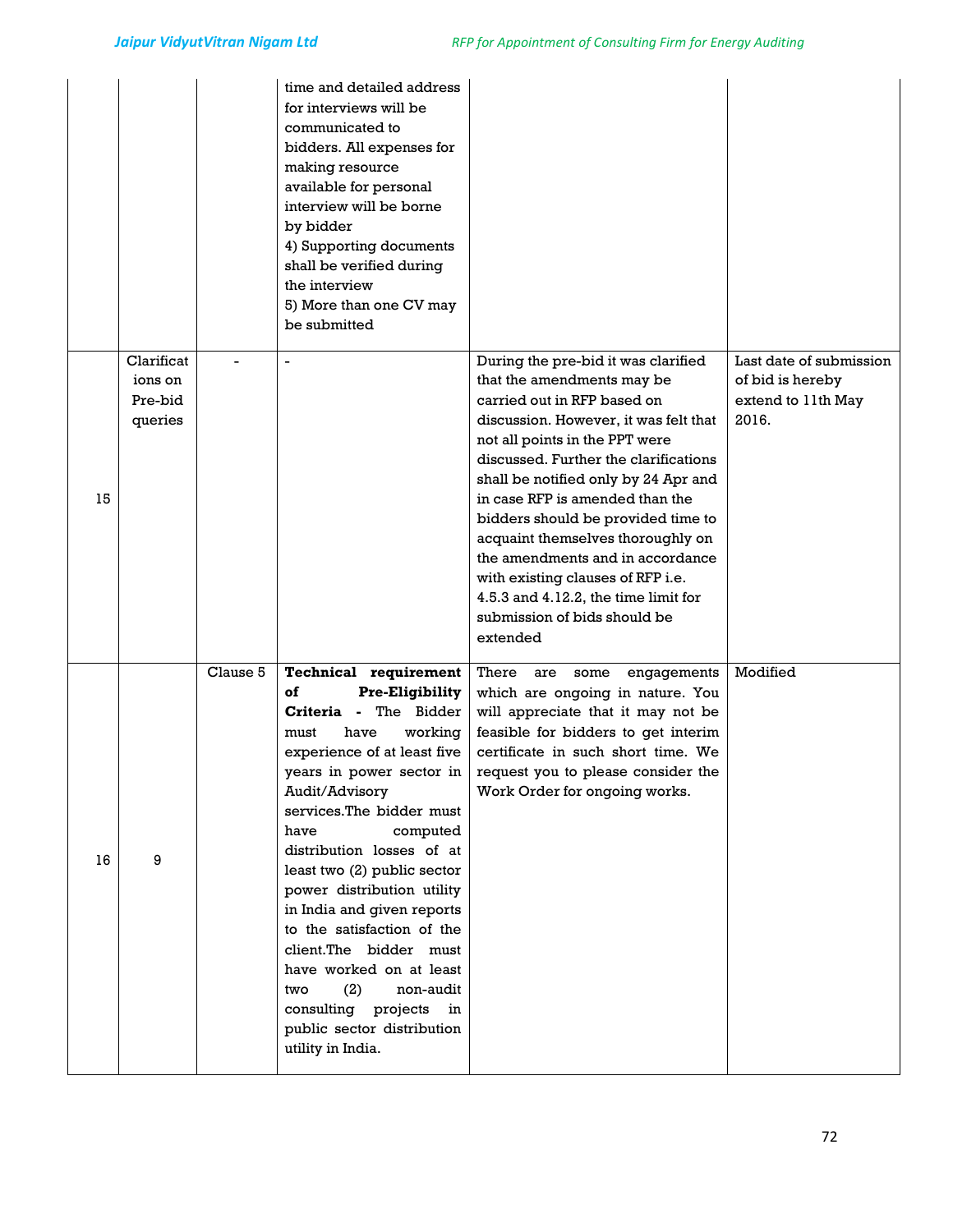| | | | time and detailed address for interviews will be communicated to bidders. All expenses for making resource available for personal interview will be borne by bidder<br>4) Supporting documents shall be verified during the interview<br>5) More than one CV may be submitted | | |
|---|---|---|---|---|---|
| 15 | Clarifications on Pre-bid queries | - | - | During the pre-bid it was clarified that the amendments may be carried out in RFP based on discussion. However, it was felt that not all points in the PPT were discussed. Further the clarifications shall be notified only by 24 Apr and in case RFP is amended than the bidders should be provided time to acquaint themselves thoroughly on the amendments and in accordance with existing clauses of RFP i.e. 4.5.3 and 4.12.2, the time limit for submission of bids should be extended | Last date of submission of bid is hereby extend to 11th May 2016. |
| 16 | 9 | Clause 5 | **Technical requirement of Pre-Eligibility Criteria -** The Bidder must have working experience of at least five years in power sector in Audit/Advisory services.The bidder must have computed distribution losses of at least two (2) public sector power distribution utility in India and given reports to the satisfaction of the client.The bidder must have worked on at least two (2) non-audit consulting projects in public sector distribution utility in India. | There are some engagements which are ongoing in nature. You will appreciate that it may not be feasible for bidders to get interim certificate in such short time. We request you to please consider the Work Order for ongoing works. | Modified |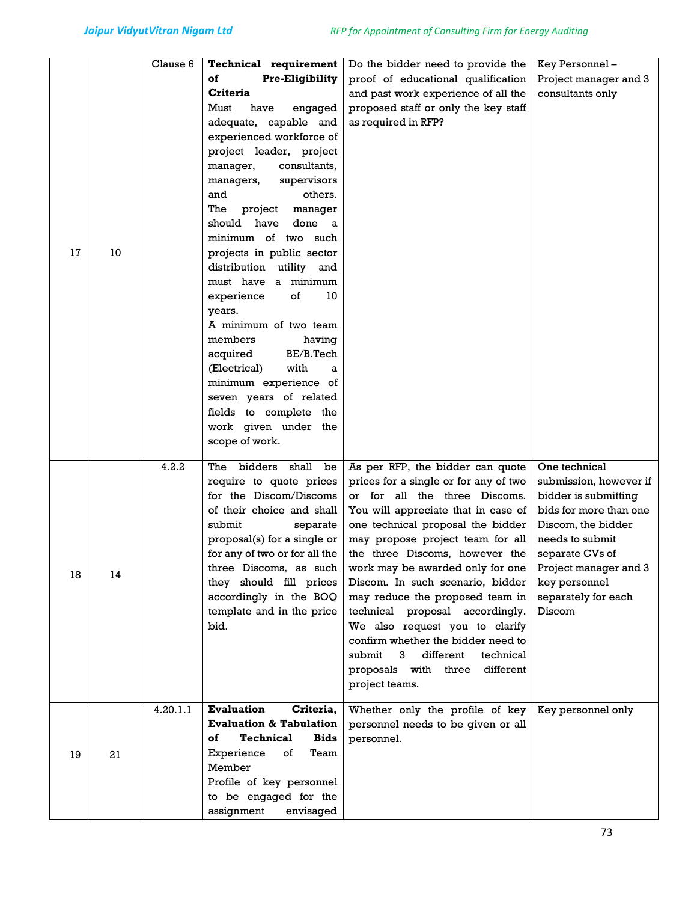| 17 | 10 | Clause 6 | **Technical requirement of Pre-Eligibility Criteria** Must have engaged adequate, capable and experienced workforce of project leader, project manager, consultants, managers, supervisors and others. The project manager should have done a minimum of two such projects in public sector distribution utility and must have a minimum experience of 10 years. A minimum of two team members having acquired BE/B.Tech (Electrical) with a minimum experience of seven years of related fields to complete the work given under the scope of work. | Do the bidder need to provide the proof of educational qualification and past work experience of all the proposed staff or only the key staff as required in RFP? | Key Personnel – Project manager and 3 consultants only |
|---|---|---|---|---|---|
| 18 | 14 | 4.2.2 | The bidders shall be require to quote prices for the Discom/Discoms of their choice and shall submit separate proposal(s) for a single or for any of two or for all the three Discoms, as such they should fill prices accordingly in the BOQ template and in the price bid. | As per RFP, the bidder can quote prices for a single or for any of two or for all the three Discoms. You will appreciate that in case of one technical proposal the bidder may propose project team for all the three Discoms, however the work may be awarded only for one Discom. In such scenario, bidder may reduce the proposed team in technical proposal accordingly. We also request you to clarify confirm whether the bidder need to submit 3 different technical proposals with three different project teams. | One technical submission, however if bidder is submitting bids for more than one Discom, the bidder needs to submit separate CVs of Project manager and 3 key personnel separately for each Discom |
| 19 | 21 | 4.20.1.1 | **Evaluation Criteria, Evaluation & Tabulation of Technical Bids** Experience of Team Member Profile of key personnel to be engaged for the assignment envisaged | Whether only the profile of key personnel needs to be given or all personnel. | Key personnel only |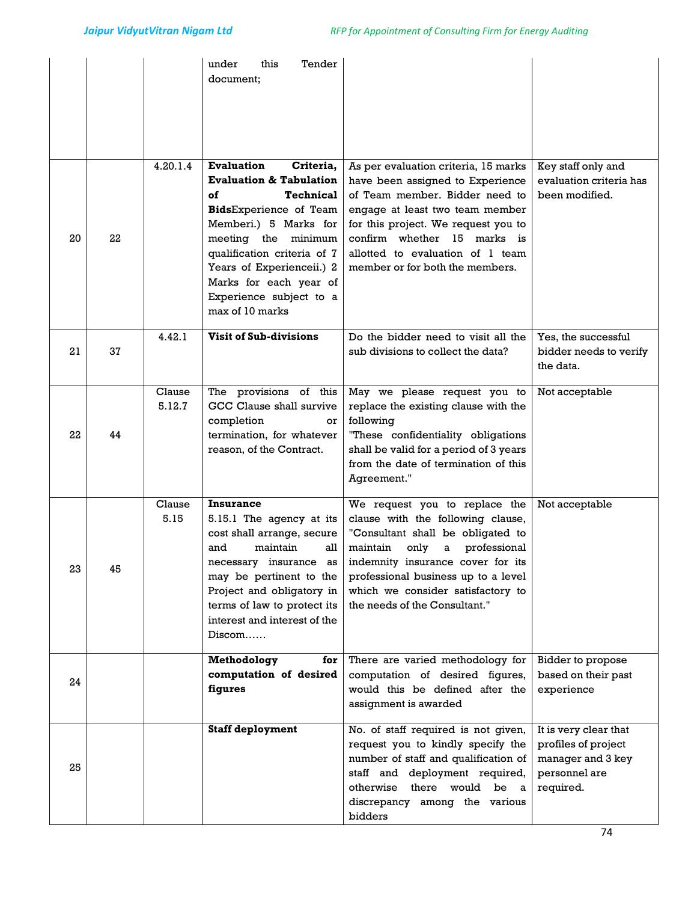| | | | | | |
|---|---|---|---|---|---|
| | | | under this Tender document; | | |
| 20 | 22 | 4.20.1.4 | **Evaluation Criteria, Evaluation & Tabulation of Technical Bids**Experience of Team Memberi.) 5 Marks for meeting the minimum qualification criteria of 7 Years of Experienceii.) 2 Marks for each year of Experience subject to a max of 10 marks | As per evaluation criteria, 15 marks have been assigned to Experience of Team member. Bidder need to engage at least two team member for this project. We request you to confirm whether 15 marks is allotted to evaluation of 1 team member or for both the members. | Key staff only and evaluation criteria has been modified. |
| 21 | 37 | 4.42.1 | **Visit of Sub-divisions** | Do the bidder need to visit all the sub divisions to collect the data? | Yes, the successful bidder needs to verify the data. |
| 22 | 44 | Clause 5.12.7 | The provisions of this GCC Clause shall survive completion or termination, for whatever reason, of the Contract. | May we please request you to replace the existing clause with the following "These confidentiality obligations shall be valid for a period of 3 years from the date of termination of this Agreement." | Not acceptable |
| 23 | 45 | Clause 5.15 | **Insurance** 5.15.1 The agency at its cost shall arrange, secure and maintain all necessary insurance as may be pertinent to the Project and obligatory in terms of law to protect its interest and interest of the Discom…… | We request you to replace the clause with the following clause, "Consultant shall be obligated to maintain only a professional indemnity insurance cover for its professional business up to a level which we consider satisfactory to the needs of the Consultant." | Not acceptable |
| 24 | | | **Methodology for computation of desired figures** | There are varied methodology for computation of desired figures, would this be defined after the assignment is awarded | Bidder to propose based on their past experience |
| 25 | | | **Staff deployment** | No. of staff required is not given, request you to kindly specify the number of staff and qualification of staff and deployment required, otherwise there would be a discrepancy among the various bidders | It is very clear that profiles of project manager and 3 key personnel are required. |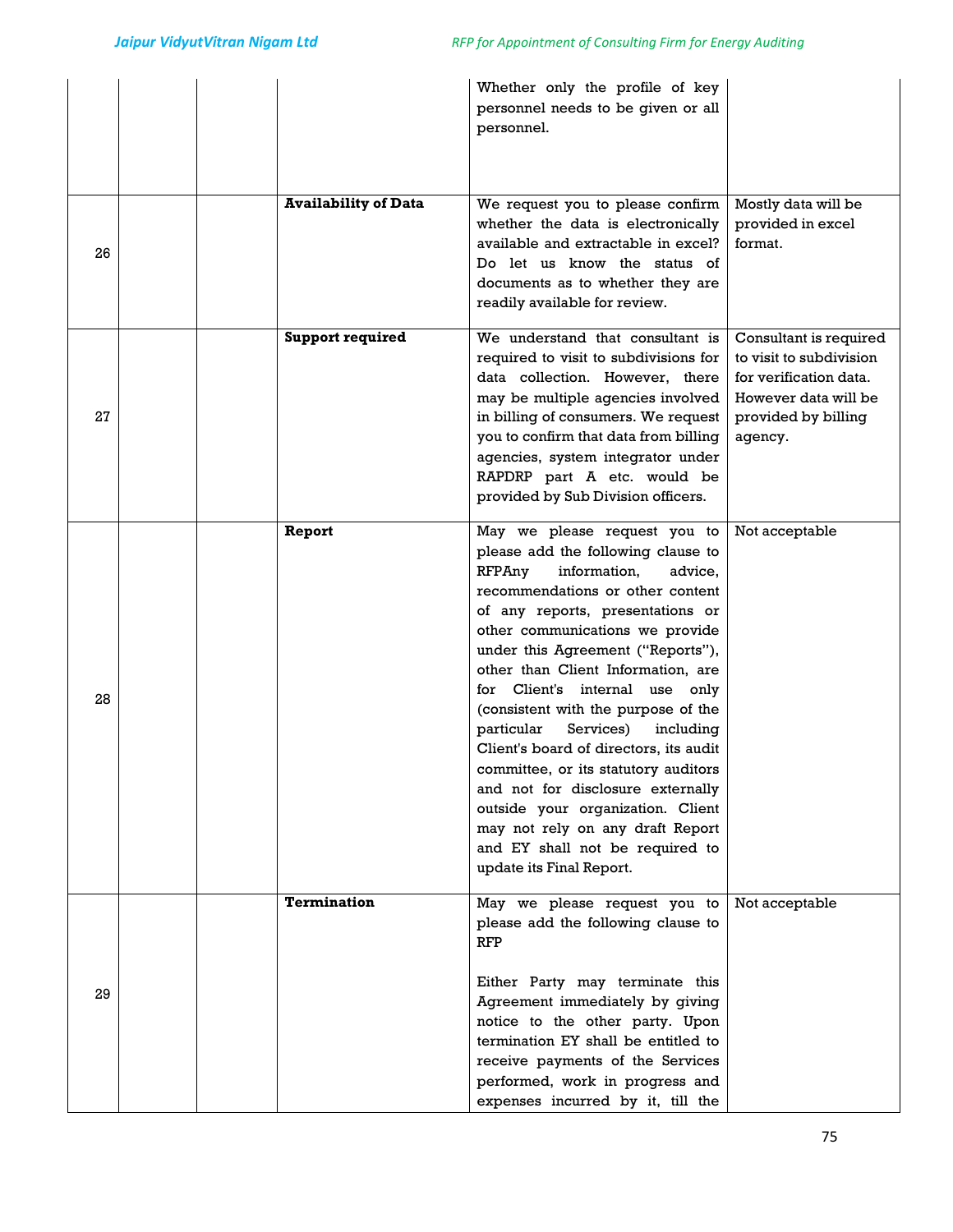| | | | | | |
|---|---|---|---|---|---|
| | | | | Whether only the profile of key personnel needs to be given or all personnel. | |
| 26 | | | **Availability of Data** | We request you to please confirm whether the data is electronically available and extractable in excel? Do let us know the status of documents as to whether they are readily available for review. | Mostly data will be provided in excel format. |
| 27 | | | **Support required** | We understand that consultant is required to visit to subdivisions for data collection. However, there may be multiple agencies involved in billing of consumers. We request you to confirm that data from billing agencies, system integrator under RAPDRP part A etc. would be provided by Sub Division officers. | Consultant is required to visit to subdivision for verification data. However data will be provided by billing agency. |
| 28 | | | **Report** | May we please request you to please add the following clause to RFPAny information, advice, recommendations or other content of any reports, presentations or other communications we provide under this Agreement ("Reports"), other than Client Information, are for Client's internal use only (consistent with the purpose of the particular Services) including Client's board of directors, its audit committee, or its statutory auditors and not for disclosure externally outside your organization. Client may not rely on any draft Report and EY shall not be required to update its Final Report. | Not acceptable |
| 29 | | | **Termination** | May we please request you to please add the following clause to RFP<br><br>Either Party may terminate this Agreement immediately by giving notice to the other party. Upon termination EY shall be entitled to receive payments of the Services performed, work in progress and expenses incurred by it, till the | Not acceptable |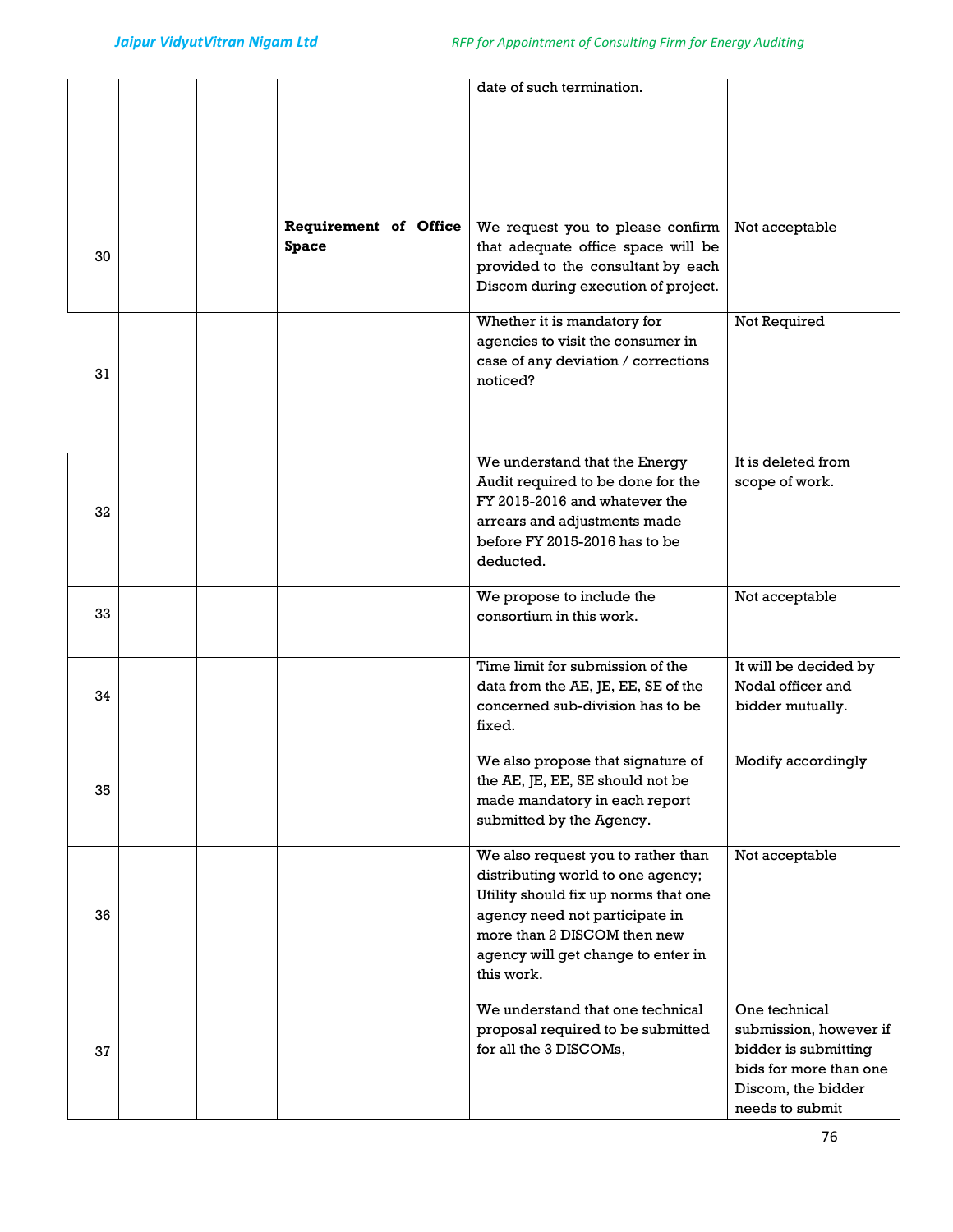| | | | | | |
|---|---|---|---|---|---|
| | | | | date of such termination. | |
| 30 | | | **Requirement of Office Space** | We request you to please confirm that adequate office space will be provided to the consultant by each Discom during execution of project. | Not acceptable |
| 31 | | | | Whether it is mandatory for agencies to visit the consumer in case of any deviation / corrections noticed? | Not Required |
| 32 | | | | We understand that the Energy Audit required to be done for the FY 2015-2016 and whatever the arrears and adjustments made before FY 2015-2016 has to be deducted. | It is deleted from scope of work. |
| 33 | | | | We propose to include the consortium in this work. | Not acceptable |
| 34 | | | | Time limit for submission of the data from the AE, JE, EE, SE of the concerned sub-division has to be fixed. | It will be decided by Nodal officer and bidder mutually. |
| 35 | | | | We also propose that signature of the AE, JE, EE, SE should not be made mandatory in each report submitted by the Agency. | Modify accordingly |
| 36 | | | | We also request you to rather than distributing world to one agency; Utility should fix up norms that one agency need not participate in more than 2 DISCOM then new agency will get change to enter in this work. | Not acceptable |
| 37 | | | | We understand that one technical proposal required to be submitted for all the 3 DISCOMs, | One technical submission, however if bidder is submitting bids for more than one Discom, the bidder needs to submit |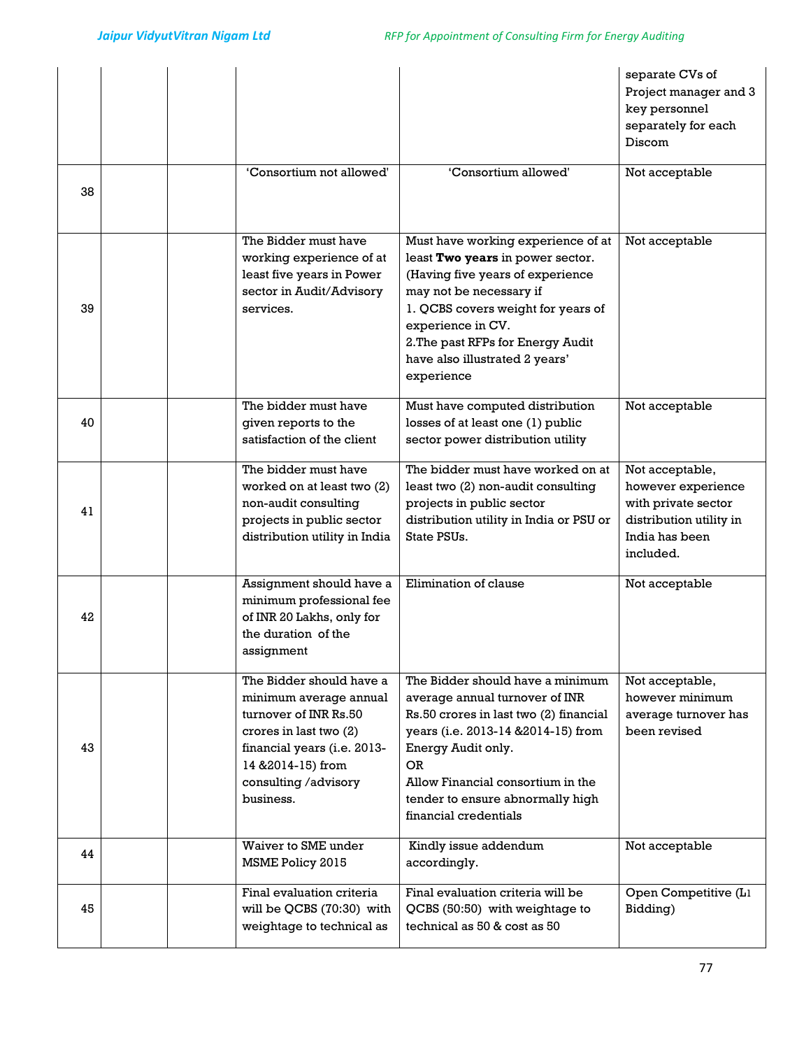| | | | | |
|---|---|---|---|---|
| | | | | separate CVs of Project manager and 3 key personnel separately for each Discom |
| 38 | | | 'Consortium not allowed' | 'Consortium allowed' | Not acceptable |
| 39 | | | The Bidder must have working experience of at least five years in Power sector in Audit/Advisory services. | Must have working experience of at least **Two years** in power sector. (Having five years of experience may not be necessary if 1. QCBS covers weight for years of experience in CV. 2.The past RFPs for Energy Audit have also illustrated 2 years' experience | Not acceptable |
| 40 | | | The bidder must have given reports to the satisfaction of the client | Must have computed distribution losses of at least one (1) public sector power distribution utility | Not acceptable |
| 41 | | | The bidder must have worked on at least two (2) non-audit consulting projects in public sector distribution utility in India | The bidder must have worked on at least two (2) non-audit consulting projects in public sector distribution utility in India or PSU or State PSUs. | Not acceptable, however experience with private sector distribution utility in India has been included. |
| 42 | | | Assignment should have a minimum professional fee of INR 20 Lakhs, only for the duration of the assignment | Elimination of clause | Not acceptable |
| 43 | | | The Bidder should have a minimum average annual turnover of INR Rs.50 crores in last two (2) financial years (i.e. 2013-14 &2014-15) from consulting /advisory business. | The Bidder should have a minimum average annual turnover of INR Rs.50 crores in last two (2) financial years (i.e. 2013-14 &2014-15) from Energy Audit only. OR Allow Financial consortium in the tender to ensure abnormally high financial credentials | Not acceptable, however minimum average turnover has been revised |
| 44 | | | Waiver to SME under MSME Policy 2015 | Kindly issue addendum accordingly. | Not acceptable |
| 45 | | | Final evaluation criteria will be QCBS (70:30) with weightage to technical as | Final evaluation criteria will be QCBS (50:50) with weightage to technical as 50 & cost as 50 | Open Competitive (L1 Bidding) |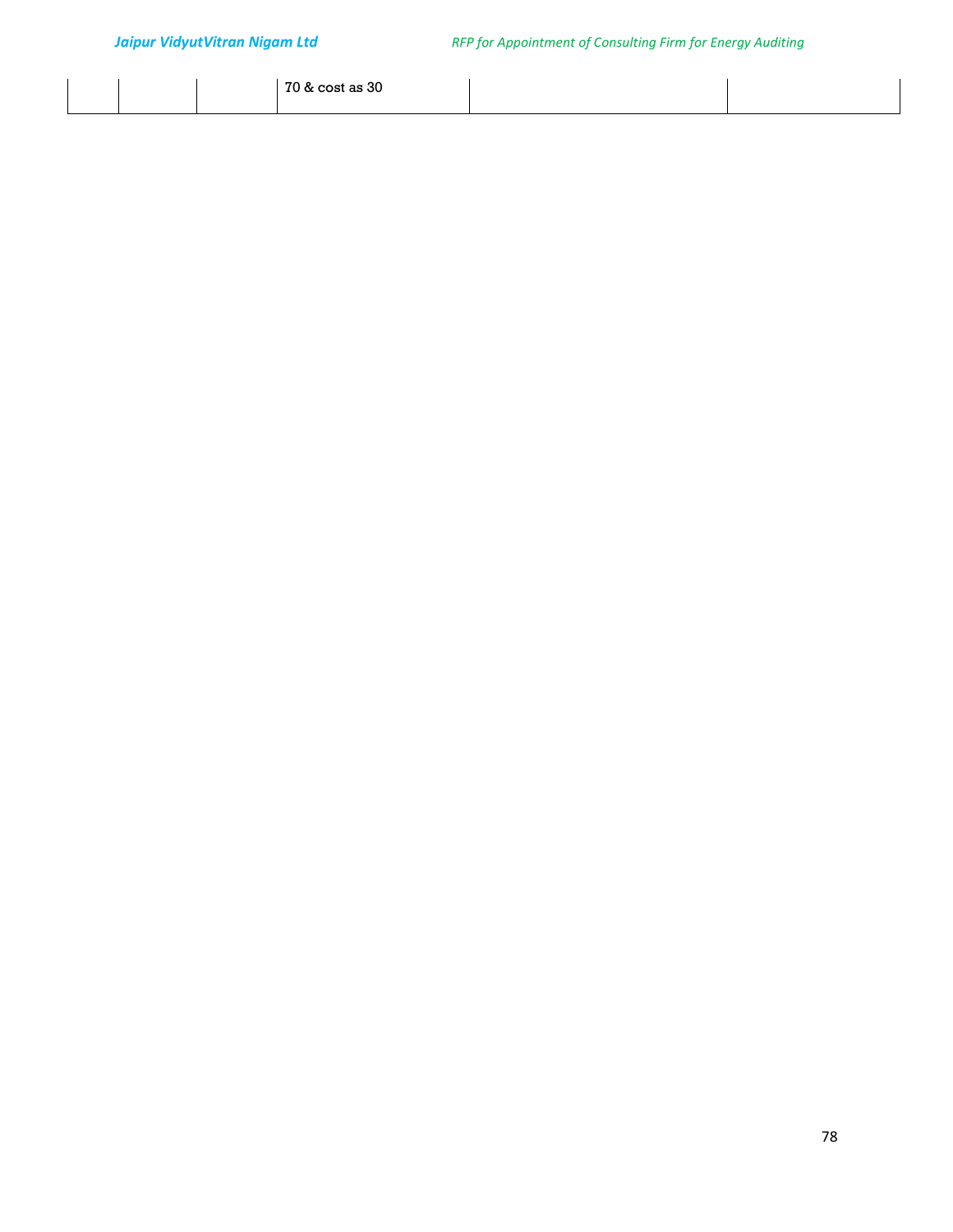| | | | | | |
|---|---|---|---|---|---|
| | | | 70 & cost as 30 | | |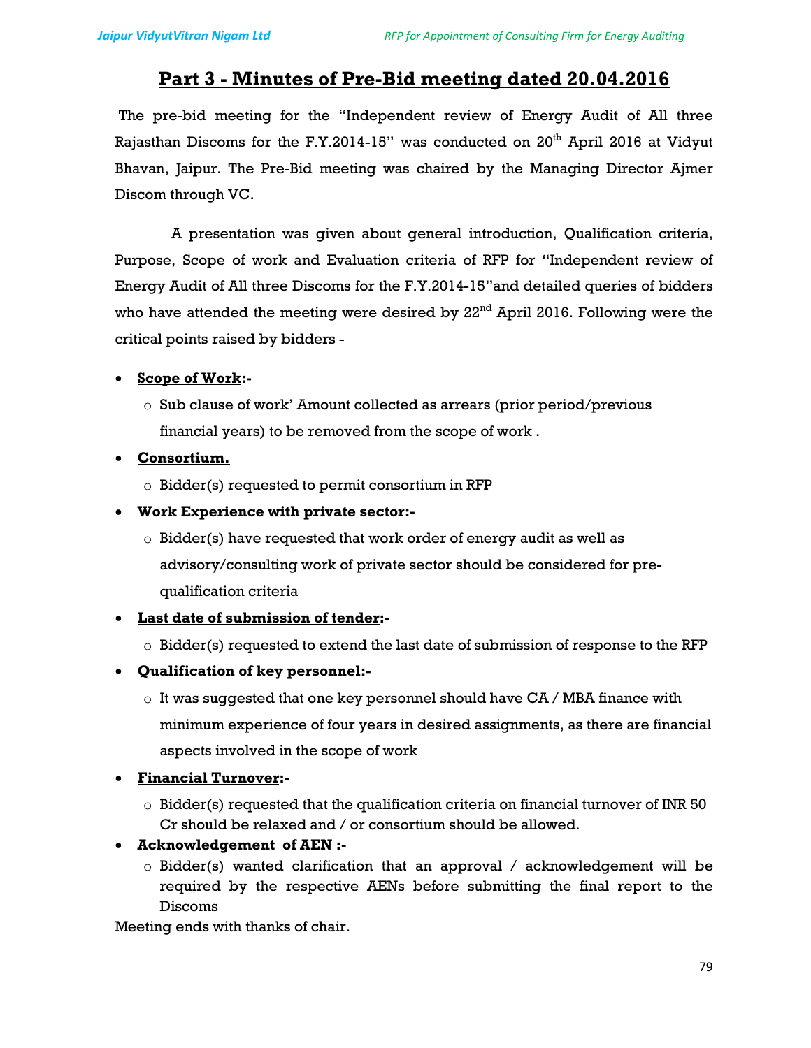# Part 3 - Minutes of Pre-Bid meeting dated 20.04.2016

The pre-bid meeting for the "Independent review of Energy Audit of All three Rajasthan Discoms for the F.Y.2014-15" was conducted on 20th April 2016 at Vidyut Bhavan, Jaipur. The Pre-Bid meeting was chaired by the Managing Director Ajmer Discom through VC.

A presentation was given about general introduction, Qualification criteria, Purpose, Scope of work and Evaluation criteria of RFP for "Independent review of Energy Audit of All three Discoms for the F.Y.2014-15"and detailed queries of bidders who have attended the meeting were desired by 22nd April 2016. Following were the critical points raised by bidders -

- **Scope of Work:-**
  - Sub clause of work' Amount collected as arrears (prior period/previous financial years) to be removed from the scope of work .
- **Consortium.**
  - Bidder(s) requested to permit consortium in RFP
- **Work Experience with private sector:-**
  - Bidder(s) have requested that work order of energy audit as well as advisory/consulting work of private sector should be considered for pre-qualification criteria
- **Last date of submission of tender:-**
  - Bidder(s) requested to extend the last date of submission of response to the RFP
- **Qualification of key personnel:-**
  - It was suggested that one key personnel should have CA / MBA finance with minimum experience of four years in desired assignments, as there are financial aspects involved in the scope of work
- **Financial Turnover:-**
  - Bidder(s) requested that the qualification criteria on financial turnover of INR 50 Cr should be relaxed and / or consortium should be allowed.
- **Acknowledgement of AEN :-**
  - Bidder(s) wanted clarification that an approval / acknowledgement will be required by the respective AENs before submitting the final report to the Discoms

Meeting ends with thanks of chair.